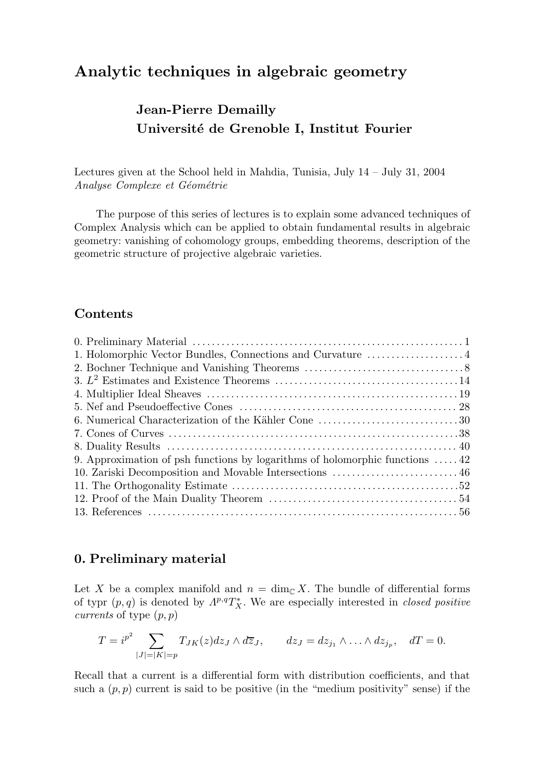# Analytic techniques in algebraic geometry

**Jean-Pierre Demailly**
**Université de Grenoble I, Institut Fourier**

Lectures given at the School held in Mahdia, Tunisia, July 14 – July 31, 2004
*Analyse Complexe et Géométrie*

The purpose of this series of lectures is to explain some advanced techniques of Complex Analysis which can be applied to obtain fundamental results in algebraic geometry: vanishing of cohomology groups, embedding theorems, description of the geometric structure of projective algebraic varieties.

## Contents

0. Preliminary Material .......... 1
1. Holomorphic Vector Bundles, Connections and Curvature .......... 4
2. Bochner Technique and Vanishing Theorems .......... 8
3. $L^2$ Estimates and Existence Theorems .......... 14
4. Multiplier Ideal Sheaves .......... 19
5. Nef and Pseudoeffective Cones .......... 28
6. Numerical Characterization of the Kähler Cone .......... 30
7. Cones of Curves .......... 38
8. Duality Results .......... 40
9. Approximation of psh functions by logarithms of holomorphic functions .......... 42
10. Zariski Decomposition and Movable Intersections .......... 46
11. The Orthogonality Estimate .......... 52
12. Proof of the Main Duality Theorem .......... 54
13. References .......... 56

## 0. Preliminary material

Let $X$ be a complex manifold and $n = \dim_{\mathbb{C}} X$. The bundle of differential forms of typr $(p, q)$ is denoted by $\Lambda^{p,q}T_X^*$. We are especially interested in *closed positive currents* of type $(p, p)$

$$T = i^{p^2} \sum_{|J|=|K|=p} T_{JK}(z) dz_J \wedge d\overline{z}_J, \qquad dz_J = dz_{j_1} \wedge \ldots \wedge dz_{j_p}, \quad dT = 0.$$

Recall that a current is a differential form with distribution coefficients, and that such a $(p, p)$ current is said to be positive (in the "medium positivity" sense) if the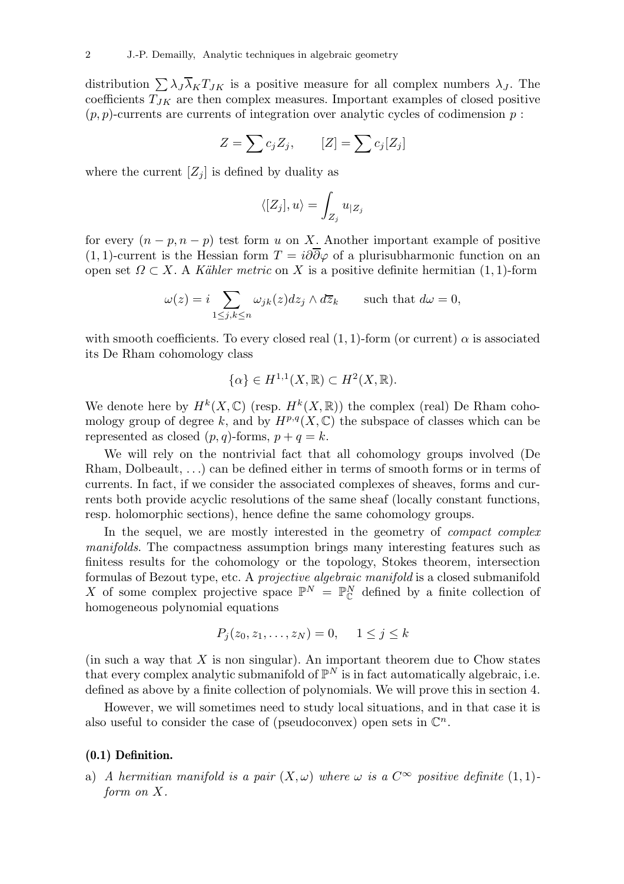distribution $\sum \lambda_J \overline{\lambda}_K T_{JK}$ is a positive measure for all complex numbers $\lambda_J$. The coefficients $T_{JK}$ are then complex measures. Important examples of closed positive $(p,p)$-currents are currents of integration over analytic cycles of codimension $p$ :

$$Z = \sum c_j Z_j, \qquad [Z] = \sum c_j [Z_j]$$

where the current $[Z_j]$ is defined by duality as

$$\langle [Z_j], u\rangle = \int_{Z_j} u_{|Z_j}$$

for every $(n-p, n-p)$ test form $u$ on $X$. Another important example of positive $(1,1)$-current is the Hessian form $T = i\partial\overline{\partial}\varphi$ of a plurisubharmonic function on an open set $\Omega \subset X$. A *Kähler metric* on $X$ is a positive definite hermitian $(1,1)$-form

$$\omega(z) = i \sum_{1\le j,k\le n} \omega_{jk}(z) dz_j \wedge d\overline{z}_k \qquad \text{such that } d\omega = 0,$$

with smooth coefficients. To every closed real $(1,1)$-form (or current) $\alpha$ is associated its De Rham cohomology class

$$\{\alpha\} \in H^{1,1}(X,\mathbb{R}) \subset H^2(X,\mathbb{R}).$$

We denote here by $H^k(X,\mathbb{C})$ (resp. $H^k(X,\mathbb{R})$) the complex (real) De Rham cohomology group of degree $k$, and by $H^{p,q}(X,\mathbb{C})$ the subspace of classes which can be represented as closed $(p,q)$-forms, $p+q=k$.

We will rely on the nontrivial fact that all cohomology groups involved (De Rham, Dolbeault, ...) can be defined either in terms of smooth forms or in terms of currents. In fact, if we consider the associated complexes of sheaves, forms and currents both provide acyclic resolutions of the same sheaf (locally constant functions, resp. holomorphic sections), hence define the same cohomology groups.

In the sequel, we are mostly interested in the geometry of *compact complex manifolds*. The compactness assumption brings many interesting features such as finitess results for the cohomology or the topology, Stokes theorem, intersection formulas of Bezout type, etc. A *projective algebraic manifold* is a closed submanifold $X$ of some complex projective space $\mathbb{P}^N = \mathbb{P}^N_{\mathbb{C}}$ defined by a finite collection of homogeneous polynomial equations

$$P_j(z_0, z_1, \ldots, z_N) = 0, \quad 1 \le j \le k$$

(in such a way that $X$ is non singular). An important theorem due to Chow states that every complex analytic submanifold of $\mathbb{P}^N$ is in fact automatically algebraic, i.e. defined as above by a finite collection of polynomials. We will prove this in section 4.

However, we will sometimes need to study local situations, and in that case it is also useful to consider the case of (pseudoconvex) open sets in $\mathbb{C}^n$.

**(0.1) Definition.**

a) *A hermitian manifold is a pair $(X,\omega)$ where $\omega$ is a $C^\infty$ positive definite $(1,1)$-form on $X$.*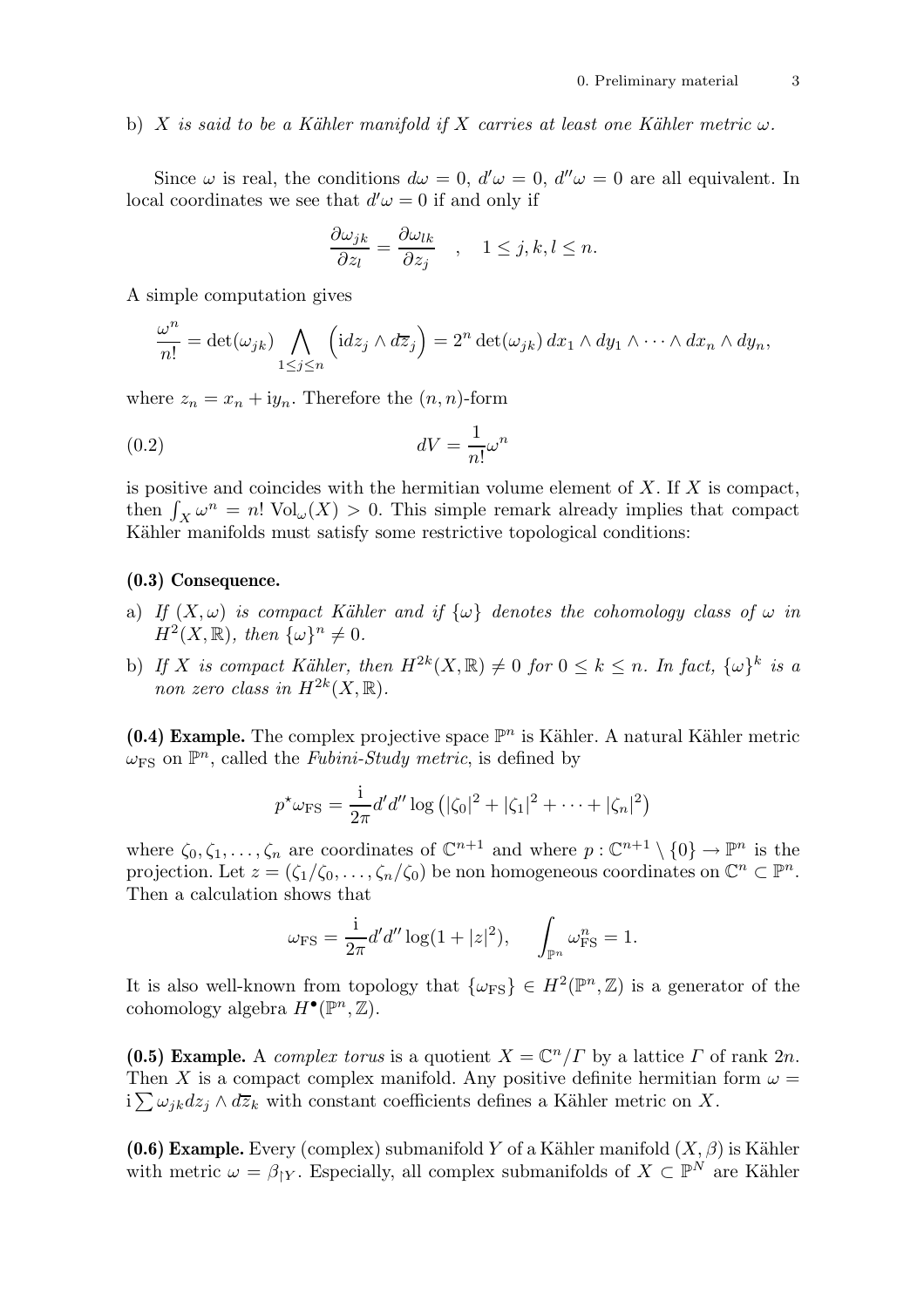b) *X is said to be a Kähler manifold if X carries at least one Kähler metric $\omega$.*

Since $\omega$ is real, the conditions $d\omega = 0$, $d'\omega = 0$, $d''\omega = 0$ are all equivalent. In local coordinates we see that $d'\omega = 0$ if and only if

$$\frac{\partial \omega_{jk}}{\partial z_l} = \frac{\partial \omega_{lk}}{\partial z_j} \quad , \quad 1 \le j, k, l \le n.$$

A simple computation gives

$$\frac{\omega^n}{n!} = \det(\omega_{jk}) \bigwedge_{1\le j\le n} \left(\mathrm{i}dz_j \wedge d\overline{z}_j\right) = 2^n \det(\omega_{jk})\, dx_1 \wedge dy_1 \wedge \cdots \wedge dx_n \wedge dy_n,$$

where $z_n = x_n + \mathrm{i}y_n$. Therefore the $(n,n)$-form

$$dV = \frac{1}{n!}\omega^n \tag{0.2}$$

is positive and coincides with the hermitian volume element of $X$. If $X$ is compact, then $\int_X \omega^n = n!\,\mathrm{Vol}_\omega(X) > 0$. This simple remark already implies that compact Kähler manifolds must satisfy some restrictive topological conditions:

**(0.3) Consequence.**

a) *If $(X,\omega)$ is compact Kähler and if $\{\omega\}$ denotes the cohomology class of $\omega$ in $H^2(X,\mathbb{R})$, then $\{\omega\}^n \neq 0$.*

b) *If $X$ is compact Kähler, then $H^{2k}(X,\mathbb{R}) \neq 0$ for $0 \le k \le n$. In fact, $\{\omega\}^k$ is a non zero class in $H^{2k}(X,\mathbb{R})$.*

**(0.4) Example.** The complex projective space $\mathbb{P}^n$ is Kähler. A natural Kähler metric $\omega_{\mathrm{FS}}$ on $\mathbb{P}^n$, called the *Fubini-Study metric*, is defined by

$$p^\star \omega_{\mathrm{FS}} = \frac{\mathrm{i}}{2\pi} d'd'' \log\left(|\zeta_0|^2 + |\zeta_1|^2 + \cdots + |\zeta_n|^2\right)$$

where $\zeta_0, \zeta_1, \ldots, \zeta_n$ are coordinates of $\mathbb{C}^{n+1}$ and where $p : \mathbb{C}^{n+1} \setminus \{0\} \to \mathbb{P}^n$ is the projection. Let $z = (\zeta_1/\zeta_0, \ldots, \zeta_n/\zeta_0)$ be non homogeneous coordinates on $\mathbb{C}^n \subset \mathbb{P}^n$. Then a calculation shows that

$$\omega_{\mathrm{FS}} = \frac{\mathrm{i}}{2\pi} d'd'' \log(1 + |z|^2), \qquad \int_{\mathbb{P}^n} \omega_{\mathrm{FS}}^n = 1.$$

It is also well-known from topology that $\{\omega_{\mathrm{FS}}\} \in H^2(\mathbb{P}^n, \mathbb{Z})$ is a generator of the cohomology algebra $H^\bullet(\mathbb{P}^n, \mathbb{Z})$.

**(0.5) Example.** A *complex torus* is a quotient $X = \mathbb{C}^n/\Gamma$ by a lattice $\Gamma$ of rank $2n$. Then $X$ is a compact complex manifold. Any positive definite hermitian form $\omega = \mathrm{i}\sum \omega_{jk} dz_j \wedge d\overline{z}_k$ with constant coefficients defines a Kähler metric on $X$.

**(0.6) Example.** Every (complex) submanifold $Y$ of a Kähler manifold $(X,\beta)$ is Kähler with metric $\omega = \beta_{\restriction Y}$. Especially, all complex submanifolds of $X \subset \mathbb{P}^N$ are Kähler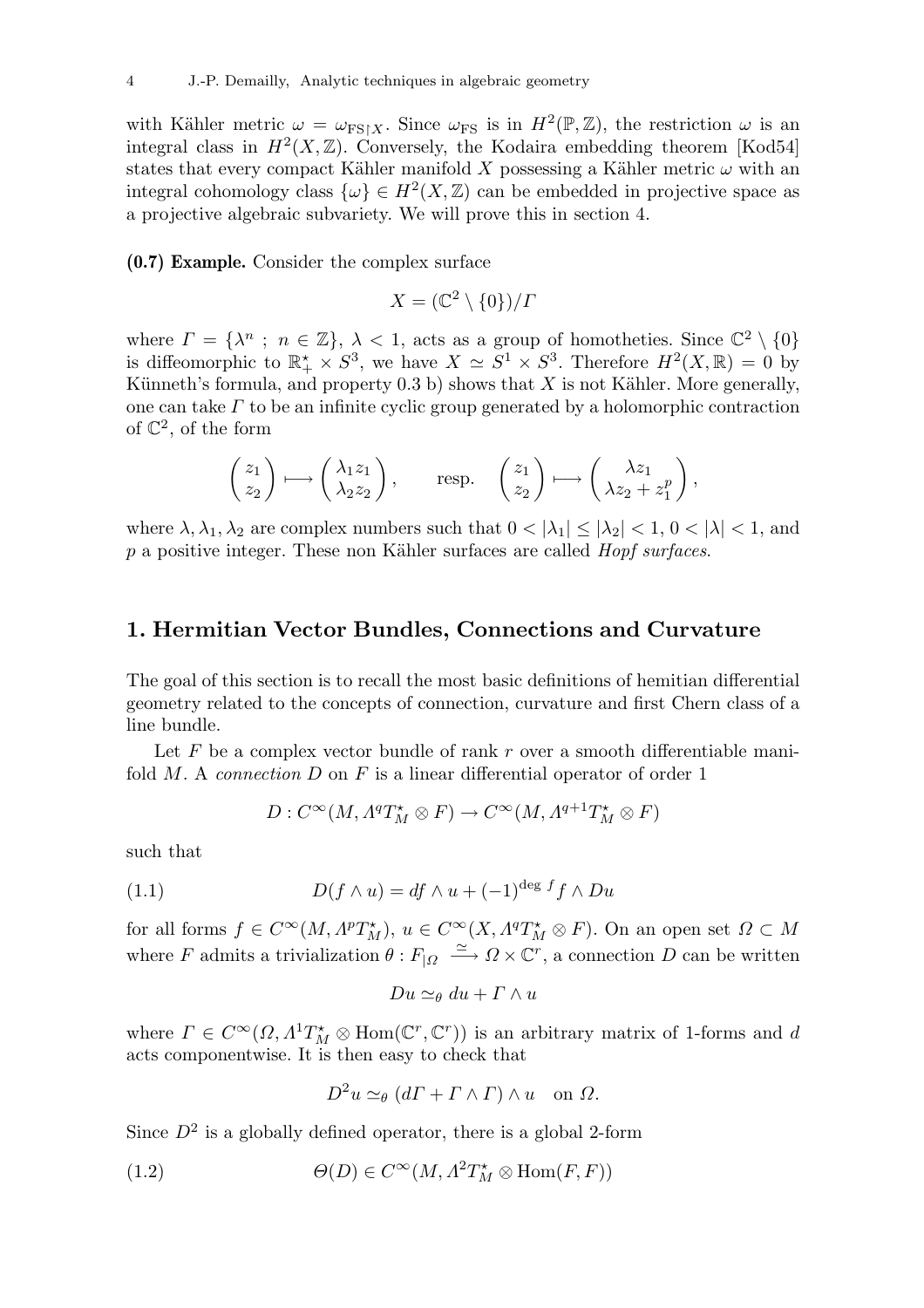with Kähler metric $\omega = \omega_{\rm FS\restriction X}$. Since $\omega_{\rm FS}$ is in $H^2(\mathbb{P}, \mathbb{Z})$, the restriction $\omega$ is an integral class in $H^2(X, \mathbb{Z})$. Conversely, the Kodaira embedding theorem [Kod54] states that every compact Kähler manifold $X$ possessing a Kähler metric $\omega$ with an integral cohomology class $\{\omega\} \in H^2(X, \mathbb{Z})$ can be embedded in projective space as a projective algebraic subvariety. We will prove this in section 4.

**(0.7) Example.** Consider the complex surface

$$X = (\mathbb{C}^2 \setminus \{0\})/\Gamma$$

where $\Gamma = \{\lambda^n \; ; \; n \in \mathbb{Z}\}$, $\lambda < 1$, acts as a group of homotheties. Since $\mathbb{C}^2 \setminus \{0\}$ is diffeomorphic to $\mathbb{R}_+^\star \times S^3$, we have $X \simeq S^1 \times S^3$. Therefore $H^2(X, \mathbb{R}) = 0$ by Künneth's formula, and property 0.3 b) shows that $X$ is not Kähler. More generally, one can take $\Gamma$ to be an infinite cyclic group generated by a holomorphic contraction of $\mathbb{C}^2$, of the form

$$\begin{pmatrix} z_1 \\ z_2 \end{pmatrix} \longmapsto \begin{pmatrix} \lambda_1 z_1 \\ \lambda_2 z_2 \end{pmatrix}, \qquad \text{resp.} \quad \begin{pmatrix} z_1 \\ z_2 \end{pmatrix} \longmapsto \begin{pmatrix} \lambda z_1 \\ \lambda z_2 + z_1^p \end{pmatrix},$$

where $\lambda, \lambda_1, \lambda_2$ are complex numbers such that $0 < |\lambda_1| \le |\lambda_2| < 1$, $0 < |\lambda| < 1$, and $p$ a positive integer. These non Kähler surfaces are called *Hopf surfaces*.

## 1. Hermitian Vector Bundles, Connections and Curvature

The goal of this section is to recall the most basic definitions of hemitian differential geometry related to the concepts of connection, curvature and first Chern class of a line bundle.

Let $F$ be a complex vector bundle of rank $r$ over a smooth differentiable manifold $M$. A *connection* $D$ on $F$ is a linear differential operator of order 1

$$D : C^\infty(M, \Lambda^q T_M^\star \otimes F) \to C^\infty(M, \Lambda^{q+1} T_M^\star \otimes F)$$

such that

$$D(f \wedge u) = df \wedge u + (-1)^{\deg f} f \wedge Du \tag{1.1}$$

for all forms $f \in C^\infty(M, \Lambda^p T_M^\star)$, $u \in C^\infty(X, \Lambda^q T_M^\star \otimes F)$. On an open set $\Omega \subset M$ where $F$ admits a trivialization $\theta : F_{|\Omega} \xrightarrow{\simeq} \Omega \times \mathbb{C}^r$, a connection $D$ can be written

$$Du \simeq_\theta du + \Gamma \wedge u$$

where $\Gamma \in C^\infty(\Omega, \Lambda^1 T_M^\star \otimes \mathrm{Hom}(\mathbb{C}^r, \mathbb{C}^r))$ is an arbitrary matrix of 1-forms and $d$ acts componentwise. It is then easy to check that

$$D^2 u \simeq_\theta (d\Gamma + \Gamma \wedge \Gamma) \wedge u \quad \text{on } \Omega.$$

Since $D^2$ is a globally defined operator, there is a global 2-form

$$\Theta(D) \in C^\infty(M, \Lambda^2 T_M^\star \otimes \mathrm{Hom}(F, F)) \tag{1.2}$$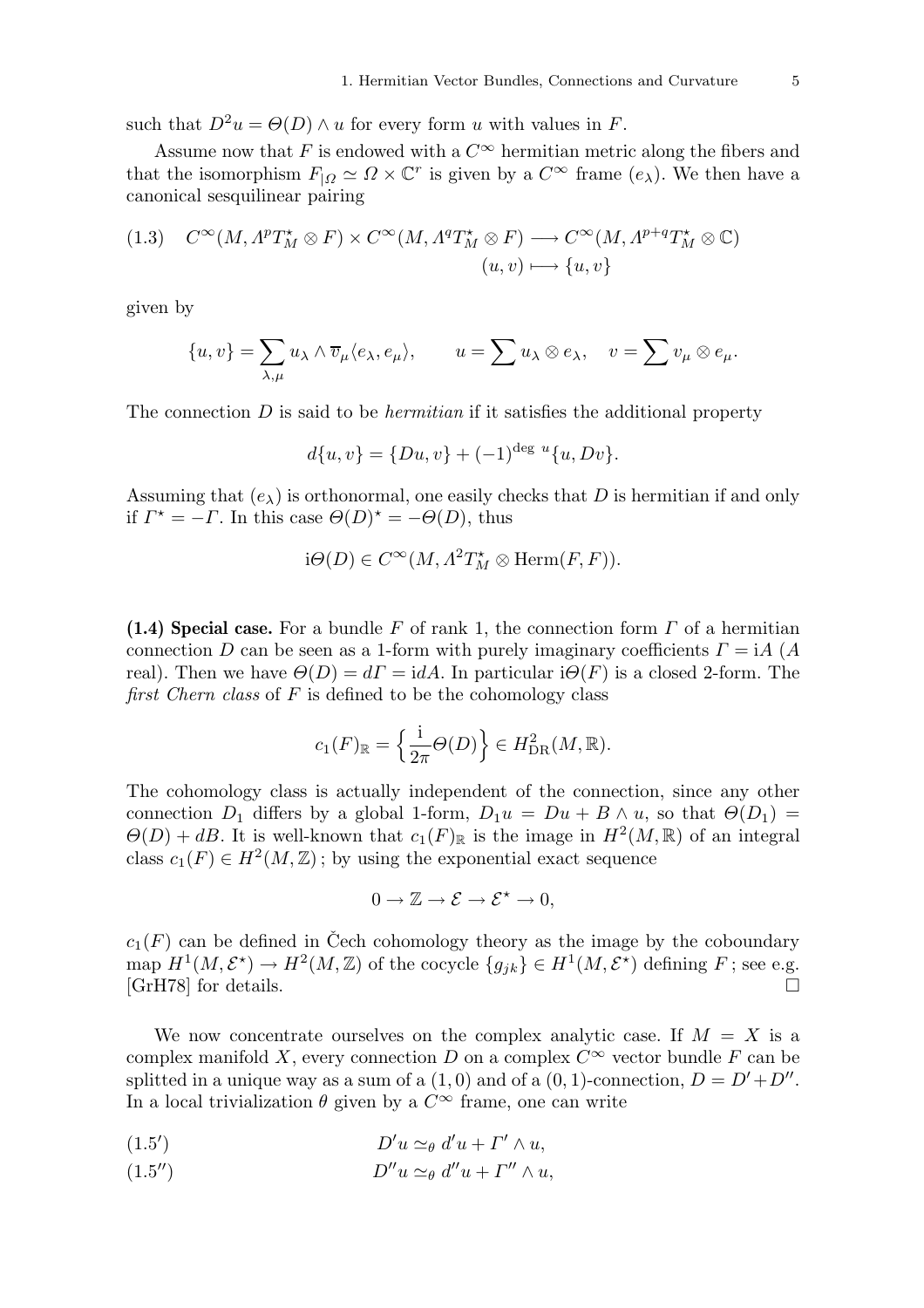such that $D^2 u = \Theta(D) \wedge u$ for every form $u$ with values in $F$.

Assume now that $F$ is endowed with a $C^\infty$ hermitian metric along the fibers and that the isomorphism $F_{|\Omega} \simeq \Omega \times \mathbb{C}^r$ is given by a $C^\infty$ frame $(e_\lambda)$. We then have a canonical sesquilinear pairing

$$
\begin{aligned}
(1.3) \quad C^\infty(M, \Lambda^p T^\star_M \otimes F) \times C^\infty(M, \Lambda^q T^\star_M \otimes F) &\longrightarrow C^\infty(M, \Lambda^{p+q} T^\star_M \otimes \mathbb{C}) \\
(u, v) &\longmapsto \{u, v\}
\end{aligned}
$$

given by

$$
\{u, v\} = \sum_{\lambda, \mu} u_\lambda \wedge \overline{v}_\mu \langle e_\lambda, e_\mu \rangle, \qquad u = \sum u_\lambda \otimes e_\lambda, \quad v = \sum v_\mu \otimes e_\mu.
$$

The connection $D$ is said to be *hermitian* if it satisfies the additional property

$$
d\{u, v\} = \{Du, v\} + (-1)^{\deg u} \{u, Dv\}.
$$

Assuming that $(e_\lambda)$ is orthonormal, one easily checks that $D$ is hermitian if and only if $\Gamma^\star = -\Gamma$. In this case $\Theta(D)^\star = -\Theta(D)$, thus

$$
\mathrm{i}\Theta(D) \in C^\infty(M, \Lambda^2 T^\star_M \otimes \mathrm{Herm}(F, F)).
$$

**(1.4) Special case.** For a bundle $F$ of rank 1, the connection form $\Gamma$ of a hermitian connection $D$ can be seen as a 1-form with purely imaginary coefficients $\Gamma = \mathrm{i}A$ ($A$ real). Then we have $\Theta(D) = d\Gamma = \mathrm{i}dA$. In particular $\mathrm{i}\Theta(F)$ is a closed 2-form. The *first Chern class* of $F$ is defined to be the cohomology class

$$
c_1(F)_\mathbb{R} = \Big\{ \frac{\mathrm{i}}{2\pi} \Theta(D) \Big\} \in H^2_{\mathrm{DR}}(M, \mathbb{R}).
$$

The cohomology class is actually independent of the connection, since any other connection $D_1$ differs by a global 1-form, $D_1 u = Du + B \wedge u$, so that $\Theta(D_1) = \Theta(D) + dB$. It is well-known that $c_1(F)_\mathbb{R}$ is the image in $H^2(M, \mathbb{R})$ of an integral class $c_1(F) \in H^2(M, \mathbb{Z})$ ; by using the exponential exact sequence

$$
0 \to \mathbb{Z} \to \mathcal{E} \to \mathcal{E}^\star \to 0,
$$

$c_1(F)$ can be defined in Čech cohomology theory as the image by the coboundary map $H^1(M, \mathcal{E}^\star) \to H^2(M, \mathbb{Z})$ of the cocycle $\{g_{jk}\} \in H^1(M, \mathcal{E}^\star)$ defining $F$ ; see e.g. [GrH78] for details. □

We now concentrate ourselves on the complex analytic case. If $M = X$ is a complex manifold $X$, every connection $D$ on a complex $C^\infty$ vector bundle $F$ can be splitted in a unique way as a sum of a $(1,0)$ and of a $(0,1)$-connection, $D = D' + D''$. In a local trivialization $\theta$ given by a $C^\infty$ frame, one can write

$$
(1.5') \qquad D'u \simeq_\theta d'u + \Gamma' \wedge u,
$$

$$
(1.5'') \qquad D''u \simeq_\theta d''u + \Gamma'' \wedge u,
$$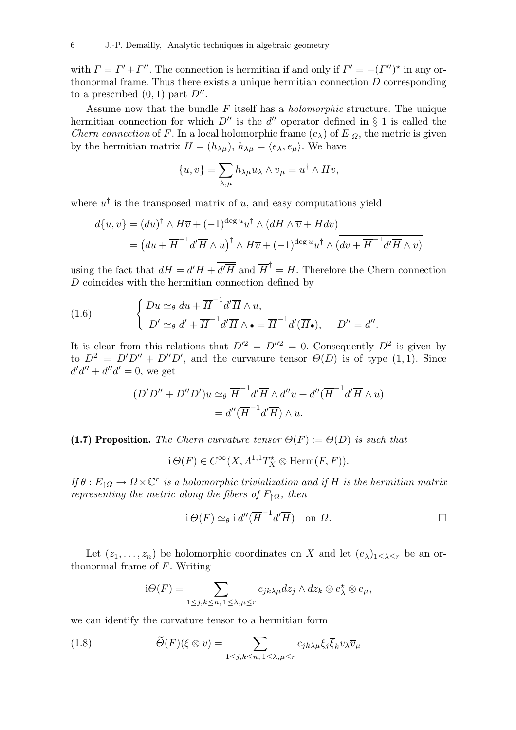with $\Gamma = \Gamma' + \Gamma''$. The connection is hermitian if and only if $\Gamma' = -(\Gamma'')^\star$ in any orthonormal frame. Thus there exists a unique hermitian connection $D$ corresponding to a prescribed $(0,1)$ part $D''$.

Assume now that the bundle $F$ itself has a *holomorphic* structure. The unique hermitian connection for which $D''$ is the $d''$ operator defined in § 1 is called the *Chern connection* of $F$. In a local holomorphic frame $(e_\lambda)$ of $E_{|\Omega}$, the metric is given by the hermitian matrix $H = (h_{\lambda\mu})$, $h_{\lambda\mu} = \langle e_\lambda, e_\mu\rangle$. We have

$$\{u, v\} = \sum_{\lambda,\mu} h_{\lambda\mu} u_\lambda \wedge \overline{v}_\mu = u^\dagger \wedge H\overline{v},$$

where $u^\dagger$ is the transposed matrix of $u$, and easy computations yield

$$\begin{aligned} d\{u,v\} &= (du)^\dagger \wedge H\overline{v} + (-1)^{\deg u} u^\dagger \wedge (dH \wedge \overline{v} + H\overline{dv}) \\ &= \big(du + \overline{H}^{-1} d'\overline{H} \wedge u\big)^\dagger \wedge H\overline{v} + (-1)^{\deg u} u^\dagger \wedge \overline{(dv + \overline{H}^{-1} d'\overline{H} \wedge v)} \end{aligned}$$

using the fact that $dH = d'H + \overline{d'\overline{H}}$ and $\overline{H}^\dagger = H$. Therefore the Chern connection $D$ coincides with the hermitian connection defined by

$$\text{(1.6)} \qquad \begin{cases} Du \simeq_\theta du + \overline{H}^{-1} d'\overline{H} \wedge u, \\ D' \simeq_\theta d' + \overline{H}^{-1} d'\overline{H} \wedge \bullet = \overline{H}^{-1} d'(\overline{H}\bullet), \qquad D'' = d''. \end{cases}$$

It is clear from this relations that $D'^2 = D''^2 = 0$. Consequently $D^2$ is given by to $D^2 = D'D'' + D''D'$, and the curvature tensor $\Theta(D)$ is of type $(1,1)$. Since $d'd'' + d''d' = 0$, we get

$$\begin{aligned} (D'D'' + D''D')u &\simeq_\theta \overline{H}^{-1} d'\overline{H} \wedge d''u + d''(\overline{H}^{-1} d'\overline{H} \wedge u) \\ &= d''(\overline{H}^{-1} d'\overline{H}) \wedge u. \end{aligned}$$

**(1.7) Proposition.** *The Chern curvature tensor $\Theta(F) := \Theta(D)$ is such that*

$$\mathrm{i}\,\Theta(F) \in C^\infty(X, \Lambda^{1,1}T_X^\star \otimes \mathrm{Herm}(F,F)).$$

*If $\theta : E_{\restriction\Omega} \to \Omega \times \mathbb{C}^r$ is a holomorphic trivialization and if $H$ is the hermitian matrix representing the metric along the fibers of $F_{\restriction\Omega}$, then*

$$\mathrm{i}\,\Theta(F) \simeq_\theta \mathrm{i}\, d''(\overline{H}^{-1} d'\overline{H}) \quad \text{on } \Omega. \qquad \square$$

Let $(z_1, \ldots, z_n)$ be holomorphic coordinates on $X$ and let $(e_\lambda)_{1\le\lambda\le r}$ be an orthonormal frame of $F$. Writing

$$\mathrm{i}\Theta(F) = \sum_{1\le j,k\le n,\, 1\le\lambda,\mu\le r} c_{jk\lambda\mu} dz_j \wedge dz_k \otimes e_\lambda^\star \otimes e_\mu,$$

we can identify the curvature tensor to a hermitian form

$$\text{(1.8)} \qquad \widetilde{\Theta}(F)(\xi \otimes v) = \sum_{1\le j,k\le n,\, 1\le\lambda,\mu\le r} c_{jk\lambda\mu} \xi_j \overline{\xi}_k v_\lambda \overline{v}_\mu$$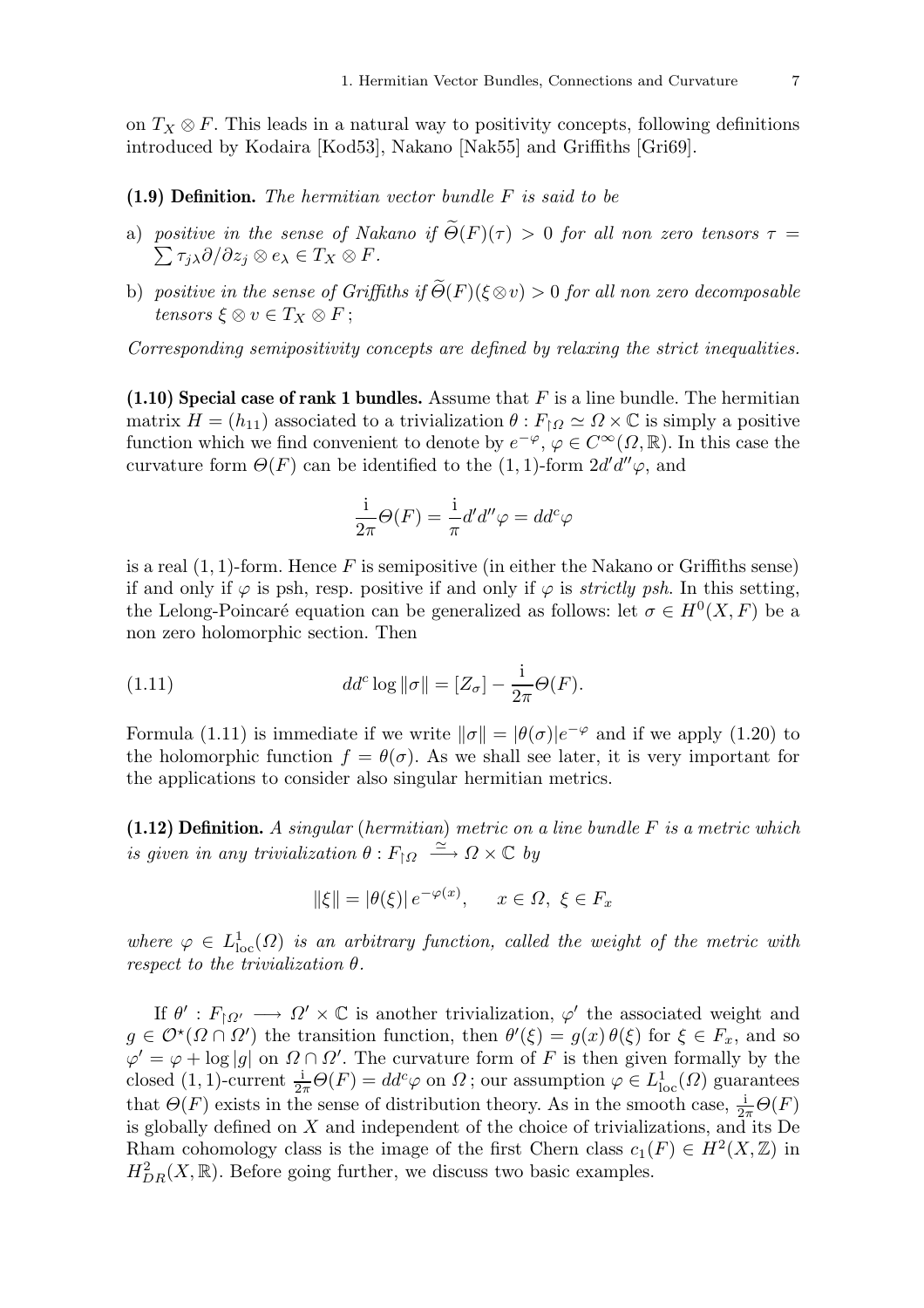on $T_X \otimes F$. This leads in a natural way to positivity concepts, following definitions introduced by Kodaira [Kod53], Nakano [Nak55] and Griffiths [Gri69].

**(1.9) Definition.** *The hermitian vector bundle $F$ is said to be*

a) *positive in the sense of Nakano if $\widetilde{\Theta}(F)(\tau) > 0$ for all non zero tensors $\tau = \sum \tau_{j\lambda} \partial/\partial z_j \otimes e_\lambda \in T_X \otimes F$.*

b) *positive in the sense of Griffiths if $\widetilde{\Theta}(F)(\xi \otimes v) > 0$ for all non zero decomposable tensors $\xi \otimes v \in T_X \otimes F$;*

*Corresponding semipositivity concepts are defined by relaxing the strict inequalities.*

**(1.10) Special case of rank 1 bundles.** Assume that $F$ is a line bundle. The hermitian matrix $H = (h_{11})$ associated to a trivialization $\theta : F_{\restriction \Omega} \simeq \Omega \times \mathbb{C}$ is simply a positive function which we find convenient to denote by $e^{-\varphi}$, $\varphi \in C^\infty(\Omega, \mathbb{R})$. In this case the curvature form $\Theta(F)$ can be identified to the $(1,1)$-form $2d'd''\varphi$, and

$$\frac{\mathrm{i}}{2\pi}\Theta(F) = \frac{\mathrm{i}}{\pi} d'd''\varphi = dd^c\varphi$$

is a real $(1,1)$-form. Hence $F$ is semipositive (in either the Nakano or Griffiths sense) if and only if $\varphi$ is psh, resp. positive if and only if $\varphi$ is *strictly psh*. In this setting, the Lelong-Poincaré equation can be generalized as follows: let $\sigma \in H^0(X, F)$ be a non zero holomorphic section. Then

$$dd^c \log \|\sigma\| = [Z_\sigma] - \frac{\mathrm{i}}{2\pi}\Theta(F). \tag{1.11}$$

Formula (1.11) is immediate if we write $\|\sigma\| = |\theta(\sigma)| e^{-\varphi}$ and if we apply (1.20) to the holomorphic function $f = \theta(\sigma)$. As we shall see later, it is very important for the applications to consider also singular hermitian metrics.

**(1.12) Definition.** *A singular (hermitian) metric on a line bundle $F$ is a metric which is given in any trivialization $\theta : F_{\restriction \Omega} \xrightarrow{\simeq} \Omega \times \mathbb{C}$ by*

$$\|\xi\| = |\theta(\xi)|\, e^{-\varphi(x)}, \qquad x \in \Omega,\ \xi \in F_x$$

*where $\varphi \in L^1_{\mathrm{loc}}(\Omega)$ is an arbitrary function, called the weight of the metric with respect to the trivialization $\theta$.*

If $\theta' : F_{\restriction \Omega'} \longrightarrow \Omega' \times \mathbb{C}$ is another trivialization, $\varphi'$ the associated weight and $g \in \mathcal{O}^\star(\Omega \cap \Omega')$ the transition function, then $\theta'(\xi) = g(x)\,\theta(\xi)$ for $\xi \in F_x$, and so $\varphi' = \varphi + \log|g|$ on $\Omega \cap \Omega'$. The curvature form of $F$ is then given formally by the closed $(1,1)$-current $\frac{\mathrm{i}}{2\pi}\Theta(F) = dd^c\varphi$ on $\Omega$; our assumption $\varphi \in L^1_{\mathrm{loc}}(\Omega)$ guarantees that $\Theta(F)$ exists in the sense of distribution theory. As in the smooth case, $\frac{\mathrm{i}}{2\pi}\Theta(F)$ is globally defined on $X$ and independent of the choice of trivializations, and its De Rham cohomology class is the image of the first Chern class $c_1(F) \in H^2(X, \mathbb{Z})$ in $H^2_{DR}(X, \mathbb{R})$. Before going further, we discuss two basic examples.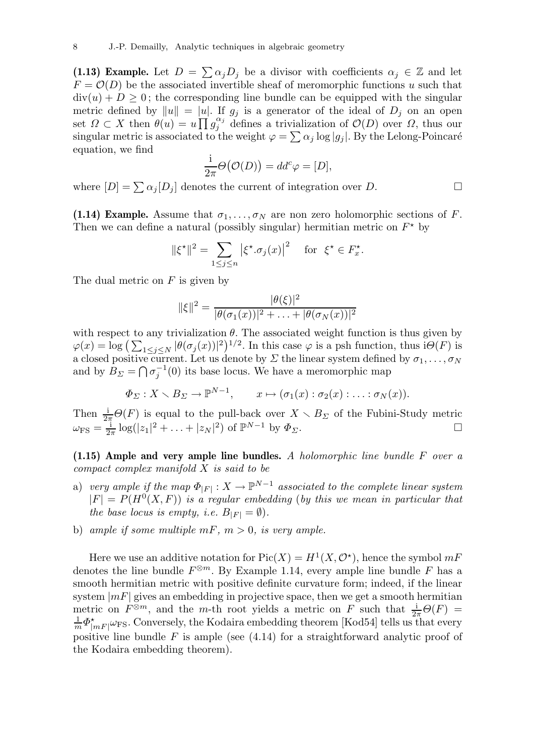**(1.13) Example.** Let $D = \sum \alpha_j D_j$ be a divisor with coefficients $\alpha_j \in \mathbb{Z}$ and let $F = \mathcal{O}(D)$ be the associated invertible sheaf of meromorphic functions $u$ such that $\mathrm{div}(u) + D \geq 0$ ; the corresponding line bundle can be equipped with the singular metric defined by $\|u\| = |u|$. If $g_j$ is a generator of the ideal of $D_j$ on an open set $\Omega \subset X$ then $\theta(u) = u \prod g_j^{\alpha_j}$ defines a trivialization of $\mathcal{O}(D)$ over $\Omega$, thus our singular metric is associated to the weight $\varphi = \sum \alpha_j \log |g_j|$. By the Lelong-Poincaré equation, we find

$$\frac{\mathrm{i}}{2\pi}\Theta\big(\mathcal{O}(D)\big) = dd^c\varphi = [D],$$

where $[D] = \sum \alpha_j [D_j]$ denotes the current of integration over $D$. □

**(1.14) Example.** Assume that $\sigma_1, \ldots, \sigma_N$ are non zero holomorphic sections of $F$. Then we can define a natural (possibly singular) hermitian metric on $F^\star$ by

$$\|\xi^\star\|^2 = \sum_{1 \leq j \leq n} \big|\xi^\star.\sigma_j(x)\big|^2 \quad \text{for } \ \xi^\star \in F_x^\star.$$

The dual metric on $F$ is given by

$$\|\xi\|^2 = \frac{|\theta(\xi)|^2}{|\theta(\sigma_1(x))|^2 + \ldots + |\theta(\sigma_N(x))|^2}$$

with respect to any trivialization $\theta$. The associated weight function is thus given by $\varphi(x) = \log\big(\sum_{1 \leq j \leq N} |\theta(\sigma_j(x))|^2\big)^{1/2}$. In this case $\varphi$ is a psh function, thus $\mathrm{i}\Theta(F)$ is a closed positive current. Let us denote by $\Sigma$ the linear system defined by $\sigma_1, \ldots, \sigma_N$ and by $B_\Sigma = \bigcap \sigma_j^{-1}(0)$ its base locus. We have a meromorphic map

$$\Phi_\Sigma : X \smallsetminus B_\Sigma \to \mathbb{P}^{N-1}, \qquad x \mapsto (\sigma_1(x) : \sigma_2(x) : \ldots : \sigma_N(x)).$$

Then $\frac{\mathrm{i}}{2\pi}\Theta(F)$ is equal to the pull-back over $X \smallsetminus B_\Sigma$ of the Fubini-Study metric $\omega_{\mathrm{FS}} = \frac{\mathrm{i}}{2\pi} \log(|z_1|^2 + \ldots + |z_N|^2)$ of $\mathbb{P}^{N-1}$ by $\Phi_\Sigma$. □

**(1.15) Ample and very ample line bundles.** *A holomorphic line bundle $F$ over a compact complex manifold $X$ is said to be*

a) *very ample if the map $\Phi_{|F|} : X \to \mathbb{P}^{N-1}$ associated to the complete linear system $|F| = P(H^0(X, F))$ is a regular embedding (by this we mean in particular that the base locus is empty, i.e. $B_{|F|} = \emptyset$).*

b) *ample if some multiple $mF$, $m > 0$, is very ample.*

Here we use an additive notation for $\mathrm{Pic}(X) = H^1(X, \mathcal{O}^\star)$, hence the symbol $mF$ denotes the line bundle $F^{\otimes m}$. By Example 1.14, every ample line bundle $F$ has a smooth hermitian metric with positive definite curvature form; indeed, if the linear system $|mF|$ gives an embedding in projective space, then we get a smooth hermitian metric on $F^{\otimes m}$, and the $m$-th root yields a metric on $F$ such that $\frac{\mathrm{i}}{2\pi}\Theta(F) = \frac{1}{m}\Phi_{|mF|}^\star \omega_{\mathrm{FS}}$. Conversely, the Kodaira embedding theorem [Kod54] tells us that every positive line bundle $F$ is ample (see (4.14) for a straightforward analytic proof of the Kodaira embedding theorem).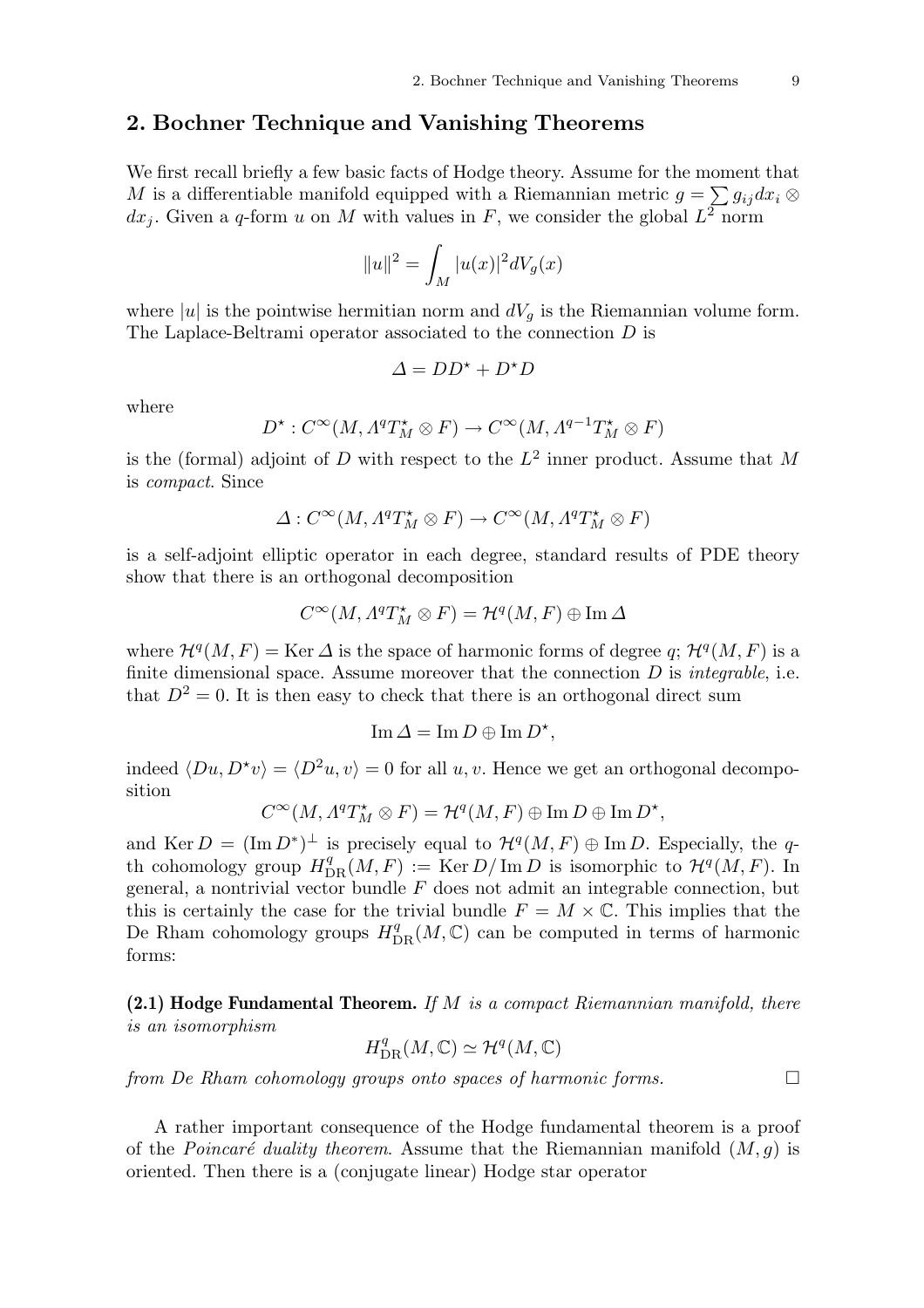## 2. Bochner Technique and Vanishing Theorems

We first recall briefly a few basic facts of Hodge theory. Assume for the moment that $M$ is a differentiable manifold equipped with a Riemannian metric $g = \sum g_{ij} dx_i \otimes dx_j$. Given a $q$-form $u$ on $M$ with values in $F$, we consider the global $L^2$ norm

$$\|u\|^2 = \int_M |u(x)|^2 dV_g(x)$$

where $|u|$ is the pointwise hermitian norm and $dV_g$ is the Riemannian volume form. The Laplace-Beltrami operator associated to the connection $D$ is

$$\Delta = DD^\star + D^\star D$$

where

$$D^\star : C^\infty(M, \Lambda^q T^\star_M \otimes F) \to C^\infty(M, \Lambda^{q-1} T^\star_M \otimes F)$$

is the (formal) adjoint of $D$ with respect to the $L^2$ inner product. Assume that $M$ is *compact*. Since

$$\Delta : C^\infty(M, \Lambda^q T^\star_M \otimes F) \to C^\infty(M, \Lambda^q T^\star_M \otimes F)$$

is a self-adjoint elliptic operator in each degree, standard results of PDE theory show that there is an orthogonal decomposition

$$C^\infty(M, \Lambda^q T^\star_M \otimes F) = \mathcal{H}^q(M, F) \oplus \operatorname{Im} \Delta$$

where $\mathcal{H}^q(M, F) = \operatorname{Ker} \Delta$ is the space of harmonic forms of degree $q$; $\mathcal{H}^q(M, F)$ is a finite dimensional space. Assume moreover that the connection $D$ is *integrable*, i.e. that $D^2 = 0$. It is then easy to check that there is an orthogonal direct sum

$$\operatorname{Im} \Delta = \operatorname{Im} D \oplus \operatorname{Im} D^\star,$$

indeed $\langle Du, D^\star v \rangle = \langle D^2 u, v \rangle = 0$ for all $u, v$. Hence we get an orthogonal decomposition

$$C^\infty(M, \Lambda^q T^\star_M \otimes F) = \mathcal{H}^q(M, F) \oplus \operatorname{Im} D \oplus \operatorname{Im} D^\star,$$

and $\operatorname{Ker} D = (\operatorname{Im} D^*)^\perp$ is precisely equal to $\mathcal{H}^q(M, F) \oplus \operatorname{Im} D$. Especially, the $q$-th cohomology group $H^q_{\mathrm{DR}}(M, F) := \operatorname{Ker} D / \operatorname{Im} D$ is isomorphic to $\mathcal{H}^q(M, F)$. In general, a nontrivial vector bundle $F$ does not admit an integrable connection, but this is certainly the case for the trivial bundle $F = M \times \mathbb{C}$. This implies that the De Rham cohomology groups $H^q_{\mathrm{DR}}(M, \mathbb{C})$ can be computed in terms of harmonic forms:

**(2.1) Hodge Fundamental Theorem.** *If $M$ is a compact Riemannian manifold, there is an isomorphism*

$$H^q_{\mathrm{DR}}(M, \mathbb{C}) \simeq \mathcal{H}^q(M, \mathbb{C})$$

*from De Rham cohomology groups onto spaces of harmonic forms.* □

A rather important consequence of the Hodge fundamental theorem is a proof of the *Poincaré duality theorem*. Assume that the Riemannian manifold $(M, g)$ is oriented. Then there is a (conjugate linear) Hodge star operator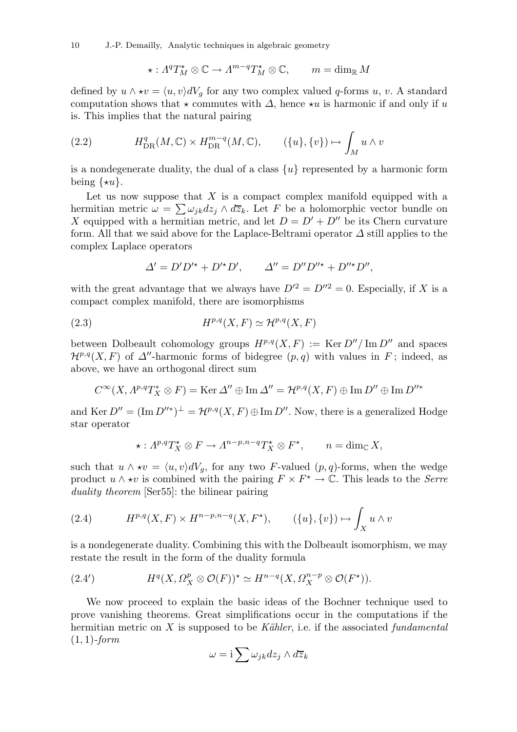$$\star : \Lambda^q T_M^\star \otimes \mathbb{C} \to \Lambda^{m-q} T_M^\star \otimes \mathbb{C}, \qquad m = \dim_{\mathbb{R}} M$$

defined by $u \wedge \star v = \langle u, v\rangle dV_g$ for any two complex valued $q$-forms $u$, $v$. A standard computation shows that $\star$ commutes with $\Delta$, hence $\star u$ is harmonic if and only if $u$ is. This implies that the natural pairing

$$(2.2) \qquad H^q_{\rm DR}(M, \mathbb{C}) \times H^{m-q}_{\rm DR}(M, \mathbb{C}), \qquad (\{u\}, \{v\}) \mapsto \int_M u \wedge v$$

is a nondegenerate duality, the dual of a class $\{u\}$ represented by a harmonic form being $\{\star u\}$.

Let us now suppose that $X$ is a compact complex manifold equipped with a hermitian metric $\omega = \sum \omega_{jk} dz_j \wedge d\overline{z}_k$. Let $F$ be a holomorphic vector bundle on $X$ equipped with a hermitian metric, and let $D = D' + D''$ be its Chern curvature form. All that we said above for the Laplace-Beltrami operator $\Delta$ still applies to the complex Laplace operators

$$\Delta' = D'D'^\star + D'^\star D', \qquad \Delta'' = D''D''^\star + D''^\star D'',$$

with the great advantage that we always have $D'^2 = D''^2 = 0$. Especially, if $X$ is a compact complex manifold, there are isomorphisms

$$(2.3) \qquad H^{p,q}(X, F) \simeq \mathcal{H}^{p,q}(X, F)$$

between Dolbeault cohomology groups $H^{p,q}(X, F) := \operatorname{Ker} D'' / \operatorname{Im} D''$ and spaces $\mathcal{H}^{p,q}(X, F)$ of $\Delta''$-harmonic forms of bidegree $(p, q)$ with values in $F$; indeed, as above, we have an orthogonal direct sum

$$C^\infty(X, \Lambda^{p,q} T_X^* \otimes F) = \operatorname{Ker} \Delta'' \oplus \operatorname{Im} \Delta'' = \mathcal{H}^{p,q}(X, F) \oplus \operatorname{Im} D'' \oplus \operatorname{Im} D''^*$$

and $\operatorname{Ker} D'' = (\operatorname{Im} D''^*)^\perp = \mathcal{H}^{p,q}(X, F) \oplus \operatorname{Im} D''$. Now, there is a generalized Hodge star operator

$$\star : \Lambda^{p,q} T_X^\star \otimes F \to \Lambda^{n-p,n-q} T_X^\star \otimes F^\star, \qquad n = \dim_{\mathbb{C}} X,$$

such that $u \wedge \star v = \langle u, v\rangle dV_g$, for any two $F$-valued $(p, q)$-forms, when the wedge product $u \wedge \star v$ is combined with the pairing $F \times F^\star \to \mathbb{C}$. This leads to the *Serre duality theorem* [Ser55]: the bilinear pairing

$$(2.4) \qquad H^{p,q}(X, F) \times H^{n-p,n-q}(X, F^\star), \qquad (\{u\}, \{v\}) \mapsto \int_X u \wedge v$$

is a nondegenerate duality. Combining this with the Dolbeault isomorphism, we may restate the result in the form of the duality formula

$$(2.4') \qquad H^q(X, \Omega_X^p \otimes \mathcal{O}(F))^\star \simeq H^{n-q}(X, \Omega_X^{n-p} \otimes \mathcal{O}(F^\star)).$$

We now proceed to explain the basic ideas of the Bochner technique used to prove vanishing theorems. Great simplifications occur in the computations if the hermitian metric on $X$ is supposed to be *Kähler*, i.e. if the associated *fundamental* $(1, 1)$*-form*

$$\omega = \mathrm{i} \sum \omega_{jk} dz_j \wedge d\overline{z}_k$$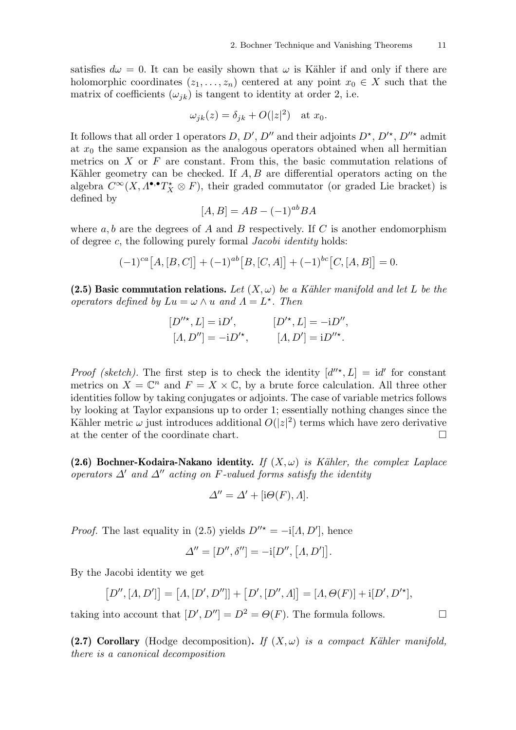satisfies $d\omega = 0$. It can be easily shown that $\omega$ is Kähler if and only if there are holomorphic coordinates $(z_1, \ldots, z_n)$ centered at any point $x_0 \in X$ such that the matrix of coefficients $(\omega_{jk})$ is tangent to identity at order 2, i.e.

$$\omega_{jk}(z) = \delta_{jk} + O(|z|^2) \quad \text{at } x_0.$$

It follows that all order 1 operators $D$, $D'$, $D''$ and their adjoints $D^\star$, $D'^\star$, $D''^\star$ admit at $x_0$ the same expansion as the analogous operators obtained when all hermitian metrics on $X$ or $F$ are constant. From this, the basic commutation relations of Kähler geometry can be checked. If $A, B$ are differential operators acting on the algebra $C^\infty(X, \Lambda^{\bullet,\bullet}T_X^\star \otimes F)$, their graded commutator (or graded Lie bracket) is defined by

$$[A, B] = AB - (-1)^{ab}BA$$

where $a, b$ are the degrees of $A$ and $B$ respectively. If $C$ is another endomorphism of degree $c$, the following purely formal *Jacobi identity* holds:

$$(-1)^{ca}\big[A, [B, C]\big] + (-1)^{ab}\big[B, [C, A]\big] + (-1)^{bc}\big[C, [A, B]\big] = 0.$$

**(2.5) Basic commutation relations.** *Let $(X, \omega)$ be a Kähler manifold and let $L$ be the operators defined by $Lu = \omega \wedge u$ and $\Lambda = L^\star$. Then*

$$[D''^\star, L] = \mathrm{i}D', \qquad [D'^\star, L] = -\mathrm{i}D'',$$
$$[\Lambda, D''] = -\mathrm{i}D'^\star, \qquad [\Lambda, D'] = \mathrm{i}D''^\star.$$

*Proof (sketch).* The first step is to check the identity $[d''^\star, L] = \mathrm{i}d'$ for constant metrics on $X = \mathbb{C}^n$ and $F = X \times \mathbb{C}$, by a brute force calculation. All three other identities follow by taking conjugates or adjoints. The case of variable metrics follows by looking at Taylor expansions up to order 1; essentially nothing changes since the Kähler metric $\omega$ just introduces additional $O(|z|^2)$ terms which have zero derivative at the center of the coordinate chart. □

**(2.6) Bochner-Kodaira-Nakano identity.** *If $(X, \omega)$ is Kähler, the complex Laplace operators $\Delta'$ and $\Delta''$ acting on $F$-valued forms satisfy the identity*

$$\Delta'' = \Delta' + [\mathrm{i}\Theta(F), \Lambda].$$

*Proof.* The last equality in (2.5) yields $D''^\star = -\mathrm{i}[\Lambda, D']$, hence

$$\Delta'' = [D'', \delta''] = -\mathrm{i}[D'', \big[\Lambda, D'\big]\big].$$

By the Jacobi identity we get

$$\big[D'', [\Lambda, D']\big] = \big[\Lambda, [D', D'']\big] + \big[D', [D'', \Lambda]\big] = [\Lambda, \Theta(F)] + \mathrm{i}[D', D'^\star],$$

taking into account that $[D', D''] = D^2 = \Theta(F)$. The formula follows. □

**(2.7) Corollary** (Hodge decomposition)**.** *If $(X, \omega)$ is a compact Kähler manifold, there is a canonical decomposition*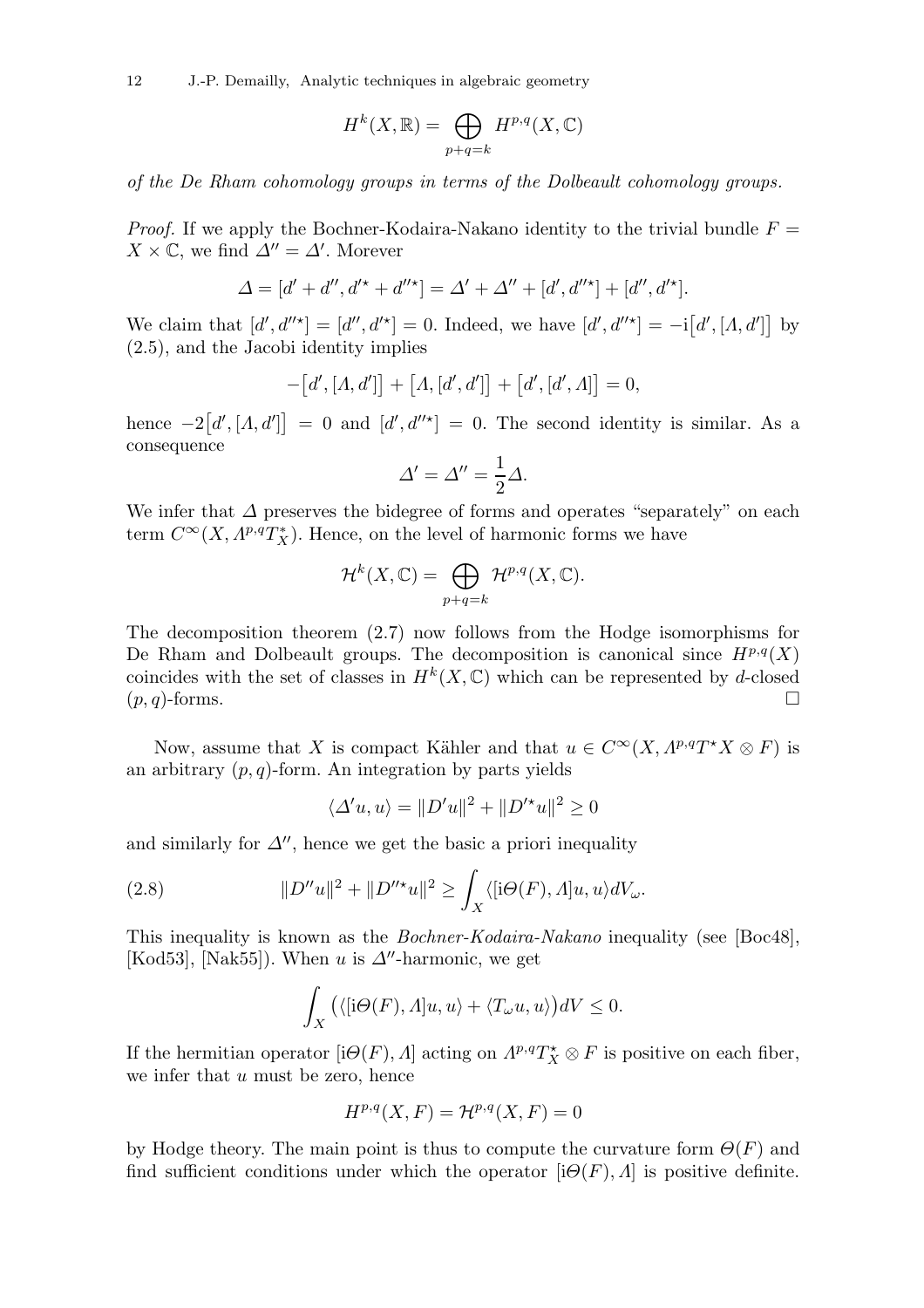$$H^k(X,\mathbb{R}) = \bigoplus_{p+q=k} H^{p,q}(X,\mathbb{C})$$

*of the De Rham cohomology groups in terms of the Dolbeault cohomology groups.*

*Proof.* If we apply the Bochner-Kodaira-Nakano identity to the trivial bundle $F = X \times \mathbb{C}$, we find $\Delta'' = \Delta'$. Morever

$$\Delta = [d' + d'', d'^{\star} + d''^{\star}] = \Delta' + \Delta'' + [d', d''^{\star}] + [d'', d'^{\star}].$$

We claim that $[d', d''^{\star}] = [d'', d'^{\star}] = 0$. Indeed, we have $[d', d''^{\star}] = -\mathrm{i}\big[d', [\Lambda, d']\big]$ by (2.5), and the Jacobi identity implies

$$-\big[d', [\Lambda, d']\big] + \big[\Lambda, [d', d']\big] + \big[d', [d', \Lambda]\big] = 0,$$

hence $-2\big[d', [\Lambda, d']\big] = 0$ and $[d', d''^{\star}] = 0$. The second identity is similar. As a consequence

$$\Delta' = \Delta'' = \frac{1}{2}\Delta.$$

We infer that $\Delta$ preserves the bidegree of forms and operates "separately" on each term $C^\infty(X, \Lambda^{p,q}T^*_X)$. Hence, on the level of harmonic forms we have

$$\mathcal{H}^k(X,\mathbb{C}) = \bigoplus_{p+q=k} \mathcal{H}^{p,q}(X,\mathbb{C}).$$

The decomposition theorem (2.7) now follows from the Hodge isomorphisms for De Rham and Dolbeault groups. The decomposition is canonical since $H^{p,q}(X)$ coincides with the set of classes in $H^k(X,\mathbb{C})$ which can be represented by $d$-closed $(p,q)$-forms. $\square$

Now, assume that $X$ is compact Kähler and that $u \in C^\infty(X, \Lambda^{p,q}T^\star X \otimes F)$ is an arbitrary $(p,q)$-form. An integration by parts yields

$$\langle \Delta' u, u\rangle = \|D'u\|^2 + \|D'^{\star}u\|^2 \geq 0$$

and similarly for $\Delta''$, hence we get the basic a priori inequality

$$\|D''u\|^2 + \|D''^{\star}u\|^2 \geq \int_X \langle [\mathrm{i}\Theta(F), \Lambda]u, u\rangle dV_\omega. \tag{2.8}$$

This inequality is known as the *Bochner-Kodaira-Nakano* inequality (see [Boc48], [Kod53], [Nak55]). When $u$ is $\Delta''$-harmonic, we get

$$\int_X \big(\langle [\mathrm{i}\Theta(F), \Lambda]u, u\rangle + \langle T_\omega u, u\rangle\big) dV \leq 0.$$

If the hermitian operator $[\mathrm{i}\Theta(F), \Lambda]$ acting on $\Lambda^{p,q}T^\star_X \otimes F$ is positive on each fiber, we infer that $u$ must be zero, hence

$$H^{p,q}(X,F) = \mathcal{H}^{p,q}(X,F) = 0$$

by Hodge theory. The main point is thus to compute the curvature form $\Theta(F)$ and find sufficient conditions under which the operator $[\mathrm{i}\Theta(F), \Lambda]$ is positive definite.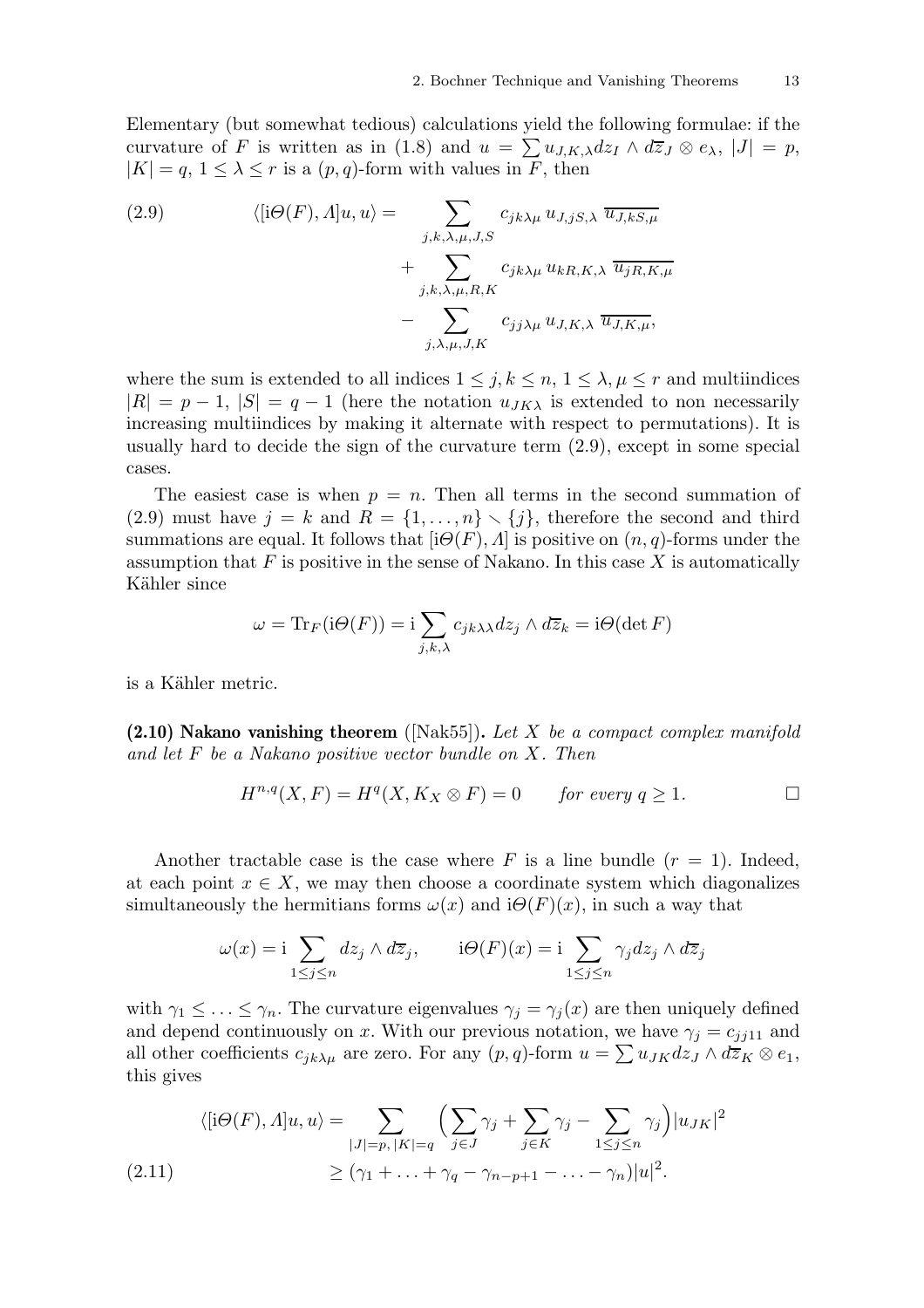Elementary (but somewhat tedious) calculations yield the following formulae: if the curvature of $F$ is written as in (1.8) and $u = \sum u_{J,K,\lambda} dz_I \wedge d\overline{z}_J \otimes e_\lambda$, $|J| = p$, $|K| = q$, $1 \le \lambda \le r$ is a $(p,q)$-form with values in $F$, then

$$
\begin{aligned}
\langle [\mathrm{i}\Theta(F), \Lambda] u, u\rangle = & \sum_{j,k,\lambda,\mu,J,S} c_{jk\lambda\mu}\, u_{J,jS,\lambda}\, \overline{u_{J,kS,\mu}} \\
& + \sum_{j,k,\lambda,\mu,R,K} c_{jk\lambda\mu}\, u_{kR,K,\lambda}\, \overline{u_{jR,K,\mu}} \\
& - \sum_{j,\lambda,\mu,J,K} c_{jj\lambda\mu}\, u_{J,K,\lambda}\, \overline{u_{J,K,\mu}},
\end{aligned}
\tag{2.9}
$$

where the sum is extended to all indices $1 \le j, k \le n$, $1 \le \lambda, \mu \le r$ and multiindices $|R| = p-1$, $|S| = q-1$ (here the notation $u_{JK\lambda}$ is extended to non necessarily increasing multiindices by making it alternate with respect to permutations). It is usually hard to decide the sign of the curvature term (2.9), except in some special cases.

The easiest case is when $p = n$. Then all terms in the second summation of (2.9) must have $j = k$ and $R = \{1, \ldots, n\} \smallsetminus \{j\}$, therefore the second and third summations are equal. It follows that $[\mathrm{i}\Theta(F), \Lambda]$ is positive on $(n,q)$-forms under the assumption that $F$ is positive in the sense of Nakano. In this case $X$ is automatically Kähler since

$$
\omega = \mathrm{Tr}_F(\mathrm{i}\Theta(F)) = \mathrm{i} \sum_{j,k,\lambda} c_{jk\lambda\lambda} dz_j \wedge d\overline{z}_k = \mathrm{i}\Theta(\det F)
$$

is a Kähler metric.

**(2.10) Nakano vanishing theorem** ([Nak55])**.** *Let $X$ be a compact complex manifold and let $F$ be a Nakano positive vector bundle on $X$. Then*

$$
H^{n,q}(X, F) = H^q(X, K_X \otimes F) = 0 \qquad \textit{for every } q \ge 1. \qquad \square
$$

Another tractable case is the case where $F$ is a line bundle ($r = 1$). Indeed, at each point $x \in X$, we may then choose a coordinate system which diagonalizes simultaneously the hermitians forms $\omega(x)$ and $\mathrm{i}\Theta(F)(x)$, in such a way that

$$
\omega(x) = \mathrm{i} \sum_{1 \le j \le n} dz_j \wedge d\overline{z}_j, \qquad \mathrm{i}\Theta(F)(x) = \mathrm{i} \sum_{1 \le j \le n} \gamma_j dz_j \wedge d\overline{z}_j
$$

with $\gamma_1 \le \ldots \le \gamma_n$. The curvature eigenvalues $\gamma_j = \gamma_j(x)$ are then uniquely defined and depend continuously on $x$. With our previous notation, we have $\gamma_j = c_{jj11}$ and all other coefficients $c_{jk\lambda\mu}$ are zero. For any $(p,q)$-form $u = \sum u_{JK} dz_J \wedge d\overline{z}_K \otimes e_1$, this gives

$$
\begin{aligned}
\langle [\mathrm{i}\Theta(F), \Lambda] u, u\rangle &= \sum_{|J|=p,\, |K|=q} \Big( \sum_{j \in J} \gamma_j + \sum_{j \in K} \gamma_j - \sum_{1 \le j \le n} \gamma_j \Big) |u_{JK}|^2 \\
&\ge (\gamma_1 + \ldots + \gamma_q - \gamma_{n-p+1} - \ldots - \gamma_n)|u|^2.
\end{aligned}
\tag{2.11}
$$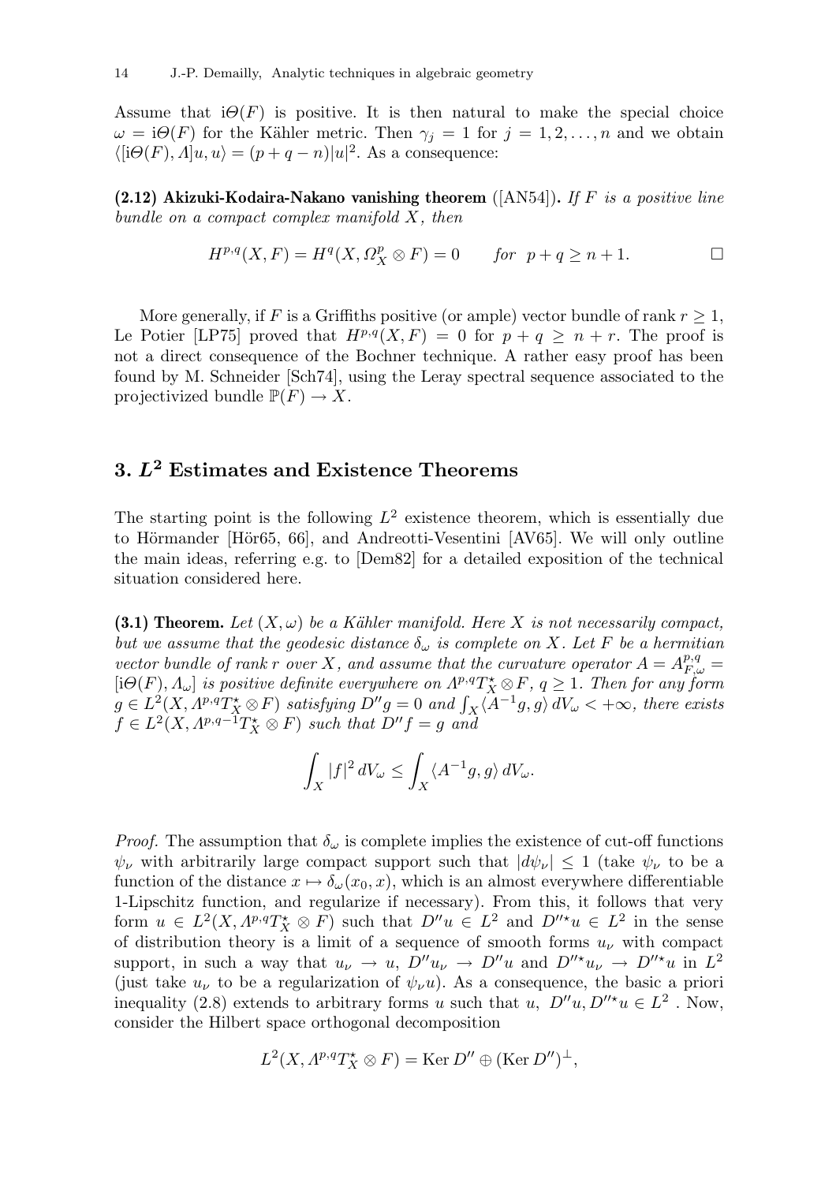Assume that $\mathrm{i}\Theta(F)$ is positive. It is then natural to make the special choice $\omega = \mathrm{i}\Theta(F)$ for the Kähler metric. Then $\gamma_j = 1$ for $j = 1, 2, \ldots, n$ and we obtain $\langle[\mathrm{i}\Theta(F), \Lambda]u, u\rangle = (p + q - n)|u|^2$. As a consequence:

**(2.12) Akizuki-Kodaira-Nakano vanishing theorem** ([AN54]). *If $F$ is a positive line bundle on a compact complex manifold $X$, then*

$$H^{p,q}(X, F) = H^q(X, \Omega^p_X \otimes F) = 0 \qquad \textit{for} \;\; p + q \geq n + 1. \qquad \square$$

More generally, if $F$ is a Griffiths positive (or ample) vector bundle of rank $r \geq 1$, Le Potier [LP75] proved that $H^{p,q}(X, F) = 0$ for $p + q \geq n + r$. The proof is not a direct consequence of the Bochner technique. A rather easy proof has been found by M. Schneider [Sch74], using the Leray spectral sequence associated to the projectivized bundle $\mathbb{P}(F) \to X$.

# 3. $L^2$ Estimates and Existence Theorems

The starting point is the following $L^2$ existence theorem, which is essentially due to Hörmander [Hör65, 66], and Andreotti-Vesentini [AV65]. We will only outline the main ideas, referring e.g. to [Dem82] for a detailed exposition of the technical situation considered here.

**(3.1) Theorem.** *Let $(X, \omega)$ be a Kähler manifold. Here $X$ is not necessarily compact, but we assume that the geodesic distance $\delta_\omega$ is complete on $X$. Let $F$ be a hermitian vector bundle of rank $r$ over $X$, and assume that the curvature operator $A = A^{p,q}_{F,\omega} = [\mathrm{i}\Theta(F), \Lambda_\omega]$ is positive definite everywhere on $\Lambda^{p,q}T^\star_X \otimes F$, $q \geq 1$. Then for any form $g \in L^2(X, \Lambda^{p,q}T^\star_X \otimes F)$ satisfying $D''g = 0$ and $\int_X \langle A^{-1}g, g\rangle \, dV_\omega < +\infty$, there exists $f \in L^2(X, \Lambda^{p,q-1}T^\star_X \otimes F)$ such that $D''f = g$ and*

$$\int_X |f|^2 \, dV_\omega \leq \int_X \langle A^{-1}g, g\rangle \, dV_\omega.$$

*Proof.* The assumption that $\delta_\omega$ is complete implies the existence of cut-off functions $\psi_\nu$ with arbitrarily large compact support such that $|d\psi_\nu| \leq 1$ (take $\psi_\nu$ to be a function of the distance $x \mapsto \delta_\omega(x_0, x)$, which is an almost everywhere differentiable 1-Lipschitz function, and regularize if necessary). From this, it follows that very form $u \in L^2(X, \Lambda^{p,q}T^\star_X \otimes F)$ such that $D''u \in L^2$ and $D''^\star u \in L^2$ in the sense of distribution theory is a limit of a sequence of smooth forms $u_\nu$ with compact support, in such a way that $u_\nu \to u$, $D''u_\nu \to D''u$ and $D''^\star u_\nu \to D''^\star u$ in $L^2$ (just take $u_\nu$ to be a regularization of $\psi_\nu u$). As a consequence, the basic a priori inequality (2.8) extends to arbitrary forms $u$ such that $u$, $D''u, D''^\star u \in L^2$ . Now, consider the Hilbert space orthogonal decomposition

$$L^2(X, \Lambda^{p,q}T^\star_X \otimes F) = \operatorname{Ker} D'' \oplus (\operatorname{Ker} D'')^\perp,$$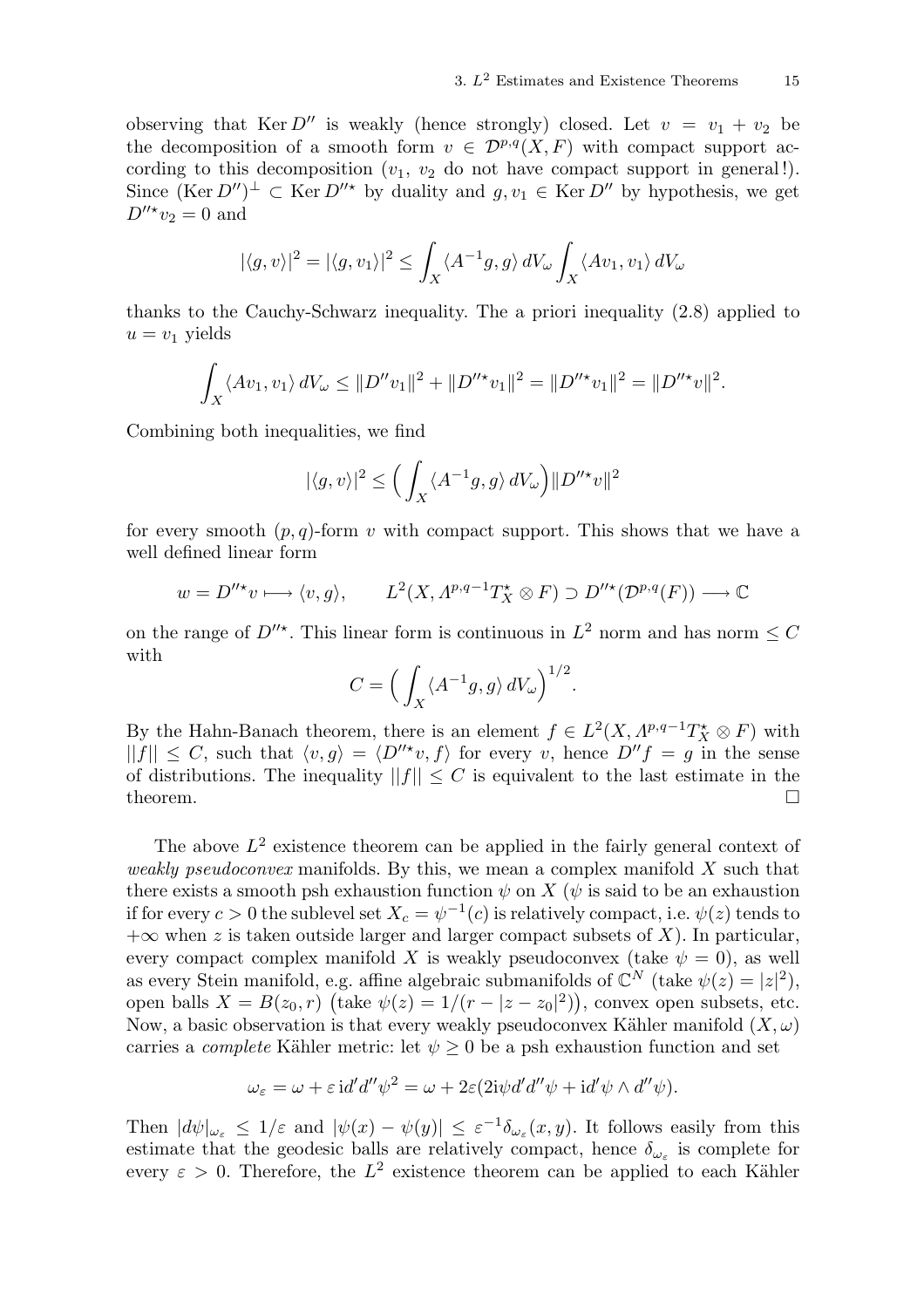observing that $\operatorname{Ker} D''$ is weakly (hence strongly) closed. Let $v = v_1 + v_2$ be the decomposition of a smooth form $v \in \mathcal{D}^{p,q}(X,F)$ with compact support according to this decomposition ($v_1$, $v_2$ do not have compact support in general!). Since $(\operatorname{Ker} D'')^\perp \subset \operatorname{Ker} D''^\star$ by duality and $g, v_1 \in \operatorname{Ker} D''$ by hypothesis, we get $D''^\star v_2 = 0$ and

$$|\langle g, v\rangle|^2 = |\langle g, v_1\rangle|^2 \leq \int_X \langle A^{-1}g, g\rangle\, dV_\omega \int_X \langle A v_1, v_1\rangle\, dV_\omega$$

thanks to the Cauchy-Schwarz inequality. The a priori inequality (2.8) applied to $u = v_1$ yields

$$\int_X \langle A v_1, v_1\rangle\, dV_\omega \leq \|D'' v_1\|^2 + \|D''^\star v_1\|^2 = \|D''^\star v_1\|^2 = \|D''^\star v\|^2.$$

Combining both inequalities, we find

$$|\langle g, v\rangle|^2 \leq \Big(\int_X \langle A^{-1}g, g\rangle\, dV_\omega\Big)\|D''^\star v\|^2$$

for every smooth $(p,q)$-form $v$ with compact support. This shows that we have a well defined linear form

$$w = D''^\star v \longmapsto \langle v, g\rangle, \qquad L^2(X, \Lambda^{p,q-1}T^\star_X \otimes F) \supset D''^\star(\mathcal{D}^{p,q}(F)) \longrightarrow \mathbb{C}$$

on the range of $D''^\star$. This linear form is continuous in $L^2$ norm and has norm $\leq C$ with

$$C = \Big(\int_X \langle A^{-1}g, g\rangle\, dV_\omega\Big)^{1/2}.$$

By the Hahn-Banach theorem, there is an element $f \in L^2(X, \Lambda^{p,q-1}T^\star_X \otimes F)$ with $||f|| \leq C$, such that $\langle v, g\rangle = \langle D''^\star v, f\rangle$ for every $v$, hence $D'' f = g$ in the sense of distributions. The inequality $||f|| \leq C$ is equivalent to the last estimate in the theorem. $\square$

The above $L^2$ existence theorem can be applied in the fairly general context of *weakly pseudoconvex* manifolds. By this, we mean a complex manifold $X$ such that there exists a smooth psh exhaustion function $\psi$ on $X$ ($\psi$ is said to be an exhaustion if for every $c > 0$ the sublevel set $X_c = \psi^{-1}(c)$ is relatively compact, i.e. $\psi(z)$ tends to $+\infty$ when $z$ is taken outside larger and larger compact subsets of $X$). In particular, every compact complex manifold $X$ is weakly pseudoconvex (take $\psi = 0$), as well as every Stein manifold, e.g. affine algebraic submanifolds of $\mathbb{C}^N$ (take $\psi(z) = |z|^2$), open balls $X = B(z_0, r)$ $\big($take $\psi(z) = 1/(r - |z - z_0|^2)\big)$, convex open subsets, etc. Now, a basic observation is that every weakly pseudoconvex Kähler manifold $(X, \omega)$ carries a *complete* Kähler metric: let $\psi \geq 0$ be a psh exhaustion function and set

$$\omega_\varepsilon = \omega + \varepsilon\, \mathrm{i} d'd''\psi^2 = \omega + 2\varepsilon(2\mathrm{i}\psi d'd''\psi + \mathrm{i}d'\psi \wedge d''\psi).$$

Then $|d\psi|_{\omega_\varepsilon} \leq 1/\varepsilon$ and $|\psi(x) - \psi(y)| \leq \varepsilon^{-1}\delta_{\omega_\varepsilon}(x,y)$. It follows easily from this estimate that the geodesic balls are relatively compact, hence $\delta_{\omega_\varepsilon}$ is complete for every $\varepsilon > 0$. Therefore, the $L^2$ existence theorem can be applied to each Kähler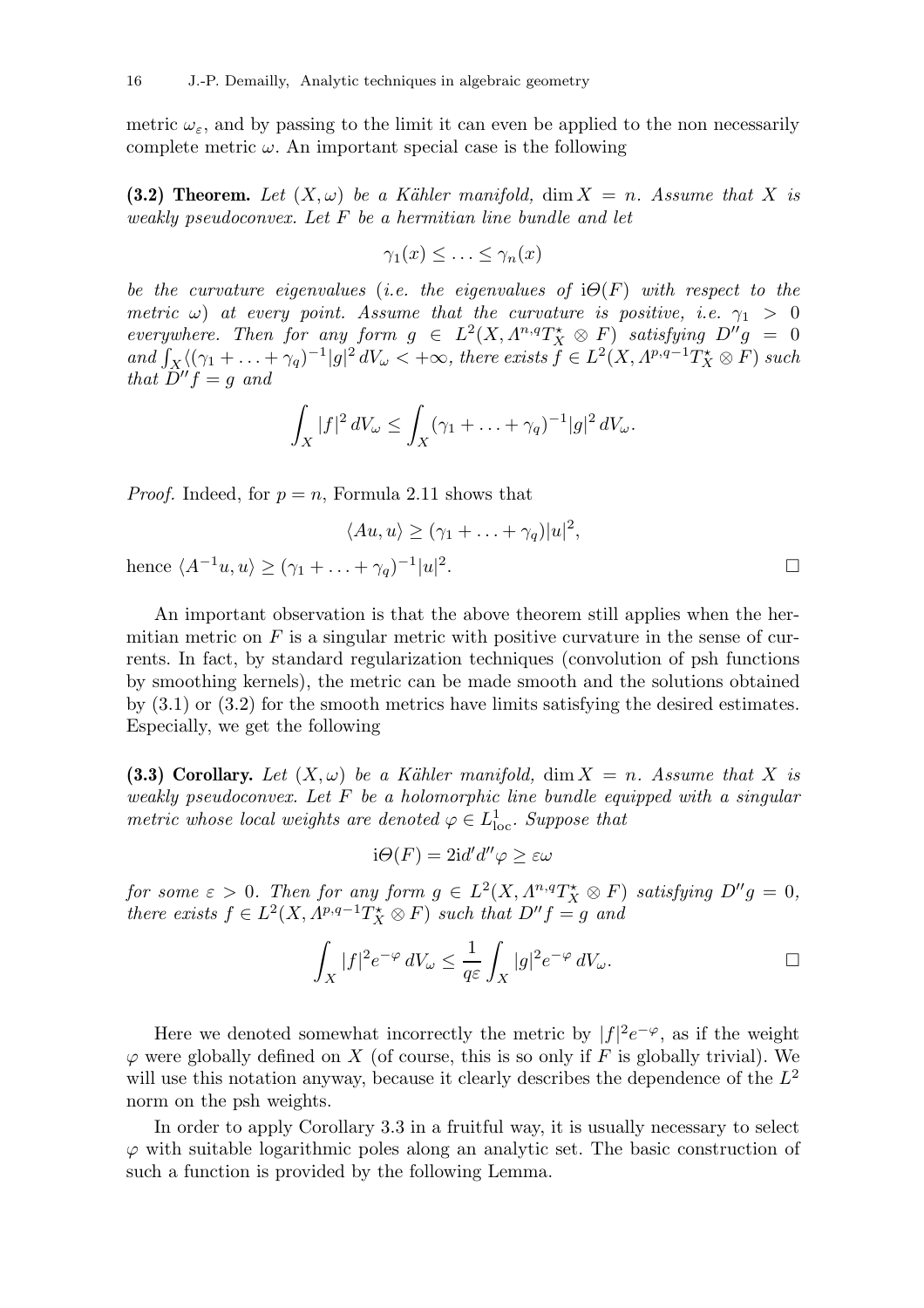metric $\omega_\varepsilon$, and by passing to the limit it can even be applied to the non necessarily complete metric $\omega$. An important special case is the following

**(3.2) Theorem.** *Let $(X, \omega)$ be a Kähler manifold, $\dim X = n$. Assume that $X$ is weakly pseudoconvex. Let $F$ be a hermitian line bundle and let*

$$\gamma_1(x) \leq \ldots \leq \gamma_n(x)$$

*be the curvature eigenvalues (i.e. the eigenvalues of $\mathrm{i}\Theta(F)$ with respect to the metric $\omega$) at every point. Assume that the curvature is positive, i.e. $\gamma_1 > 0$ everywhere. Then for any form $g \in L^2(X, \Lambda^{n,q}T_X^\star \otimes F)$ satisfying $D''g = 0$ and $\int_X \langle(\gamma_1 + \ldots + \gamma_q)^{-1}|g|^2\, dV_\omega < +\infty$, there exists $f \in L^2(X, \Lambda^{p,q-1}T_X^\star \otimes F)$ such that $D''f = g$ and*

$$\int_X |f|^2\, dV_\omega \leq \int_X (\gamma_1 + \ldots + \gamma_q)^{-1}|g|^2\, dV_\omega.$$

*Proof.* Indeed, for $p = n$, Formula 2.11 shows that

$$\langle Au, u\rangle \geq (\gamma_1 + \ldots + \gamma_q)|u|^2,$$

hence $\langle A^{-1}u, u\rangle \geq (\gamma_1 + \ldots + \gamma_q)^{-1}|u|^2$. $\square$

An important observation is that the above theorem still applies when the hermitian metric on $F$ is a singular metric with positive curvature in the sense of currents. In fact, by standard regularization techniques (convolution of psh functions by smoothing kernels), the metric can be made smooth and the solutions obtained by (3.1) or (3.2) for the smooth metrics have limits satisfying the desired estimates. Especially, we get the following

**(3.3) Corollary.** *Let $(X, \omega)$ be a Kähler manifold, $\dim X = n$. Assume that $X$ is weakly pseudoconvex. Let $F$ be a holomorphic line bundle equipped with a singular metric whose local weights are denoted $\varphi \in L^1_{\mathrm{loc}}$. Suppose that*

$$\mathrm{i}\Theta(F) = 2\mathrm{i}d'd''\varphi \geq \varepsilon\omega$$

*for some $\varepsilon > 0$. Then for any form $g \in L^2(X, \Lambda^{n,q}T_X^\star \otimes F)$ satisfying $D''g = 0$, there exists $f \in L^2(X, \Lambda^{p,q-1}T_X^\star \otimes F)$ such that $D''f = g$ and*

$$\int_X |f|^2 e^{-\varphi}\, dV_\omega \leq \frac{1}{q\varepsilon}\int_X |g|^2 e^{-\varphi}\, dV_\omega. \qquad \square$$

Here we denoted somewhat incorrectly the metric by $|f|^2 e^{-\varphi}$, as if the weight $\varphi$ were globally defined on $X$ (of course, this is so only if $F$ is globally trivial). We will use this notation anyway, because it clearly describes the dependence of the $L^2$ norm on the psh weights.

In order to apply Corollary 3.3 in a fruitful way, it is usually necessary to select $\varphi$ with suitable logarithmic poles along an analytic set. The basic construction of such a function is provided by the following Lemma.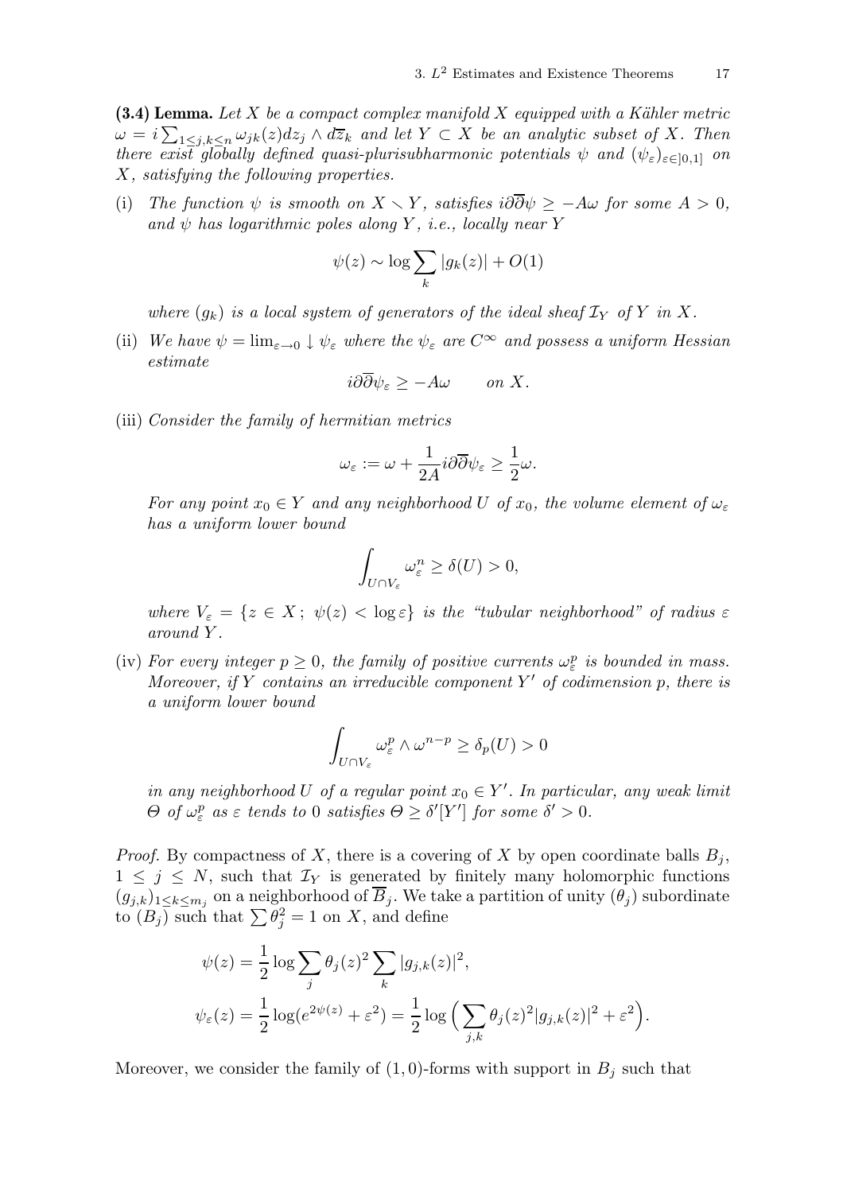**(3.4) Lemma.** *Let $X$ be a compact complex manifold $X$ equipped with a Kähler metric $\omega = i\sum_{1\le j,k\le n}\omega_{jk}(z)dz_j\wedge d\overline{z}_k$ and let $Y\subset X$ be an analytic subset of $X$. Then there exist globally defined quasi-plurisubharmonic potentials $\psi$ and $(\psi_\varepsilon)_{\varepsilon\in]0,1]}$ on $X$, satisfying the following properties.*

(i) *The function $\psi$ is smooth on $X\smallsetminus Y$, satisfies $i\partial\overline{\partial}\psi\ge -A\omega$ for some $A>0$, and $\psi$ has logarithmic poles along $Y$, i.e., locally near $Y$*

$$\psi(z)\sim \log\sum_k |g_k(z)| + O(1)$$

*where $(g_k)$ is a local system of generators of the ideal sheaf $\mathcal{I}_Y$ of $Y$ in $X$.*

(ii) *We have $\psi=\lim_{\varepsilon\to 0}\downarrow\psi_\varepsilon$ where the $\psi_\varepsilon$ are $C^\infty$ and possess a uniform Hessian estimate*

$$i\partial\overline{\partial}\psi_\varepsilon\ge -A\omega \qquad \text{on } X.$$

(iii) *Consider the family of hermitian metrics*

$$\omega_\varepsilon := \omega + \frac{1}{2A}i\partial\overline{\partial}\psi_\varepsilon \ge \frac{1}{2}\omega.$$

*For any point $x_0\in Y$ and any neighborhood $U$ of $x_0$, the volume element of $\omega_\varepsilon$ has a uniform lower bound*

$$\int_{U\cap V_\varepsilon}\omega_\varepsilon^n \ge \delta(U)>0,$$

*where $V_\varepsilon=\{z\in X\,;\ \psi(z)<\log\varepsilon\}$ is the "tubular neighborhood" of radius $\varepsilon$ around $Y$.*

(iv) *For every integer $p\ge 0$, the family of positive currents $\omega_\varepsilon^p$ is bounded in mass. Moreover, if $Y$ contains an irreducible component $Y'$ of codimension $p$, there is a uniform lower bound*

$$\int_{U\cap V_\varepsilon}\omega_\varepsilon^p\wedge\omega^{n-p}\ge \delta_p(U)>0$$

*in any neighborhood $U$ of a regular point $x_0\in Y'$. In particular, any weak limit $\Theta$ of $\omega_\varepsilon^p$ as $\varepsilon$ tends to $0$ satisfies $\Theta\ge\delta'[Y']$ for some $\delta'>0$.*

*Proof.* By compactness of $X$, there is a covering of $X$ by open coordinate balls $B_j$, $1\le j\le N$, such that $\mathcal{I}_Y$ is generated by finitely many holomorphic functions $(g_{j,k})_{1\le k\le m_j}$ on a neighborhood of $\overline{B}_j$. We take a partition of unity $(\theta_j)$ subordinate to $(B_j)$ such that $\sum\theta_j^2=1$ on $X$, and define

$$\begin{aligned}
\psi(z) &= \frac{1}{2}\log\sum_j\theta_j(z)^2\sum_k|g_{j,k}(z)|^2,\\
\psi_\varepsilon(z) &= \frac{1}{2}\log(e^{2\psi(z)}+\varepsilon^2) = \frac{1}{2}\log\Big(\sum_{j,k}\theta_j(z)^2|g_{j,k}(z)|^2+\varepsilon^2\Big).
\end{aligned}$$

Moreover, we consider the family of $(1,0)$-forms with support in $B_j$ such that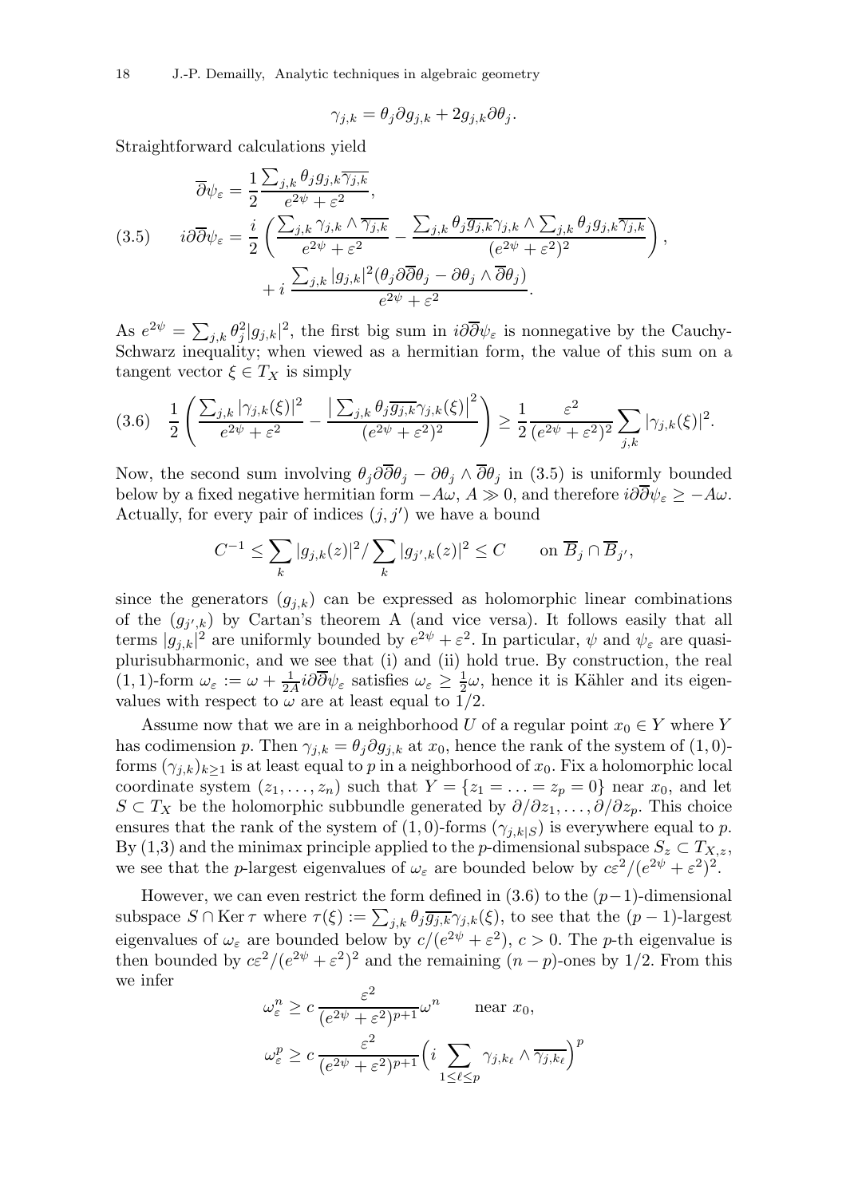$$\gamma_{j,k} = \theta_j \partial g_{j,k} + 2 g_{j,k} \partial \theta_j.$$

Straightforward calculations yield

$$
\begin{aligned}
\overline{\partial}\psi_\varepsilon &= \frac{1}{2}\frac{\sum_{j,k}\theta_j g_{j,k}\overline{\gamma_{j,k}}}{e^{2\psi}+\varepsilon^2},\\
(3.5)\qquad i\partial\overline{\partial}\psi_\varepsilon &= \frac{i}{2}\left(\frac{\sum_{j,k}\gamma_{j,k}\wedge\overline{\gamma_{j,k}}}{e^{2\psi}+\varepsilon^2} - \frac{\sum_{j,k}\theta_j\overline{g_{j,k}}\gamma_{j,k}\wedge\sum_{j,k}\theta_j g_{j,k}\overline{\gamma_{j,k}}}{(e^{2\psi}+\varepsilon^2)^2}\right),\\
&\quad + i\,\frac{\sum_{j,k}|g_{j,k}|^2(\theta_j\partial\overline{\partial}\theta_j - \partial\theta_j\wedge\overline{\partial}\theta_j)}{e^{2\psi}+\varepsilon^2}.
\end{aligned}
$$

As $e^{2\psi} = \sum_{j,k}\theta_j^2|g_{j,k}|^2$, the first big sum in $i\partial\overline{\partial}\psi_\varepsilon$ is nonnegative by the Cauchy-Schwarz inequality; when viewed as a hermitian form, the value of this sum on a tangent vector $\xi\in T_X$ is simply

$$
(3.6)\quad \frac{1}{2}\left(\frac{\sum_{j,k}|\gamma_{j,k}(\xi)|^2}{e^{2\psi}+\varepsilon^2} - \frac{\big|\sum_{j,k}\theta_j\overline{g_{j,k}}\gamma_{j,k}(\xi)\big|^2}{(e^{2\psi}+\varepsilon^2)^2}\right) \ge \frac{1}{2}\frac{\varepsilon^2}{(e^{2\psi}+\varepsilon^2)^2}\sum_{j,k}|\gamma_{j,k}(\xi)|^2.
$$

Now, the second sum involving $\theta_j\partial\overline{\partial}\theta_j - \partial\theta_j\wedge\overline{\partial}\theta_j$ in (3.5) is uniformly bounded below by a fixed negative hermitian form $-A\omega$, $A\gg 0$, and therefore $i\partial\overline{\partial}\psi_\varepsilon \ge -A\omega$. Actually, for every pair of indices $(j,j')$ we have a bound

$$C^{-1} \le \sum_k |g_{j,k}(z)|^2 / \sum_k |g_{j',k}(z)|^2 \le C \qquad \text{on } \overline{B}_j\cap\overline{B}_{j'},$$

since the generators $(g_{j,k})$ can be expressed as holomorphic linear combinations of the $(g_{j',k})$ by Cartan's theorem A (and vice versa). It follows easily that all terms $|g_{j,k}|^2$ are uniformly bounded by $e^{2\psi}+\varepsilon^2$. In particular, $\psi$ and $\psi_\varepsilon$ are quasi-plurisubharmonic, and we see that (i) and (ii) hold true. By construction, the real $(1,1)$-form $\omega_\varepsilon := \omega + \frac{1}{2A}i\partial\overline{\partial}\psi_\varepsilon$ satisfies $\omega_\varepsilon \ge \frac{1}{2}\omega$, hence it is Kähler and its eigenvalues with respect to $\omega$ are at least equal to $1/2$.

Assume now that we are in a neighborhood $U$ of a regular point $x_0\in Y$ where $Y$ has codimension $p$. Then $\gamma_{j,k} = \theta_j\partial g_{j,k}$ at $x_0$, hence the rank of the system of $(1,0)$-forms $(\gamma_{j,k})_{k\ge 1}$ is at least equal to $p$ in a neighborhood of $x_0$. Fix a holomorphic local coordinate system $(z_1,\ldots,z_n)$ such that $Y=\{z_1=\ldots=z_p=0\}$ near $x_0$, and let $S\subset T_X$ be the holomorphic subbundle generated by $\partial/\partial z_1,\ldots,\partial/\partial z_p$. This choice ensures that the rank of the system of $(1,0)$-forms $(\gamma_{j,k|S})$ is everywhere equal to $p$. By (1,3) and the minimax principle applied to the $p$-dimensional subspace $S_z\subset T_{X,z}$, we see that the $p$-largest eigenvalues of $\omega_\varepsilon$ are bounded below by $c\varepsilon^2/(e^{2\psi}+\varepsilon^2)^2$.

However, we can even restrict the form defined in (3.6) to the $(p-1)$-dimensional subspace $S\cap\operatorname{Ker}\tau$ where $\tau(\xi) := \sum_{j,k}\theta_j\overline{g_{j,k}}\gamma_{j,k}(\xi)$, to see that the $(p-1)$-largest eigenvalues of $\omega_\varepsilon$ are bounded below by $c/(e^{2\psi}+\varepsilon^2)$, $c>0$. The $p$-th eigenvalue is then bounded by $c\varepsilon^2/(e^{2\psi}+\varepsilon^2)^2$ and the remaining $(n-p)$-ones by $1/2$. From this we infer

$$
\begin{aligned}
\omega_\varepsilon^n &\ge c\,\frac{\varepsilon^2}{(e^{2\psi}+\varepsilon^2)^{p+1}}\omega^n \qquad \text{near } x_0,\\
\omega_\varepsilon^p &\ge c\,\frac{\varepsilon^2}{(e^{2\psi}+\varepsilon^2)^{p+1}}\Big(i\sum_{1\le\ell\le p}\gamma_{j,k_\ell}\wedge\overline{\gamma_{j,k_\ell}}\Big)^p
\end{aligned}
$$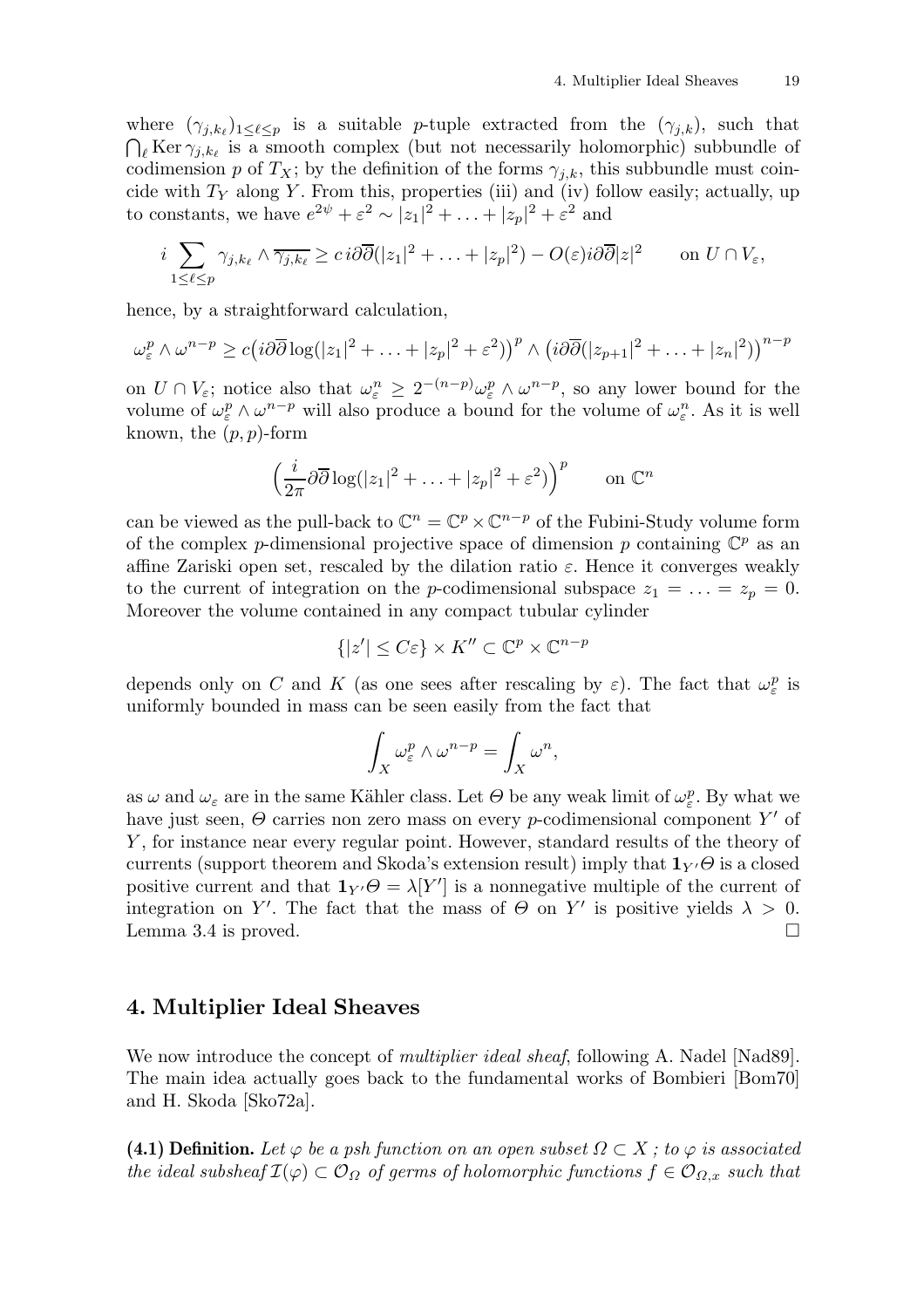where $(\gamma_{j,k_\ell})_{1\le\ell\le p}$ is a suitable $p$-tuple extracted from the $(\gamma_{j,k})$, such that $\bigcap_\ell \operatorname{Ker}\gamma_{j,k_\ell}$ is a smooth complex (but not necessarily holomorphic) subbundle of codimension $p$ of $T_X$; by the definition of the forms $\gamma_{j,k}$, this subbundle must coincide with $T_Y$ along $Y$. From this, properties (iii) and (iv) follow easily; actually, up to constants, we have $e^{2\psi}+\varepsilon^2 \sim |z_1|^2+\ldots+|z_p|^2+\varepsilon^2$ and

$$i\sum_{1\le\ell\le p}\gamma_{j,k_\ell}\wedge\overline{\gamma_{j,k_\ell}} \ge c\, i\partial\overline{\partial}(|z_1|^2+\ldots+|z_p|^2) - O(\varepsilon)i\partial\overline{\partial}|z|^2 \qquad \text{on } U\cap V_\varepsilon,$$

hence, by a straightforward calculation,

$$\omega_\varepsilon^p\wedge\omega^{n-p} \ge c\big(i\partial\overline{\partial}\log(|z_1|^2+\ldots+|z_p|^2+\varepsilon^2)\big)^p\wedge\big(i\partial\overline{\partial}(|z_{p+1}|^2+\ldots+|z_n|^2)\big)^{n-p}$$

on $U\cap V_\varepsilon$; notice also that $\omega_\varepsilon^n \ge 2^{-(n-p)}\omega_\varepsilon^p\wedge\omega^{n-p}$, so any lower bound for the volume of $\omega_\varepsilon^p\wedge\omega^{n-p}$ will also produce a bound for the volume of $\omega_\varepsilon^n$. As it is well known, the $(p,p)$-form

$$\Big(\frac{i}{2\pi}\partial\overline{\partial}\log(|z_1|^2+\ldots+|z_p|^2+\varepsilon^2)\Big)^p \qquad \text{on } \mathbb{C}^n$$

can be viewed as the pull-back to $\mathbb{C}^n=\mathbb{C}^p\times\mathbb{C}^{n-p}$ of the Fubini-Study volume form of the complex $p$-dimensional projective space of dimension $p$ containing $\mathbb{C}^p$ as an affine Zariski open set, rescaled by the dilation ratio $\varepsilon$. Hence it converges weakly to the current of integration on the $p$-codimensional subspace $z_1=\ldots=z_p=0$. Moreover the volume contained in any compact tubular cylinder

$$\{|z'|\le C\varepsilon\}\times K''\subset\mathbb{C}^p\times\mathbb{C}^{n-p}$$

depends only on $C$ and $K$ (as one sees after rescaling by $\varepsilon$). The fact that $\omega_\varepsilon^p$ is uniformly bounded in mass can be seen easily from the fact that

$$\int_X \omega_\varepsilon^p\wedge\omega^{n-p} = \int_X \omega^n,$$

as $\omega$ and $\omega_\varepsilon$ are in the same Kähler class. Let $\Theta$ be any weak limit of $\omega_\varepsilon^p$. By what we have just seen, $\Theta$ carries non zero mass on every $p$-codimensional component $Y'$ of $Y$, for instance near every regular point. However, standard results of the theory of currents (support theorem and Skoda's extension result) imply that $\mathbf{1}_{Y'}\Theta$ is a closed positive current and that $\mathbf{1}_{Y'}\Theta=\lambda[Y']$ is a nonnegative multiple of the current of integration on $Y'$. The fact that the mass of $\Theta$ on $Y'$ is positive yields $\lambda>0$. Lemma 3.4 is proved. □

## 4. Multiplier Ideal Sheaves

We now introduce the concept of *multiplier ideal sheaf*, following A. Nadel [Nad89]. The main idea actually goes back to the fundamental works of Bombieri [Bom70] and H. Skoda [Sko72a].

**(4.1) Definition.** *Let $\varphi$ be a psh function on an open subset $\Omega\subset X$ ; to $\varphi$ is associated the ideal subsheaf $\mathcal{I}(\varphi)\subset\mathcal{O}_\Omega$ of germs of holomorphic functions $f\in\mathcal{O}_{\Omega,x}$ such that*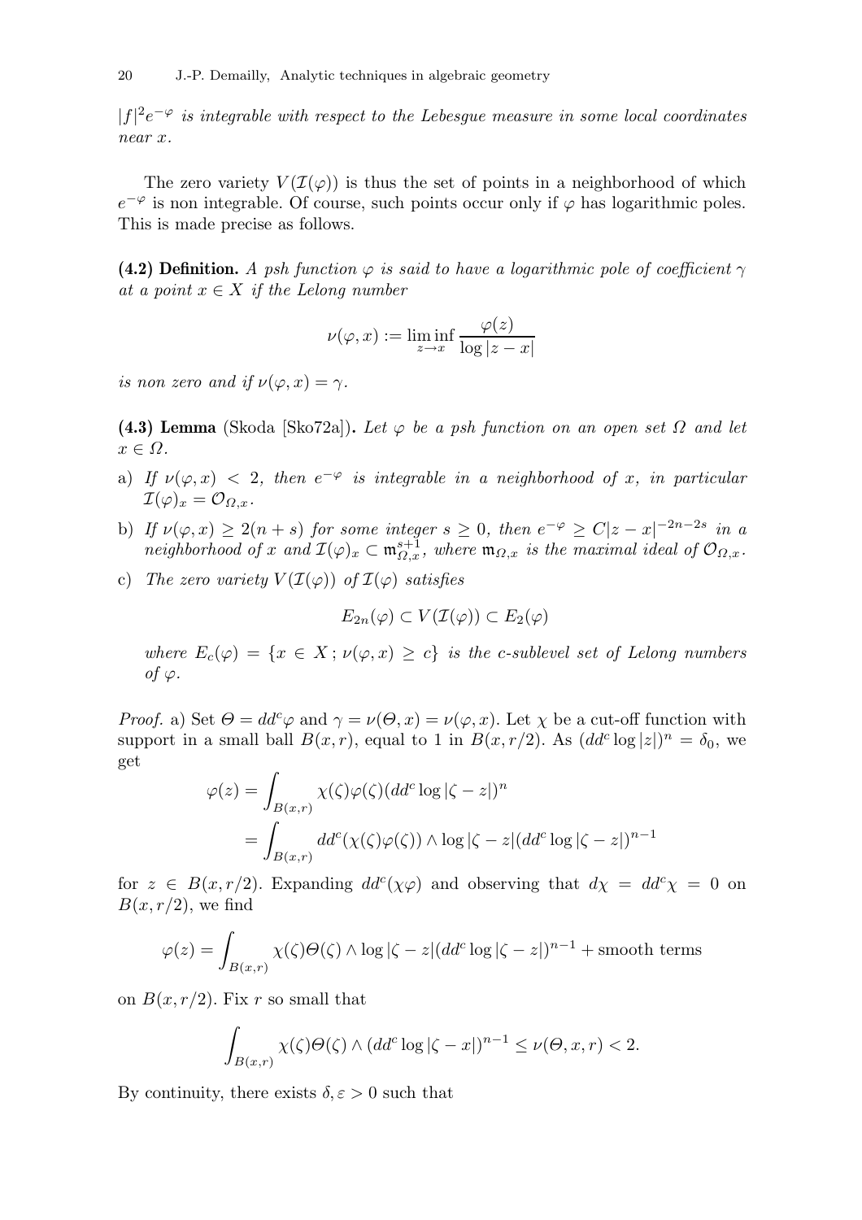$|f|^2 e^{-\varphi}$ *is integrable with respect to the Lebesgue measure in some local coordinates near* $x$.

The zero variety $V(\mathcal{I}(\varphi))$ is thus the set of points in a neighborhood of which $e^{-\varphi}$ is non integrable. Of course, such points occur only if $\varphi$ has logarithmic poles. This is made precise as follows.

**(4.2) Definition.** *A psh function* $\varphi$ *is said to have a logarithmic pole of coefficient* $\gamma$ *at a point* $x \in X$ *if the Lelong number*

$$\nu(\varphi, x) := \liminf_{z \to x} \frac{\varphi(z)}{\log |z - x|}$$

*is non zero and if* $\nu(\varphi, x) = \gamma$.

**(4.3) Lemma** (Skoda [Sko72a]). *Let* $\varphi$ *be a psh function on an open set* $\Omega$ *and let* $x \in \Omega$.

a) *If* $\nu(\varphi, x) < 2$, *then* $e^{-\varphi}$ *is integrable in a neighborhood of* $x$, *in particular* $\mathcal{I}(\varphi)_x = \mathcal{O}_{\Omega,x}$.

b) *If* $\nu(\varphi, x) \geq 2(n+s)$ *for some integer* $s \geq 0$, *then* $e^{-\varphi} \geq C|z - x|^{-2n-2s}$ *in a neighborhood of* $x$ *and* $\mathcal{I}(\varphi)_x \subset \mathfrak{m}_{\Omega,x}^{s+1}$, *where* $\mathfrak{m}_{\Omega,x}$ *is the maximal ideal of* $\mathcal{O}_{\Omega,x}$.

c) *The zero variety* $V(\mathcal{I}(\varphi))$ *of* $\mathcal{I}(\varphi)$ *satisfies*

$$E_{2n}(\varphi) \subset V(\mathcal{I}(\varphi)) \subset E_2(\varphi)$$

*where* $E_c(\varphi) = \{x \in X\,;\, \nu(\varphi, x) \geq c\}$ *is the* $c$*-sublevel set of Lelong numbers of* $\varphi$.

*Proof.* a) Set $\Theta = dd^c\varphi$ and $\gamma = \nu(\Theta, x) = \nu(\varphi, x)$. Let $\chi$ be a cut-off function with support in a small ball $B(x, r)$, equal to 1 in $B(x, r/2)$. As $(dd^c \log |z|)^n = \delta_0$, we get

$$\begin{aligned}
\varphi(z) &= \int_{B(x,r)} \chi(\zeta)\varphi(\zeta)(dd^c \log |\zeta - z|)^n \\
&= \int_{B(x,r)} dd^c(\chi(\zeta)\varphi(\zeta)) \wedge \log |\zeta - z|(dd^c \log |\zeta - z|)^{n-1}
\end{aligned}$$

for $z \in B(x, r/2)$. Expanding $dd^c(\chi\varphi)$ and observing that $d\chi = dd^c\chi = 0$ on $B(x, r/2)$, we find

$$\varphi(z) = \int_{B(x,r)} \chi(\zeta)\Theta(\zeta) \wedge \log |\zeta - z|(dd^c \log |\zeta - z|)^{n-1} + \text{smooth terms}$$

on $B(x, r/2)$. Fix $r$ so small that

$$\int_{B(x,r)} \chi(\zeta)\Theta(\zeta) \wedge (dd^c \log |\zeta - x|)^{n-1} \leq \nu(\Theta, x, r) < 2.$$

By continuity, there exists $\delta, \varepsilon > 0$ such that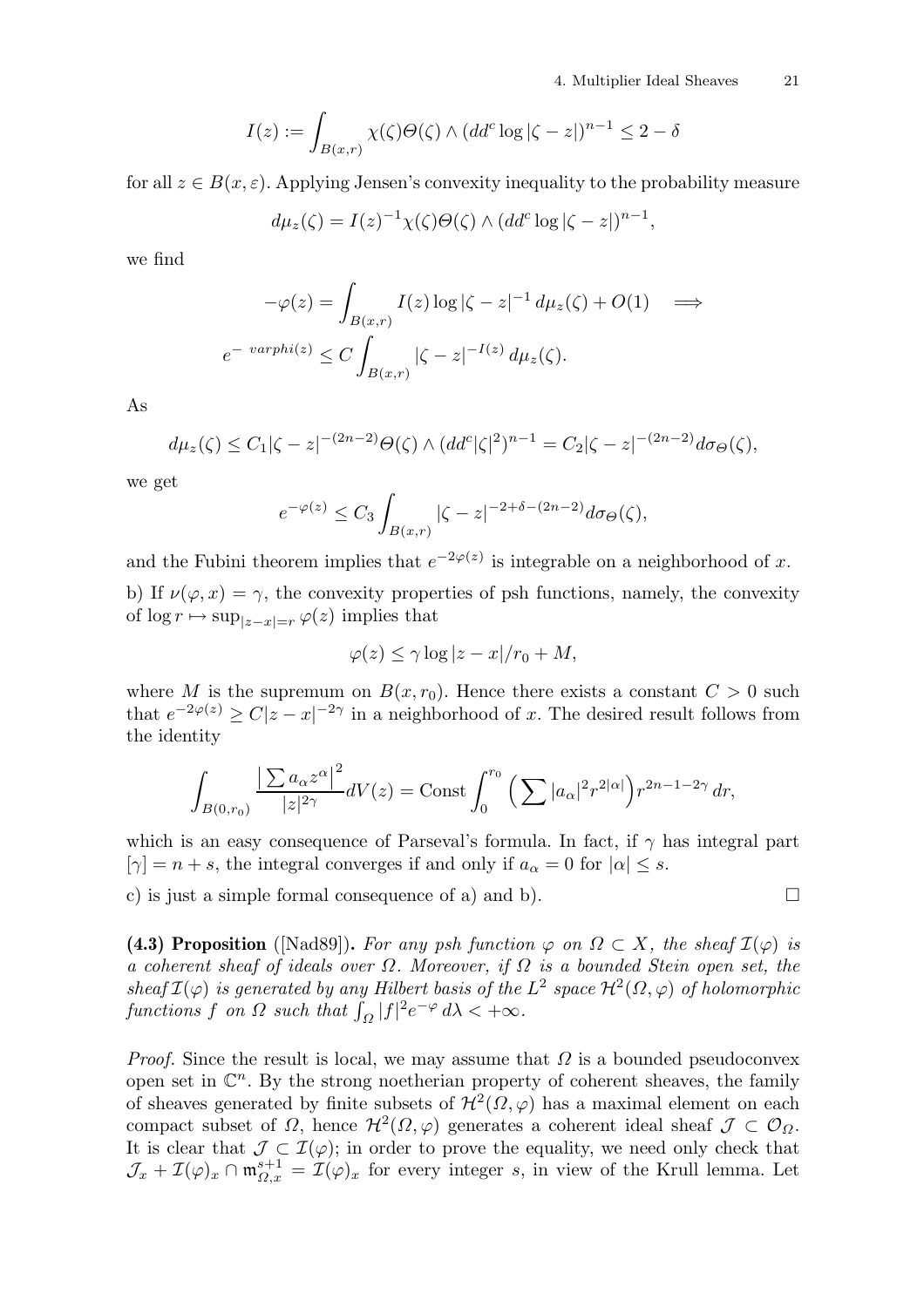$$I(z) := \int_{B(x,r)} \chi(\zeta)\Theta(\zeta) \wedge (dd^c \log|\zeta - z|)^{n-1} \le 2 - \delta$$

for all $z \in B(x,\varepsilon)$. Applying Jensen's convexity inequality to the probability measure

$$d\mu_z(\zeta) = I(z)^{-1}\chi(\zeta)\Theta(\zeta) \wedge (dd^c \log|\zeta - z|)^{n-1},$$

we find

$$\begin{aligned} -\varphi(z) &= \int_{B(x,r)} I(z) \log|\zeta - z|^{-1}\, d\mu_z(\zeta) + O(1) \quad \Longrightarrow \\ e^{-\ varphi(z)} &\le C \int_{B(x,r)} |\zeta - z|^{-I(z)}\, d\mu_z(\zeta). \end{aligned}$$

As

$$d\mu_z(\zeta) \le C_1 |\zeta - z|^{-(2n-2)}\Theta(\zeta) \wedge (dd^c|\zeta|^2)^{n-1} = C_2 |\zeta - z|^{-(2n-2)} d\sigma_\Theta(\zeta),$$

we get

$$e^{-\varphi(z)} \le C_3 \int_{B(x,r)} |\zeta - z|^{-2+\delta-(2n-2)} d\sigma_\Theta(\zeta),$$

and the Fubini theorem implies that $e^{-2\varphi(z)}$ is integrable on a neighborhood of $x$.

b) If $\nu(\varphi, x) = \gamma$, the convexity properties of psh functions, namely, the convexity of $\log r \mapsto \sup_{|z-x|=r} \varphi(z)$ implies that

$$\varphi(z) \le \gamma \log|z - x|/r_0 + M,$$

where $M$ is the supremum on $B(x, r_0)$. Hence there exists a constant $C > 0$ such that $e^{-2\varphi(z)} \ge C|z - x|^{-2\gamma}$ in a neighborhood of $x$. The desired result follows from the identity

$$\int_{B(0,r_0)} \frac{\big|\sum a_\alpha z^\alpha\big|^2}{|z|^{2\gamma}} dV(z) = \mathrm{Const} \int_0^{r_0} \Big(\sum |a_\alpha|^2 r^{2|\alpha|}\Big) r^{2n-1-2\gamma}\, dr,$$

which is an easy consequence of Parseval's formula. In fact, if $\gamma$ has integral part $[\gamma] = n + s$, the integral converges if and only if $a_\alpha = 0$ for $|\alpha| \le s$.

c) is just a simple formal consequence of a) and b). $\square$

**(4.3) Proposition** ([Nad89]). *For any psh function $\varphi$ on $\Omega \subset X$, the sheaf $\mathcal{I}(\varphi)$ is a coherent sheaf of ideals over $\Omega$. Moreover, if $\Omega$ is a bounded Stein open set, the sheaf $\mathcal{I}(\varphi)$ is generated by any Hilbert basis of the $L^2$ space $\mathcal{H}^2(\Omega,\varphi)$ of holomorphic functions $f$ on $\Omega$ such that $\int_\Omega |f|^2 e^{-\varphi}\, d\lambda < +\infty$.*

*Proof.* Since the result is local, we may assume that $\Omega$ is a bounded pseudoconvex open set in $\mathbb{C}^n$. By the strong noetherian property of coherent sheaves, the family of sheaves generated by finite subsets of $\mathcal{H}^2(\Omega,\varphi)$ has a maximal element on each compact subset of $\Omega$, hence $\mathcal{H}^2(\Omega,\varphi)$ generates a coherent ideal sheaf $\mathcal{J} \subset \mathcal{O}_\Omega$. It is clear that $\mathcal{J} \subset \mathcal{I}(\varphi)$; in order to prove the equality, we need only check that $\mathcal{J}_x + \mathcal{I}(\varphi)_x \cap \mathfrak{m}_{\Omega,x}^{s+1} = \mathcal{I}(\varphi)_x$ for every integer $s$, in view of the Krull lemma. Let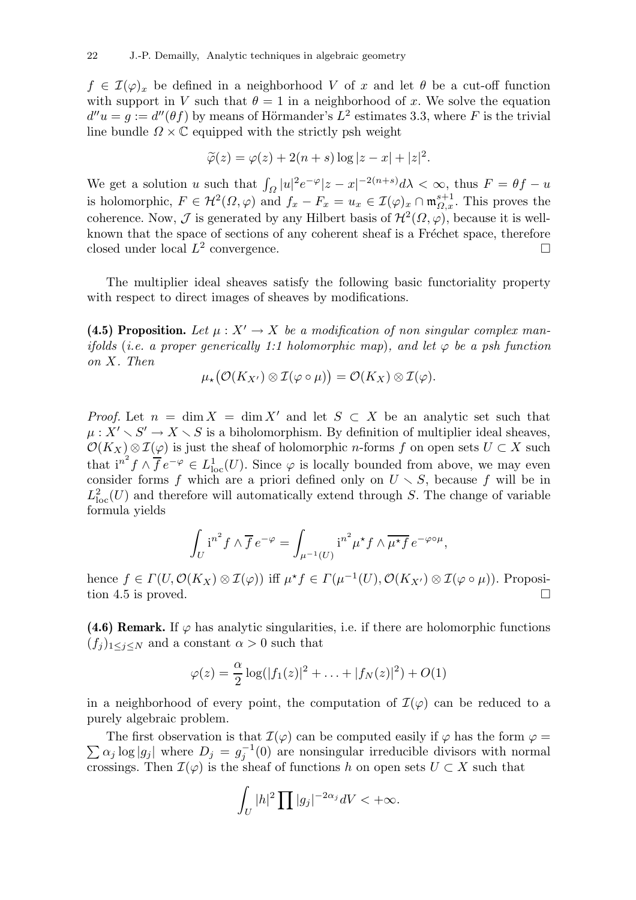$f \in \mathcal{I}(\varphi)_x$ be defined in a neighborhood $V$ of $x$ and let $\theta$ be a cut-off function with support in $V$ such that $\theta = 1$ in a neighborhood of $x$. We solve the equation $d''u = g := d''(\theta f)$ by means of Hörmander's $L^2$ estimates 3.3, where $F$ is the trivial line bundle $\Omega \times \mathbb{C}$ equipped with the strictly psh weight

$$\widetilde{\varphi}(z) = \varphi(z) + 2(n+s)\log|z-x| + |z|^2.$$

We get a solution $u$ such that $\int_\Omega |u|^2 e^{-\varphi}|z-x|^{-2(n+s)}d\lambda < \infty$, thus $F = \theta f - u$ is holomorphic, $F \in \mathcal{H}^2(\Omega,\varphi)$ and $f_x - F_x = u_x \in \mathcal{I}(\varphi)_x \cap \mathfrak{m}_{\Omega,x}^{s+1}$. This proves the coherence. Now, $\mathcal{J}$ is generated by any Hilbert basis of $\mathcal{H}^2(\Omega,\varphi)$, because it is well-known that the space of sections of any coherent sheaf is a Fréchet space, therefore closed under local $L^2$ convergence. □

The multiplier ideal sheaves satisfy the following basic functoriality property with respect to direct images of sheaves by modifications.

**(4.5) Proposition.** *Let $\mu : X' \to X$ be a modification of non singular complex manifolds (i.e. a proper generically 1:1 holomorphic map), and let $\varphi$ be a psh function on $X$. Then*

$$\mu_\star\big(\mathcal{O}(K_{X'}) \otimes \mathcal{I}(\varphi\circ\mu)\big) = \mathcal{O}(K_X) \otimes \mathcal{I}(\varphi).$$

*Proof.* Let $n = \dim X = \dim X'$ and let $S \subset X$ be an analytic set such that $\mu : X' \smallsetminus S' \to X \smallsetminus S$ is a biholomorphism. By definition of multiplier ideal sheaves, $\mathcal{O}(K_X)\otimes\mathcal{I}(\varphi)$ is just the sheaf of holomorphic $n$-forms $f$ on open sets $U \subset X$ such that $\mathrm{i}^{n^2} f \wedge \overline{f}\, e^{-\varphi} \in L^1_{\mathrm{loc}}(U)$. Since $\varphi$ is locally bounded from above, we may even consider forms $f$ which are a priori defined only on $U \smallsetminus S$, because $f$ will be in $L^2_{\mathrm{loc}}(U)$ and therefore will automatically extend through $S$. The change of variable formula yields

$$\int_U \mathrm{i}^{n^2} f \wedge \overline{f}\, e^{-\varphi} = \int_{\mu^{-1}(U)} \mathrm{i}^{n^2} \mu^\star f \wedge \overline{\mu^\star f}\, e^{-\varphi\circ\mu},$$

hence $f \in \Gamma(U, \mathcal{O}(K_X)\otimes\mathcal{I}(\varphi))$ iff $\mu^\star f \in \Gamma(\mu^{-1}(U), \mathcal{O}(K_{X'})\otimes\mathcal{I}(\varphi\circ\mu))$. Proposition 4.5 is proved. □

**(4.6) Remark.** If $\varphi$ has analytic singularities, i.e. if there are holomorphic functions $(f_j)_{1\le j\le N}$ and a constant $\alpha > 0$ such that

$$\varphi(z) = \frac{\alpha}{2}\log(|f_1(z)|^2 + \ldots + |f_N(z)|^2) + O(1)$$

in a neighborhood of every point, the computation of $\mathcal{I}(\varphi)$ can be reduced to a purely algebraic problem.

The first observation is that $\mathcal{I}(\varphi)$ can be computed easily if $\varphi$ has the form $\varphi = \sum \alpha_j \log|g_j|$ where $D_j = g_j^{-1}(0)$ are nonsingular irreducible divisors with normal crossings. Then $\mathcal{I}(\varphi)$ is the sheaf of functions $h$ on open sets $U \subset X$ such that

$$\int_U |h|^2 \prod |g_j|^{-2\alpha_j} dV < +\infty.$$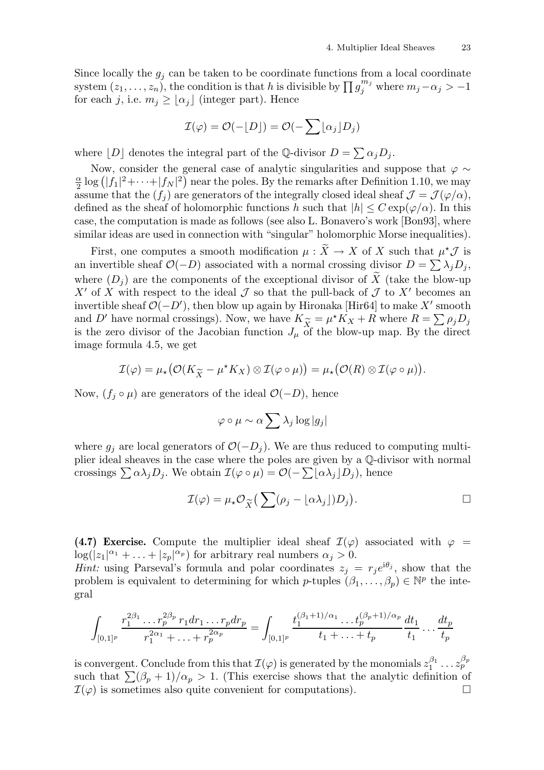Since locally the $g_j$ can be taken to be coordinate functions from a local coordinate system $(z_1, \ldots, z_n)$, the condition is that $h$ is divisible by $\prod g_j^{m_j}$ where $m_j - \alpha_j > -1$ for each $j$, i.e. $m_j \geq \lfloor \alpha_j \rfloor$ (integer part). Hence

$$\mathcal{I}(\varphi) = \mathcal{O}(-\lfloor D \rfloor) = \mathcal{O}(-\sum \lfloor \alpha_j \rfloor D_j)$$

where $\lfloor D \rfloor$ denotes the integral part of the $\mathbb{Q}$-divisor $D = \sum \alpha_j D_j$.

Now, consider the general case of analytic singularities and suppose that $\varphi \sim \frac{\alpha}{2} \log\big(|f_1|^2 + \cdots + |f_N|^2\big)$ near the poles. By the remarks after Definition 1.10, we may assume that the $(f_j)$ are generators of the integrally closed ideal sheaf $\mathcal{J} = \mathcal{J}(\varphi/\alpha)$, defined as the sheaf of holomorphic functions $h$ such that $|h| \leq C \exp(\varphi/\alpha)$. In this case, the computation is made as follows (see also L. Bonavero's work [Bon93], where similar ideas are used in connection with "singular" holomorphic Morse inequalities).

First, one computes a smooth modification $\mu : \widetilde{X} \to X$ of $X$ such that $\mu^\star \mathcal{J}$ is an invertible sheaf $\mathcal{O}(-D)$ associated with a normal crossing divisor $D = \sum \lambda_j D_j$, where $(D_j)$ are the components of the exceptional divisor of $\widetilde{X}$ (take the blow-up $X'$ of $X$ with respect to the ideal $\mathcal{J}$ so that the pull-back of $\mathcal{J}$ to $X'$ becomes an invertible sheaf $\mathcal{O}(-D')$, then blow up again by Hironaka [Hir64] to make $X'$ smooth and $D'$ have normal crossings). Now, we have $K_{\widetilde{X}} = \mu^\star K_X + R$ where $R = \sum \rho_j D_j$ is the zero divisor of the Jacobian function $J_\mu$ of the blow-up map. By the direct image formula 4.5, we get

$$\mathcal{I}(\varphi) = \mu_\star\big(\mathcal{O}(K_{\widetilde{X}} - \mu^\star K_X) \otimes \mathcal{I}(\varphi \circ \mu)\big) = \mu_\star\big(\mathcal{O}(R) \otimes \mathcal{I}(\varphi \circ \mu)\big).$$

Now, $(f_j \circ \mu)$ are generators of the ideal $\mathcal{O}(-D)$, hence

$$\varphi \circ \mu \sim \alpha \sum \lambda_j \log |g_j|$$

where $g_j$ are local generators of $\mathcal{O}(-D_j)$. We are thus reduced to computing multiplier ideal sheaves in the case where the poles are given by a $\mathbb{Q}$-divisor with normal crossings $\sum \alpha \lambda_j D_j$. We obtain $\mathcal{I}(\varphi \circ \mu) = \mathcal{O}(-\sum \lfloor \alpha \lambda_j \rfloor D_j)$, hence

$$\mathcal{I}(\varphi) = \mu_\star \mathcal{O}_{\widetilde{X}}\big(\sum (\rho_j - \lfloor \alpha \lambda_j \rfloor) D_j\big). \qquad \square$$

**(4.7) Exercise.** Compute the multiplier ideal sheaf $\mathcal{I}(\varphi)$ associated with $\varphi = \log(|z_1|^{\alpha_1} + \ldots + |z_p|^{\alpha_p})$ for arbitrary real numbers $\alpha_j > 0$.
*Hint:* using Parseval's formula and polar coordinates $z_j = r_j e^{i\theta_j}$, show that the problem is equivalent to determining for which $p$-tuples $(\beta_1, \ldots, \beta_p) \in \mathbb{N}^p$ the integral

$$\int_{[0,1]^p} \frac{r_1^{2\beta_1} \ldots r_p^{2\beta_p}\, r_1 dr_1 \ldots r_p dr_p}{r_1^{2\alpha_1} + \ldots + r_p^{2\alpha_p}} = \int_{[0,1]^p} \frac{t_1^{(\beta_1+1)/\alpha_1} \ldots t_p^{(\beta_p+1)/\alpha_p}}{t_1 + \ldots + t_p} \frac{dt_1}{t_1} \ldots \frac{dt_p}{t_p}$$

is convergent. Conclude from this that $\mathcal{I}(\varphi)$ is generated by the monomials $z_1^{\beta_1} \ldots z_p^{\beta_p}$ such that $\sum(\beta_p + 1)/\alpha_p > 1$. (This exercise shows that the analytic definition of $\mathcal{I}(\varphi)$ is sometimes also quite convenient for computations). $\square$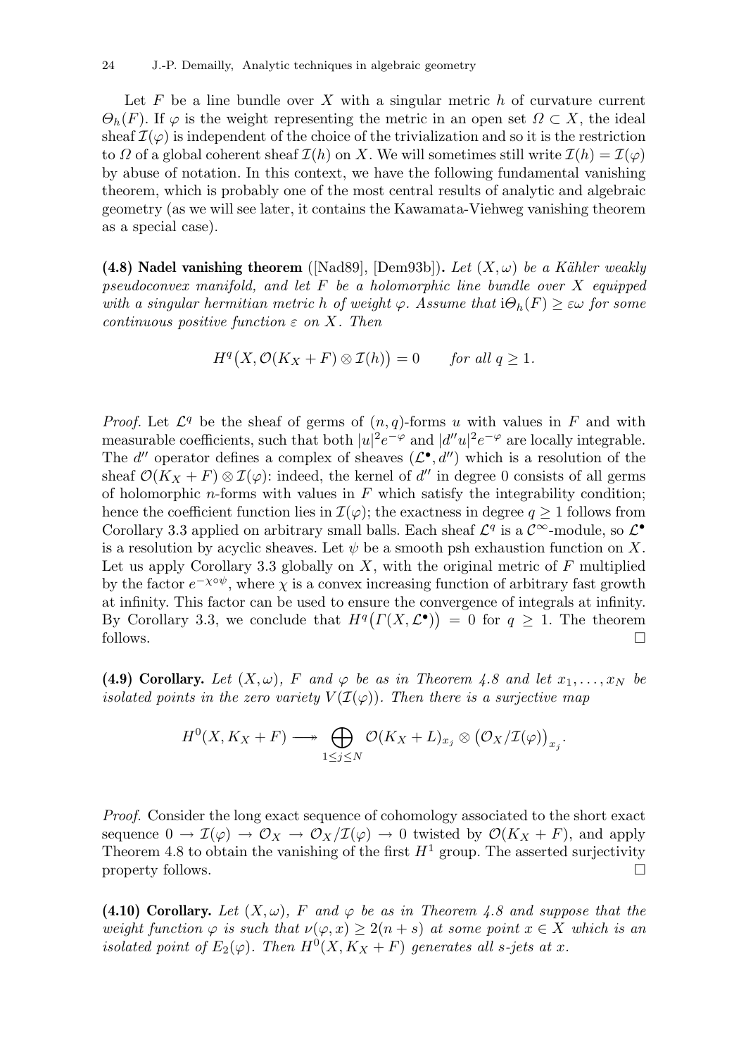Let $F$ be a line bundle over $X$ with a singular metric $h$ of curvature current $\Theta_h(F)$. If $\varphi$ is the weight representing the metric in an open set $\Omega \subset X$, the ideal sheaf $\mathcal{I}(\varphi)$ is independent of the choice of the trivialization and so it is the restriction to $\Omega$ of a global coherent sheaf $\mathcal{I}(h)$ on $X$. We will sometimes still write $\mathcal{I}(h) = \mathcal{I}(\varphi)$ by abuse of notation. In this context, we have the following fundamental vanishing theorem, which is probably one of the most central results of analytic and algebraic geometry (as we will see later, it contains the Kawamata-Viehweg vanishing theorem as a special case).

**(4.8) Nadel vanishing theorem** ([Nad89], [Dem93b])**.** *Let $(X, \omega)$ be a Kähler weakly pseudoconvex manifold, and let $F$ be a holomorphic line bundle over $X$ equipped with a singular hermitian metric $h$ of weight $\varphi$. Assume that $\mathrm{i}\Theta_h(F) \geq \varepsilon\omega$ for some continuous positive function $\varepsilon$ on $X$. Then*

$$H^q\big(X, \mathcal{O}(K_X + F) \otimes \mathcal{I}(h)\big) = 0 \qquad \text{for all } q \geq 1.$$

*Proof.* Let $\mathcal{L}^q$ be the sheaf of germs of $(n, q)$-forms $u$ with values in $F$ and with measurable coefficients, such that both $|u|^2 e^{-\varphi}$ and $|d''u|^2 e^{-\varphi}$ are locally integrable. The $d''$ operator defines a complex of sheaves $(\mathcal{L}^\bullet, d'')$ which is a resolution of the sheaf $\mathcal{O}(K_X + F) \otimes \mathcal{I}(\varphi)$: indeed, the kernel of $d''$ in degree 0 consists of all germs of holomorphic $n$-forms with values in $F$ which satisfy the integrability condition; hence the coefficient function lies in $\mathcal{I}(\varphi)$; the exactness in degree $q \geq 1$ follows from Corollary 3.3 applied on arbitrary small balls. Each sheaf $\mathcal{L}^q$ is a $\mathcal{C}^\infty$-module, so $\mathcal{L}^\bullet$ is a resolution by acyclic sheaves. Let $\psi$ be a smooth psh exhaustion function on $X$. Let us apply Corollary 3.3 globally on $X$, with the original metric of $F$ multiplied by the factor $e^{-\chi \circ \psi}$, where $\chi$ is a convex increasing function of arbitrary fast growth at infinity. This factor can be used to ensure the convergence of integrals at infinity. By Corollary 3.3, we conclude that $H^q\big(\Gamma(X, \mathcal{L}^\bullet)\big) = 0$ for $q \geq 1$. The theorem follows. $\square$

**(4.9) Corollary.** *Let $(X, \omega)$, $F$ and $\varphi$ be as in Theorem 4.8 and let $x_1, \ldots, x_N$ be isolated points in the zero variety $V(\mathcal{I}(\varphi))$. Then there is a surjective map*

$$H^0(X, K_X + F) \longrightarrow\!\!\!\!\!\rightarrow \bigoplus_{1 \leq j \leq N} \mathcal{O}(K_X + L)_{x_j} \otimes \big(\mathcal{O}_X / \mathcal{I}(\varphi)\big)_{x_j}.$$

*Proof.* Consider the long exact sequence of cohomology associated to the short exact sequence $0 \to \mathcal{I}(\varphi) \to \mathcal{O}_X \to \mathcal{O}_X/\mathcal{I}(\varphi) \to 0$ twisted by $\mathcal{O}(K_X + F)$, and apply Theorem 4.8 to obtain the vanishing of the first $H^1$ group. The asserted surjectivity property follows. $\square$

**(4.10) Corollary.** *Let $(X, \omega)$, $F$ and $\varphi$ be as in Theorem 4.8 and suppose that the weight function $\varphi$ is such that $\nu(\varphi, x) \geq 2(n + s)$ at some point $x \in X$ which is an isolated point of $E_2(\varphi)$. Then $H^0(X, K_X + F)$ generates all $s$-jets at $x$.*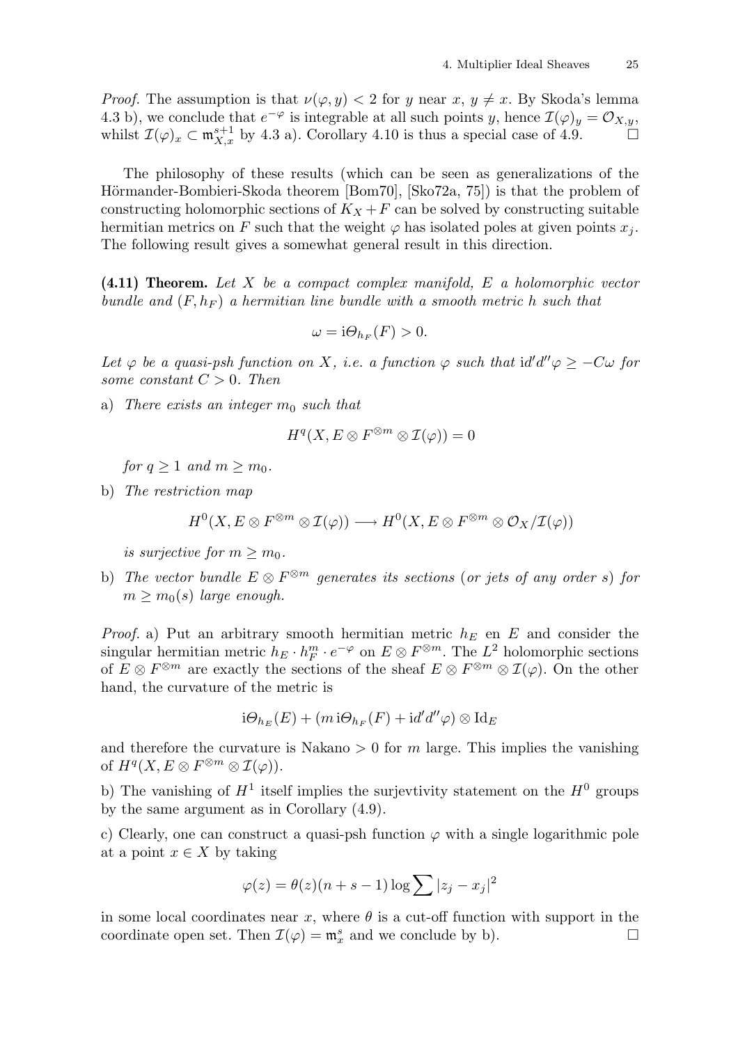*Proof.* The assumption is that $\nu(\varphi, y) < 2$ for $y$ near $x$, $y \neq x$. By Skoda's lemma 4.3 b), we conclude that $e^{-\varphi}$ is integrable at all such points $y$, hence $\mathcal{I}(\varphi)_y = \mathcal{O}_{X,y}$, whilst $\mathcal{I}(\varphi)_x \subset \mathfrak{m}_{X,x}^{s+1}$ by 4.3 a). Corollary 4.10 is thus a special case of 4.9. □

The philosophy of these results (which can be seen as generalizations of the Hörmander-Bombieri-Skoda theorem [Bom70], [Sko72a, 75]) is that the problem of constructing holomorphic sections of $K_X + F$ can be solved by constructing suitable hermitian metrics on $F$ such that the weight $\varphi$ has isolated poles at given points $x_j$. The following result gives a somewhat general result in this direction.

**(4.11) Theorem.** *Let $X$ be a compact complex manifold, $E$ a holomorphic vector bundle and $(F, h_F)$ a hermitian line bundle with a smooth metric $h$ such that*

$$\omega = \mathrm{i}\Theta_{h_F}(F) > 0.$$

*Let $\varphi$ be a quasi-psh function on $X$, i.e. a function $\varphi$ such that $\mathrm{i}d'd''\varphi \geq -C\omega$ for some constant $C > 0$. Then*

a) *There exists an integer $m_0$ such that*

$$H^q(X, E \otimes F^{\otimes m} \otimes \mathcal{I}(\varphi)) = 0$$

*for $q \geq 1$ and $m \geq m_0$.*

b) *The restriction map*

$$H^0(X, E \otimes F^{\otimes m} \otimes \mathcal{I}(\varphi)) \longrightarrow H^0(X, E \otimes F^{\otimes m} \otimes \mathcal{O}_X/\mathcal{I}(\varphi))$$

*is surjective for $m \geq m_0$.*

b) *The vector bundle $E \otimes F^{\otimes m}$ generates its sections (or jets of any order $s$) for $m \geq m_0(s)$ large enough.*

*Proof.* a) Put an arbitrary smooth hermitian metric $h_E$ en $E$ and consider the singular hermitian metric $h_E \cdot h_F^m \cdot e^{-\varphi}$ on $E \otimes F^{\otimes m}$. The $L^2$ holomorphic sections of $E \otimes F^{\otimes m}$ are exactly the sections of the sheaf $E \otimes F^{\otimes m} \otimes \mathcal{I}(\varphi)$. On the other hand, the curvature of the metric is

$$\mathrm{i}\Theta_{h_E}(E) + (m\,\mathrm{i}\Theta_{h_F}(F) + \mathrm{i}d'd''\varphi) \otimes \mathrm{Id}_E$$

and therefore the curvature is Nakano $> 0$ for $m$ large. This implies the vanishing of $H^q(X, E \otimes F^{\otimes m} \otimes \mathcal{I}(\varphi))$.

b) The vanishing of $H^1$ itself implies the surjevtivity statement on the $H^0$ groups by the same argument as in Corollary (4.9).

c) Clearly, one can construct a quasi-psh function $\varphi$ with a single logarithmic pole at a point $x \in X$ by taking

$$\varphi(z) = \theta(z)(n + s - 1)\log \sum |z_j - x_j|^2$$

in some local coordinates near $x$, where $\theta$ is a cut-off function with support in the coordinate open set. Then $\mathcal{I}(\varphi) = \mathfrak{m}_x^s$ and we conclude by b). □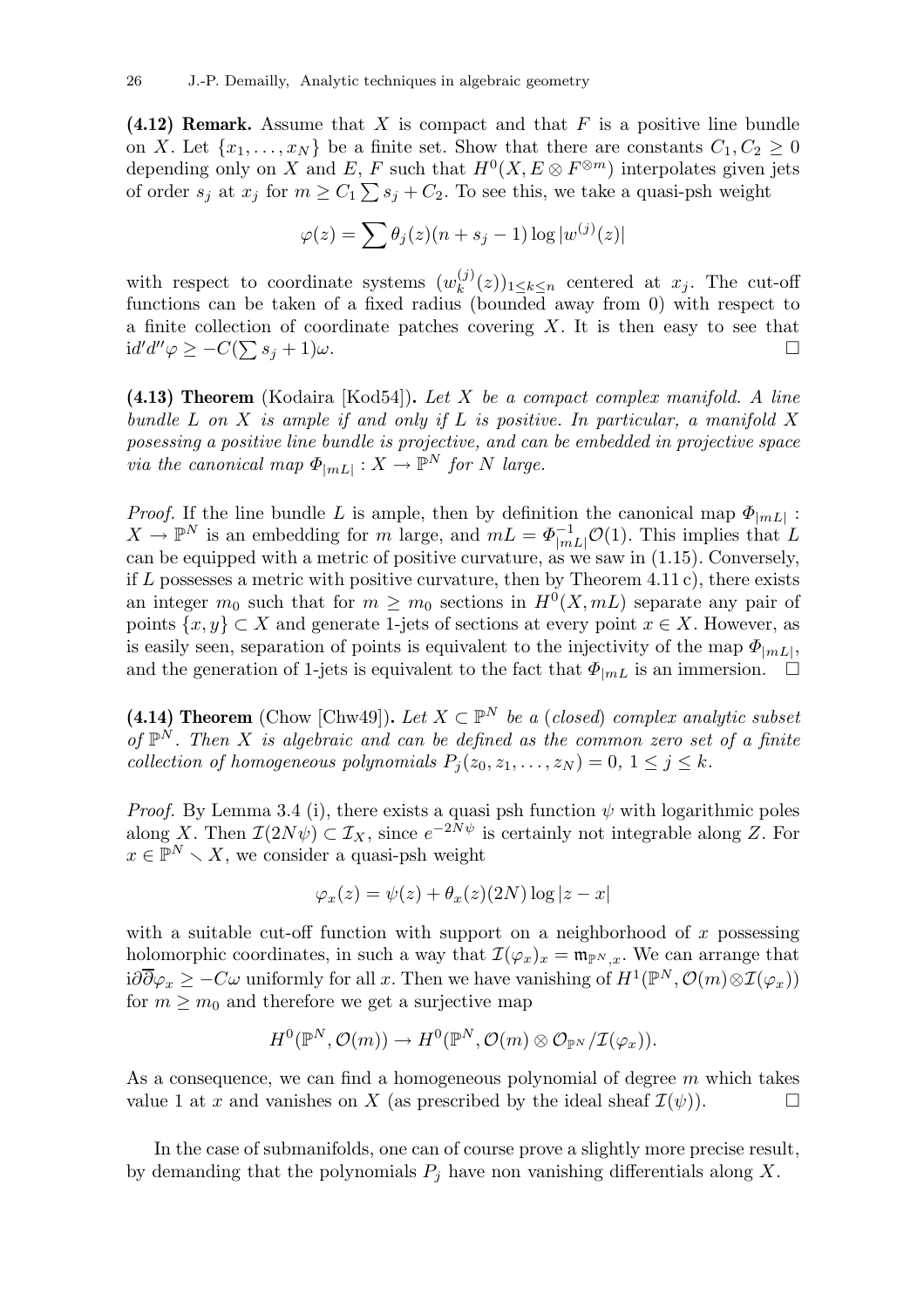**(4.12) Remark.** Assume that $X$ is compact and that $F$ is a positive line bundle on $X$. Let $\{x_1, \ldots, x_N\}$ be a finite set. Show that there are constants $C_1, C_2 \geq 0$ depending only on $X$ and $E$, $F$ such that $H^0(X, E \otimes F^{\otimes m})$ interpolates given jets of order $s_j$ at $x_j$ for $m \geq C_1 \sum s_j + C_2$. To see this, we take a quasi-psh weight

$$\varphi(z) = \sum \theta_j(z)(n + s_j - 1) \log |w^{(j)}(z)|$$

with respect to coordinate systems $(w_k^{(j)}(z))_{1 \leq k \leq n}$ centered at $x_j$. The cut-off functions can be taken of a fixed radius (bounded away from 0) with respect to a finite collection of coordinate patches covering $X$. It is then easy to see that $\mathrm{i}d'd''\varphi \geq -C(\sum s_j + 1)\omega$. □

**(4.13) Theorem** (Kodaira [Kod54]). *Let $X$ be a compact complex manifold. A line bundle $L$ on $X$ is ample if and only if $L$ is positive. In particular, a manifold $X$ posessing a positive line bundle is projective, and can be embedded in projective space via the canonical map $\Phi_{|mL|} : X \to \mathbb{P}^N$ for $N$ large.*

*Proof.* If the line bundle $L$ is ample, then by definition the canonical map $\Phi_{|mL|} : X \to \mathbb{P}^N$ is an embedding for $m$ large, and $mL = \Phi_{|mL|}^{-1}\mathcal{O}(1)$. This implies that $L$ can be equipped with a metric of positive curvature, as we saw in (1.15). Conversely, if $L$ possesses a metric with positive curvature, then by Theorem 4.11 c), there exists an integer $m_0$ such that for $m \geq m_0$ sections in $H^0(X, mL)$ separate any pair of points $\{x, y\} \subset X$ and generate 1-jets of sections at every point $x \in X$. However, as is easily seen, separation of points is equivalent to the injectivity of the map $\Phi_{|mL|}$, and the generation of 1-jets is equivalent to the fact that $\Phi_{|mL}$ is an immersion. □

**(4.14) Theorem** (Chow [Chw49]). *Let $X \subset \mathbb{P}^N$ be a (closed) complex analytic subset of $\mathbb{P}^N$. Then $X$ is algebraic and can be defined as the common zero set of a finite collection of homogeneous polynomials $P_j(z_0, z_1, \ldots, z_N) = 0$, $1 \leq j \leq k$.*

*Proof.* By Lemma 3.4 (i), there exists a quasi psh function $\psi$ with logarithmic poles along $X$. Then $\mathcal{I}(2N\psi) \subset \mathcal{I}_X$, since $e^{-2N\psi}$ is certainly not integrable along $Z$. For $x \in \mathbb{P}^N \smallsetminus X$, we consider a quasi-psh weight

$$\varphi_x(z) = \psi(z) + \theta_x(z)(2N) \log |z - x|$$

with a suitable cut-off function with support on a neighborhood of $x$ possessing holomorphic coordinates, in such a way that $\mathcal{I}(\varphi_x)_x = \mathfrak{m}_{\mathbb{P}^N, x}$. We can arrange that $\mathrm{i}\partial\overline{\partial}\varphi_x \geq -C\omega$ uniformly for all $x$. Then we have vanishing of $H^1(\mathbb{P}^N, \mathcal{O}(m) \otimes \mathcal{I}(\varphi_x))$ for $m \geq m_0$ and therefore we get a surjective map

$$H^0(\mathbb{P}^N, \mathcal{O}(m)) \to H^0(\mathbb{P}^N, \mathcal{O}(m) \otimes \mathcal{O}_{\mathbb{P}^N}/\mathcal{I}(\varphi_x)).$$

As a consequence, we can find a homogeneous polynomial of degree $m$ which takes value 1 at $x$ and vanishes on $X$ (as prescribed by the ideal sheaf $\mathcal{I}(\psi)$). □

In the case of submanifolds, one can of course prove a slightly more precise result, by demanding that the polynomials $P_j$ have non vanishing differentials along $X$.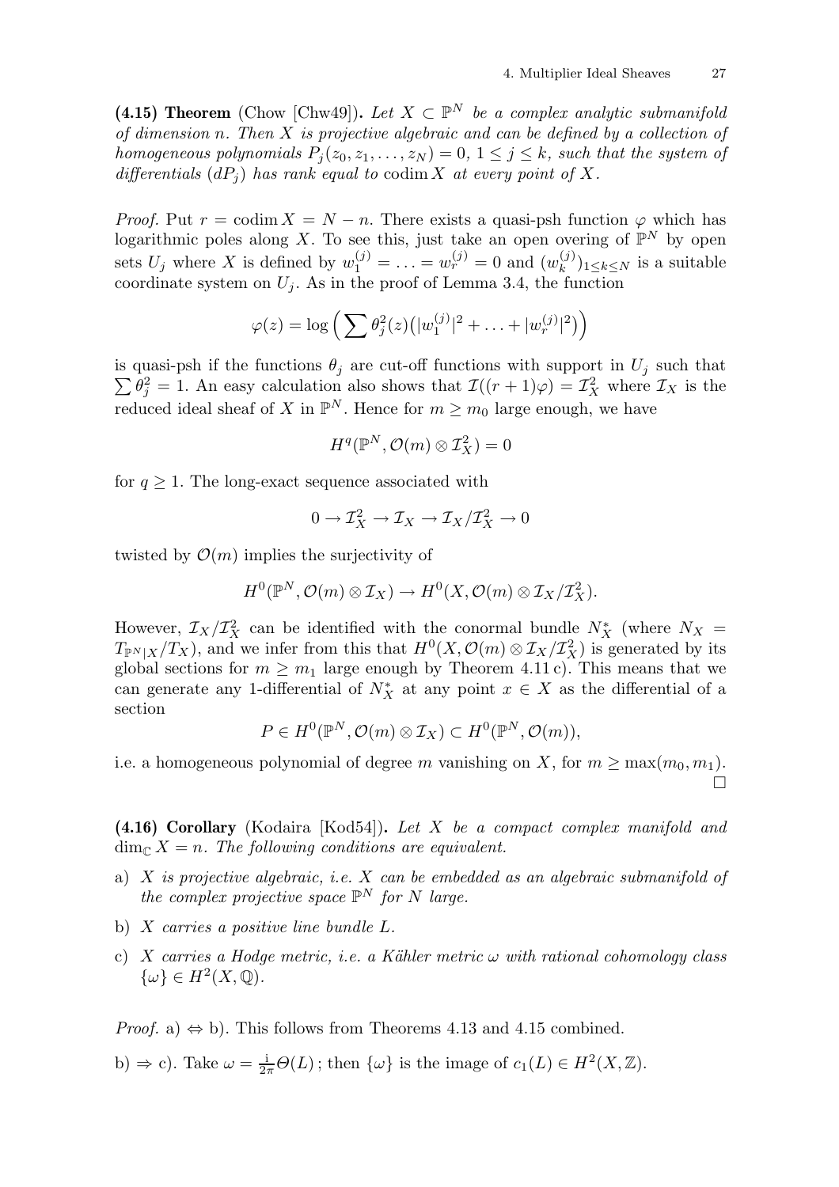**(4.15) Theorem** (Chow [Chw49])**.** *Let $X \subset \mathbb{P}^N$ be a complex analytic submanifold of dimension $n$. Then $X$ is projective algebraic and can be defined by a collection of homogeneous polynomials $P_j(z_0, z_1, \ldots, z_N) = 0$, $1 \le j \le k$, such that the system of differentials $(dP_j)$ has rank equal to $\operatorname{codim} X$ at every point of $X$.*

*Proof.* Put $r = \operatorname{codim} X = N - n$. There exists a quasi-psh function $\varphi$ which has logarithmic poles along $X$. To see this, just take an open overing of $\mathbb{P}^N$ by open sets $U_j$ where $X$ is defined by $w_1^{(j)} = \ldots = w_r^{(j)} = 0$ and $(w_k^{(j)})_{1 \le k \le N}$ is a suitable coordinate system on $U_j$. As in the proof of Lemma 3.4, the function

$$\varphi(z) = \log\Big(\sum \theta_j^2(z)\big(|w_1^{(j)}|^2 + \ldots + |w_r^{(j)}|^2\big)\Big)$$

is quasi-psh if the functions $\theta_j$ are cut-off functions with support in $U_j$ such that $\sum \theta_j^2 = 1$. An easy calculation also shows that $\mathcal{I}((r+1)\varphi) = \mathcal{I}_X^2$ where $\mathcal{I}_X$ is the reduced ideal sheaf of $X$ in $\mathbb{P}^N$. Hence for $m \ge m_0$ large enough, we have

$$H^q(\mathbb{P}^N, \mathcal{O}(m) \otimes \mathcal{I}_X^2) = 0$$

for $q \ge 1$. The long-exact sequence associated with

$$0 \to \mathcal{I}_X^2 \to \mathcal{I}_X \to \mathcal{I}_X/\mathcal{I}_X^2 \to 0$$

twisted by $\mathcal{O}(m)$ implies the surjectivity of

$$H^0(\mathbb{P}^N, \mathcal{O}(m) \otimes \mathcal{I}_X) \to H^0(X, \mathcal{O}(m) \otimes \mathcal{I}_X/\mathcal{I}_X^2).$$

However, $\mathcal{I}_X/\mathcal{I}_X^2$ can be identified with the conormal bundle $N_X^*$ (where $N_X = T_{\mathbb{P}^N|X}/T_X$), and we infer from this that $H^0(X, \mathcal{O}(m) \otimes \mathcal{I}_X/\mathcal{I}_X^2)$ is generated by its global sections for $m \ge m_1$ large enough by Theorem 4.11 c). This means that we can generate any 1-differential of $N_X^*$ at any point $x \in X$ as the differential of a section

$$P \in H^0(\mathbb{P}^N, \mathcal{O}(m) \otimes \mathcal{I}_X) \subset H^0(\mathbb{P}^N, \mathcal{O}(m)),$$

i.e. a homogeneous polynomial of degree $m$ vanishing on $X$, for $m \ge \max(m_0, m_1)$. □

**(4.16) Corollary** (Kodaira [Kod54])**.** *Let $X$ be a compact complex manifold and $\dim_{\mathbb{C}} X = n$. The following conditions are equivalent.*

a) *$X$ is projective algebraic, i.e. $X$ can be embedded as an algebraic submanifold of the complex projective space $\mathbb{P}^N$ for $N$ large.*

b) *$X$ carries a positive line bundle $L$.*

c) *$X$ carries a Hodge metric, i.e. a Kähler metric $\omega$ with rational cohomology class $\{\omega\} \in H^2(X, \mathbb{Q})$.*

*Proof.* a) $\Leftrightarrow$ b). This follows from Theorems 4.13 and 4.15 combined.

b) $\Rightarrow$ c). Take $\omega = \frac{\mathrm{i}}{2\pi}\Theta(L)$; then $\{\omega\}$ is the image of $c_1(L) \in H^2(X, \mathbb{Z})$.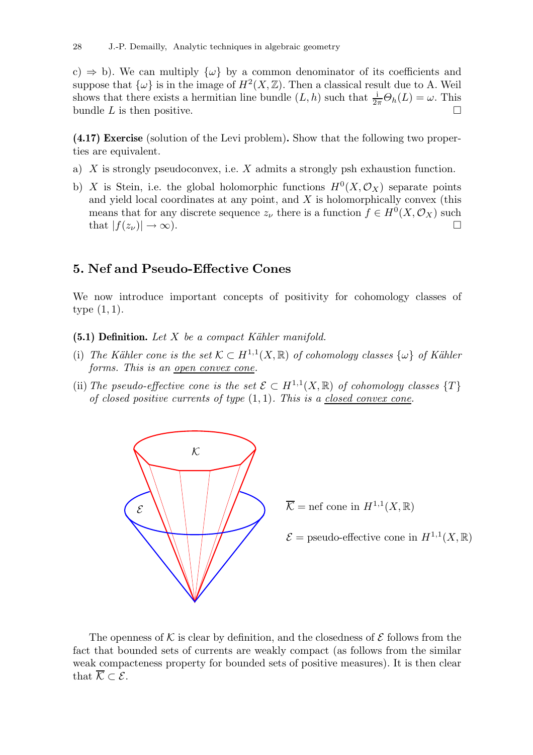c) ⇒ b). We can multiply $\{\omega\}$ by a common denominator of its coefficients and suppose that $\{\omega\}$ is in the image of $H^2(X,\mathbb{Z})$. Then a classical result due to A. Weil shows that there exists a hermitian line bundle $(L,h)$ such that $\frac{i}{2\pi}\Theta_h(L) = \omega$. This bundle $L$ is then positive. □

**(4.17) Exercise** (solution of the Levi problem)**.** Show that the following two properties are equivalent.

a) $X$ is strongly pseudoconvex, i.e. $X$ admits a strongly psh exhaustion function.

b) $X$ is Stein, i.e. the global holomorphic functions $H^0(X,\mathcal{O}_X)$ separate points and yield local coordinates at any point, and $X$ is holomorphically convex (this means that for any discrete sequence $z_\nu$ there is a function $f \in H^0(X,\mathcal{O}_X)$ such that $|f(z_\nu)| \to \infty$). □

## 5. Nef and Pseudo-Effective Cones

We now introduce important concepts of positivity for cohomology classes of type $(1,1)$.

**(5.1) Definition.** *Let $X$ be a compact Kähler manifold.*

(i) *The Kähler cone is the set $\mathcal{K} \subset H^{1,1}(X,\mathbb{R})$ of cohomology classes $\{\omega\}$ of Kähler forms. This is an <u>open convex cone</u>.*

(ii) *The pseudo-effective cone is the set $\mathcal{E} \subset H^{1,1}(X,\mathbb{R})$ of cohomology classes $\{T\}$ of closed positive currents of type $(1,1)$. This is a <u>closed convex cone</u>.*

$\overline{\mathcal{K}}$ = nef cone in $H^{1,1}(X,\mathbb{R})$

$\mathcal{E}$ = pseudo-effective cone in $H^{1,1}(X,\mathbb{R})$

The openness of $\mathcal{K}$ is clear by definition, and the closedness of $\mathcal{E}$ follows from the fact that bounded sets of currents are weakly compact (as follows from the similar weak compacteness property for bounded sets of positive measures). It is then clear that $\overline{\mathcal{K}} \subset \mathcal{E}$.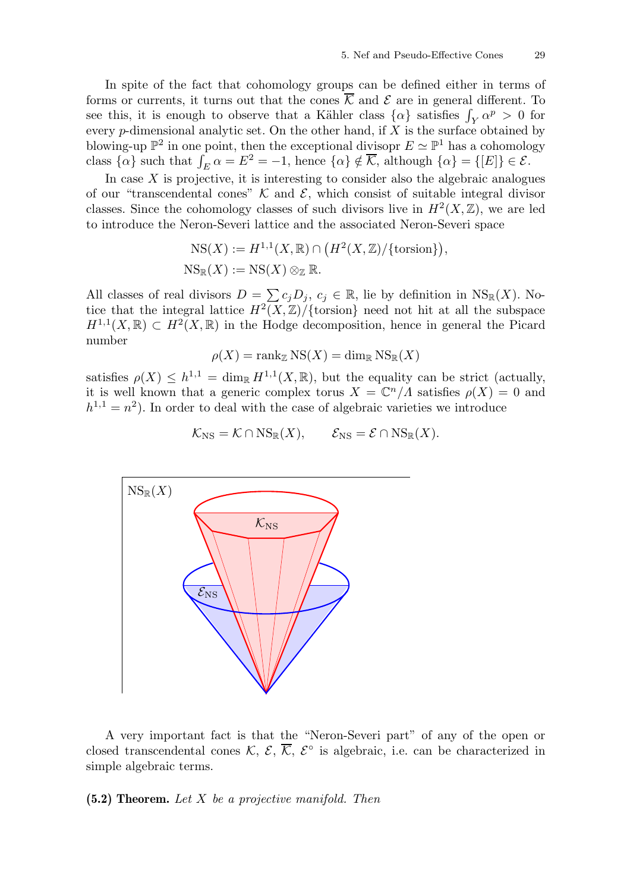In spite of the fact that cohomology groups can be defined either in terms of forms or currents, it turns out that the cones $\overline{\mathcal{K}}$ and $\mathcal{E}$ are in general different. To see this, it is enough to observe that a Kähler class $\{\alpha\}$ satisfies $\int_Y \alpha^p > 0$ for every $p$-dimensional analytic set. On the other hand, if $X$ is the surface obtained by blowing-up $\mathbb{P}^2$ in one point, then the exceptional divisopr $E \simeq \mathbb{P}^1$ has a cohomology class $\{\alpha\}$ such that $\int_E \alpha = E^2 = -1$, hence $\{\alpha\} \notin \overline{\mathcal{K}}$, although $\{\alpha\} = \{[E]\} \in \mathcal{E}$.

In case $X$ is projective, it is interesting to consider also the algebraic analogues of our "transcendental cones" $\mathcal{K}$ and $\mathcal{E}$, which consist of suitable integral divisor classes. Since the cohomology classes of such divisors live in $H^2(X, \mathbb{Z})$, we are led to introduce the Neron-Severi lattice and the associated Neron-Severi space

$$\mathrm{NS}(X) := H^{1,1}(X, \mathbb{R}) \cap \big(H^2(X, \mathbb{Z})/\{\text{torsion}\}\big),$$
$$\mathrm{NS}_{\mathbb{R}}(X) := \mathrm{NS}(X) \otimes_{\mathbb{Z}} \mathbb{R}.$$

All classes of real divisors $D = \sum c_j D_j$, $c_j \in \mathbb{R}$, lie by definition in $\mathrm{NS}_{\mathbb{R}}(X)$. Notice that the integral lattice $H^2(X, \mathbb{Z})/\{\text{torsion}\}$ need not hit at all the subspace $H^{1,1}(X, \mathbb{R}) \subset H^2(X, \mathbb{R})$ in the Hodge decomposition, hence in general the Picard number

$$\rho(X) = \mathrm{rank}_{\mathbb{Z}}\, \mathrm{NS}(X) = \dim_{\mathbb{R}} \mathrm{NS}_{\mathbb{R}}(X)$$

satisfies $\rho(X) \le h^{1,1} = \dim_{\mathbb{R}} H^{1,1}(X, \mathbb{R})$, but the equality can be strict (actually, it is well known that a generic complex torus $X = \mathbb{C}^n/\Lambda$ satisfies $\rho(X) = 0$ and $h^{1,1} = n^2$). In order to deal with the case of algebraic varieties we introduce

$$\mathcal{K}_{\mathrm{NS}} = \mathcal{K} \cap \mathrm{NS}_{\mathbb{R}}(X), \qquad \mathcal{E}_{\mathrm{NS}} = \mathcal{E} \cap \mathrm{NS}_{\mathbb{R}}(X).$$

A very important fact is that the "Neron-Severi part" of any of the open or closed transcendental cones $\mathcal{K}$, $\mathcal{E}$, $\overline{\mathcal{K}}$, $\mathcal{E}^\circ$ is algebraic, i.e. can be characterized in simple algebraic terms.

**(5.2) Theorem.** *Let $X$ be a projective manifold. Then*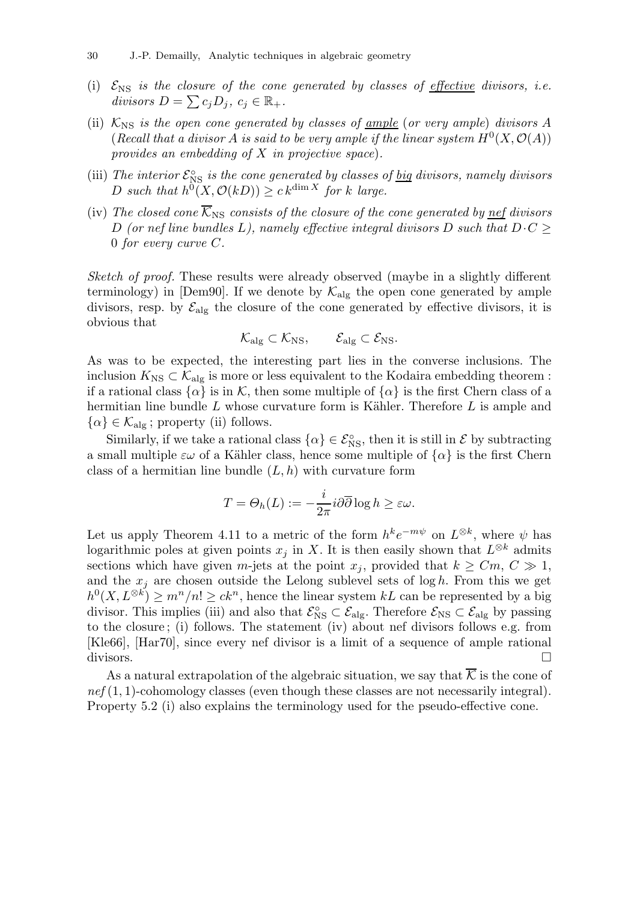(i) $\mathcal{E}_{\rm NS}$ *is the closure of the cone generated by classes of* <u>*effective*</u> *divisors, i.e. divisors* $D = \sum c_j D_j$, $c_j \in \mathbb{R}_+$.

(ii) $\mathcal{K}_{\rm NS}$ *is the open cone generated by classes of* <u>*ample*</u> (*or very ample*) *divisors* $A$ (*Recall that a divisor* $A$ *is said to be very ample if the linear system* $H^0(X, \mathcal{O}(A))$ *provides an embedding of* $X$ *in projective space*).

(iii) *The interior* $\mathcal{E}^\circ_{\rm NS}$ *is the cone generated by classes of* <u>*big*</u> *divisors, namely divisors* $D$ *such that* $h^0(X, \mathcal{O}(kD)) \geq c\,k^{\dim X}$ *for* $k$ *large.*

(iv) *The closed cone* $\overline{\mathcal{K}}_{\rm NS}$ *consists of the closure of the cone generated by* <u>*nef*</u> *divisors* $D$ *(or nef line bundles* $L$*), namely effective integral divisors* $D$ *such that* $D \cdot C \geq 0$ *for every curve* $C$.

*Sketch of proof.* These results were already observed (maybe in a slightly different terminology) in [Dem90]. If we denote by $\mathcal{K}_{\rm alg}$ the open cone generated by ample divisors, resp. by $\mathcal{E}_{\rm alg}$ the closure of the cone generated by effective divisors, it is obvious that

$$\mathcal{K}_{\rm alg} \subset \mathcal{K}_{\rm NS}, \qquad \mathcal{E}_{\rm alg} \subset \mathcal{E}_{\rm NS}.$$

As was to be expected, the interesting part lies in the converse inclusions. The inclusion $K_{\rm NS} \subset \mathcal{K}_{\rm alg}$ is more or less equivalent to the Kodaira embedding theorem : if a rational class $\{\alpha\}$ is in $\mathcal{K}$, then some multiple of $\{\alpha\}$ is the first Chern class of a hermitian line bundle $L$ whose curvature form is Kähler. Therefore $L$ is ample and $\{\alpha\} \in \mathcal{K}_{\rm alg}$ ; property (ii) follows.

Similarly, if we take a rational class $\{\alpha\} \in \mathcal{E}^\circ_{\rm NS}$, then it is still in $\mathcal{E}$ by subtracting a small multiple $\varepsilon\omega$ of a Kähler class, hence some multiple of $\{\alpha\}$ is the first Chern class of a hermitian line bundle $(L, h)$ with curvature form

$$T = \Theta_h(L) := -\frac{i}{2\pi} i\partial\overline{\partial} \log h \geq \varepsilon\omega.$$

Let us apply Theorem 4.11 to a metric of the form $h^k e^{-m\psi}$ on $L^{\otimes k}$, where $\psi$ has logarithmic poles at given points $x_j$ in $X$. It is then easily shown that $L^{\otimes k}$ admits sections which have given $m$-jets at the point $x_j$, provided that $k \geq Cm$, $C \gg 1$, and the $x_j$ are chosen outside the Lelong sublevel sets of $\log h$. From this we get $h^0(X, L^{\otimes k}) \geq m^n/n! \geq ck^n$, hence the linear system $kL$ can be represented by a big divisor. This implies (iii) and also that $\mathcal{E}^\circ_{\rm NS} \subset \mathcal{E}_{\rm alg}$. Therefore $\mathcal{E}_{\rm NS} \subset \mathcal{E}_{\rm alg}$ by passing to the closure ; (i) follows. The statement (iv) about nef divisors follows e.g. from [Kle66], [Har70], since every nef divisor is a limit of a sequence of ample rational divisors. □

As a natural extrapolation of the algebraic situation, we say that $\overline{\mathcal{K}}$ is the cone of *nef* (1, 1)-cohomology classes (even though these classes are not necessarily integral). Property 5.2 (i) also explains the terminology used for the pseudo-effective cone.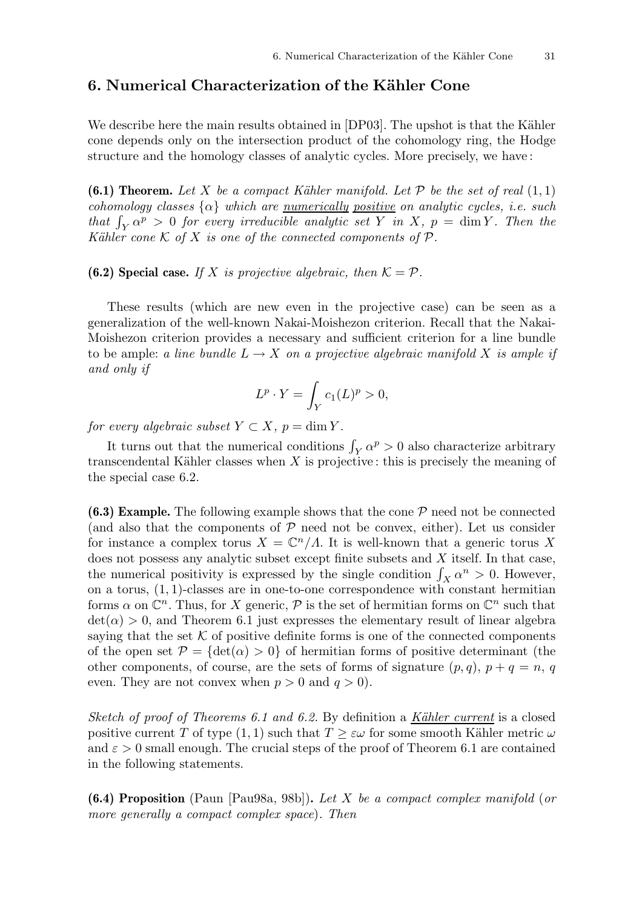## 6. Numerical Characterization of the Kähler Cone

We describe here the main results obtained in [DP03]. The upshot is that the Kähler cone depends only on the intersection product of the cohomology ring, the Hodge structure and the homology classes of analytic cycles. More precisely, we have :

**(6.1) Theorem.** *Let $X$ be a compact Kähler manifold. Let $\mathcal{P}$ be the set of real $(1,1)$ cohomology classes $\{\alpha\}$ which are* ***numerically positive*** *on analytic cycles, i.e. such that $\int_Y \alpha^p > 0$ for every irreducible analytic set $Y$ in $X$, $p = \dim Y$. Then the Kähler cone $\mathcal{K}$ of $X$ is one of the connected components of $\mathcal{P}$.*

**(6.2) Special case.** *If $X$ is projective algebraic, then $\mathcal{K} = \mathcal{P}$.*

These results (which are new even in the projective case) can be seen as a generalization of the well-known Nakai-Moishezon criterion. Recall that the Nakai-Moishezon criterion provides a necessary and sufficient criterion for a line bundle to be ample: *a line bundle $L \to X$ on a projective algebraic manifold $X$ is ample if and only if*

$$L^p \cdot Y = \int_Y c_1(L)^p > 0,$$

*for every algebraic subset $Y \subset X$, $p = \dim Y$.*

It turns out that the numerical conditions $\int_Y \alpha^p > 0$ also characterize arbitrary transcendental Kähler classes when $X$ is projective : this is precisely the meaning of the special case 6.2.

**(6.3) Example.** The following example shows that the cone $\mathcal{P}$ need not be connected (and also that the components of $\mathcal{P}$ need not be convex, either). Let us consider for instance a complex torus $X = \mathbb{C}^n/\Lambda$. It is well-known that a generic torus $X$ does not possess any analytic subset except finite subsets and $X$ itself. In that case, the numerical positivity is expressed by the single condition $\int_X \alpha^n > 0$. However, on a torus, $(1,1)$-classes are in one-to-one correspondence with constant hermitian forms $\alpha$ on $\mathbb{C}^n$. Thus, for $X$ generic, $\mathcal{P}$ is the set of hermitian forms on $\mathbb{C}^n$ such that $\det(\alpha) > 0$, and Theorem 6.1 just expresses the elementary result of linear algebra saying that the set $\mathcal{K}$ of positive definite forms is one of the connected components of the open set $\mathcal{P} = \{\det(\alpha) > 0\}$ of hermitian forms of positive determinant (the other components, of course, are the sets of forms of signature $(p,q)$, $p+q = n$, $q$ even. They are not convex when $p > 0$ and $q > 0$).

*Sketch of proof of Theorems 6.1 and 6.2.* By definition a ***Kähler current*** is a closed positive current $T$ of type $(1,1)$ such that $T \geq \varepsilon\omega$ for some smooth Kähler metric $\omega$ and $\varepsilon > 0$ small enough. The crucial steps of the proof of Theorem 6.1 are contained in the following statements.

**(6.4) Proposition** (Paun [Pau98a, 98b])**.** *Let $X$ be a compact complex manifold (or more generally a compact complex space). Then*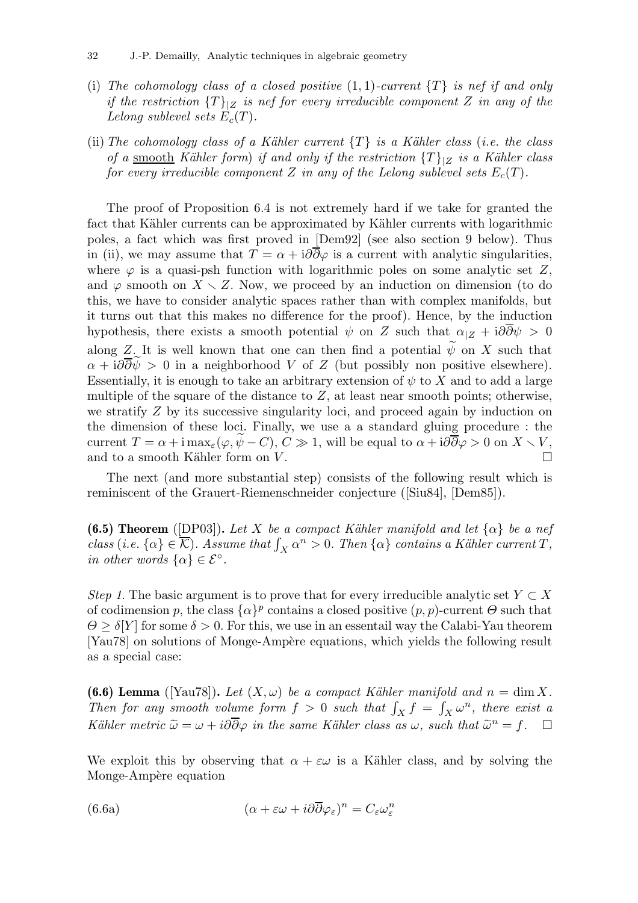(i) *The cohomology class of a closed positive* $(1,1)$*-current* $\{T\}$ *is nef if and only if the restriction* $\{T\}_{|Z}$ *is nef for every irreducible component* $Z$ *in any of the Lelong sublevel sets* $E_c(T)$.

(ii) *The cohomology class of a Kähler current* $\{T\}$ *is a Kähler class* (*i.e. the class of a* <u>smooth</u> *Kähler form*) *if and only if the restriction* $\{T\}_{|Z}$ *is a Kähler class for every irreducible component* $Z$ *in any of the Lelong sublevel sets* $E_c(T)$.

The proof of Proposition 6.4 is not extremely hard if we take for granted the fact that Kähler currents can be approximated by Kähler currents with logarithmic poles, a fact which was first proved in [Dem92] (see also section 9 below). Thus in (ii), we may assume that $T = \alpha + i\partial\overline{\partial}\varphi$ is a current with analytic singularities, where $\varphi$ is a quasi-psh function with logarithmic poles on some analytic set $Z$, and $\varphi$ smooth on $X \smallsetminus Z$. Now, we proceed by an induction on dimension (to do this, we have to consider analytic spaces rather than with complex manifolds, but it turns out that this makes no difference for the proof). Hence, by the induction hypothesis, there exists a smooth potential $\psi$ on $Z$ such that $\alpha_{|Z} + i\partial\overline{\partial}\psi > 0$ along $Z$. It is well known that one can then find a potential $\widetilde{\psi}$ on $X$ such that $\alpha + i\partial\overline{\partial}\widetilde{\psi} > 0$ in a neighborhood $V$ of $Z$ (but possibly non positive elsewhere). Essentially, it is enough to take an arbitrary extension of $\psi$ to $X$ and to add a large multiple of the square of the distance to $Z$, at least near smooth points; otherwise, we stratify $Z$ by its successive singularity loci, and proceed again by induction on the dimension of these loci. Finally, we use a a standard gluing procedure : the current $T = \alpha + i\max_\varepsilon(\varphi, \widetilde{\psi} - C)$, $C \gg 1$, will be equal to $\alpha + i\partial\overline{\partial}\varphi > 0$ on $X \smallsetminus V$, and to a smooth Kähler form on $V$. □

The next (and more substantial step) consists of the following result which is reminiscent of the Grauert-Riemenschneider conjecture ([Siu84], [Dem85]).

**(6.5) Theorem** ([DP03]). *Let* $X$ *be a compact Kähler manifold and let* $\{\alpha\}$ *be a nef class* (*i.e.* $\{\alpha\} \in \overline{\mathcal{K}}$). *Assume that* $\int_X \alpha^n > 0$. *Then* $\{\alpha\}$ *contains a Kähler current* $T$, *in other words* $\{\alpha\} \in \mathcal{E}^\circ$.

*Step 1.* The basic argument is to prove that for every irreducible analytic set $Y \subset X$ of codimension $p$, the class $\{\alpha\}^p$ contains a closed positive $(p,p)$-current $\Theta$ such that $\Theta \geq \delta[Y]$ for some $\delta > 0$. For this, we use in an essentail way the Calabi-Yau theorem [Yau78] on solutions of Monge-Ampère equations, which yields the following result as a special case:

**(6.6) Lemma** ([Yau78]). *Let* $(X,\omega)$ *be a compact Kähler manifold and* $n = \dim X$. *Then for any smooth volume form* $f > 0$ *such that* $\int_X f = \int_X \omega^n$, *there exist a Kähler metric* $\widetilde{\omega} = \omega + i\partial\overline{\partial}\varphi$ *in the same Kähler class as* $\omega$, *such that* $\widetilde{\omega}^n = f$. □

We exploit this by observing that $\alpha + \varepsilon\omega$ is a Kähler class, and by solving the Monge-Ampère equation

$$(\alpha + \varepsilon\omega + i\partial\overline{\partial}\varphi_\varepsilon)^n = C_\varepsilon \omega_\varepsilon^n \tag{6.6a}$$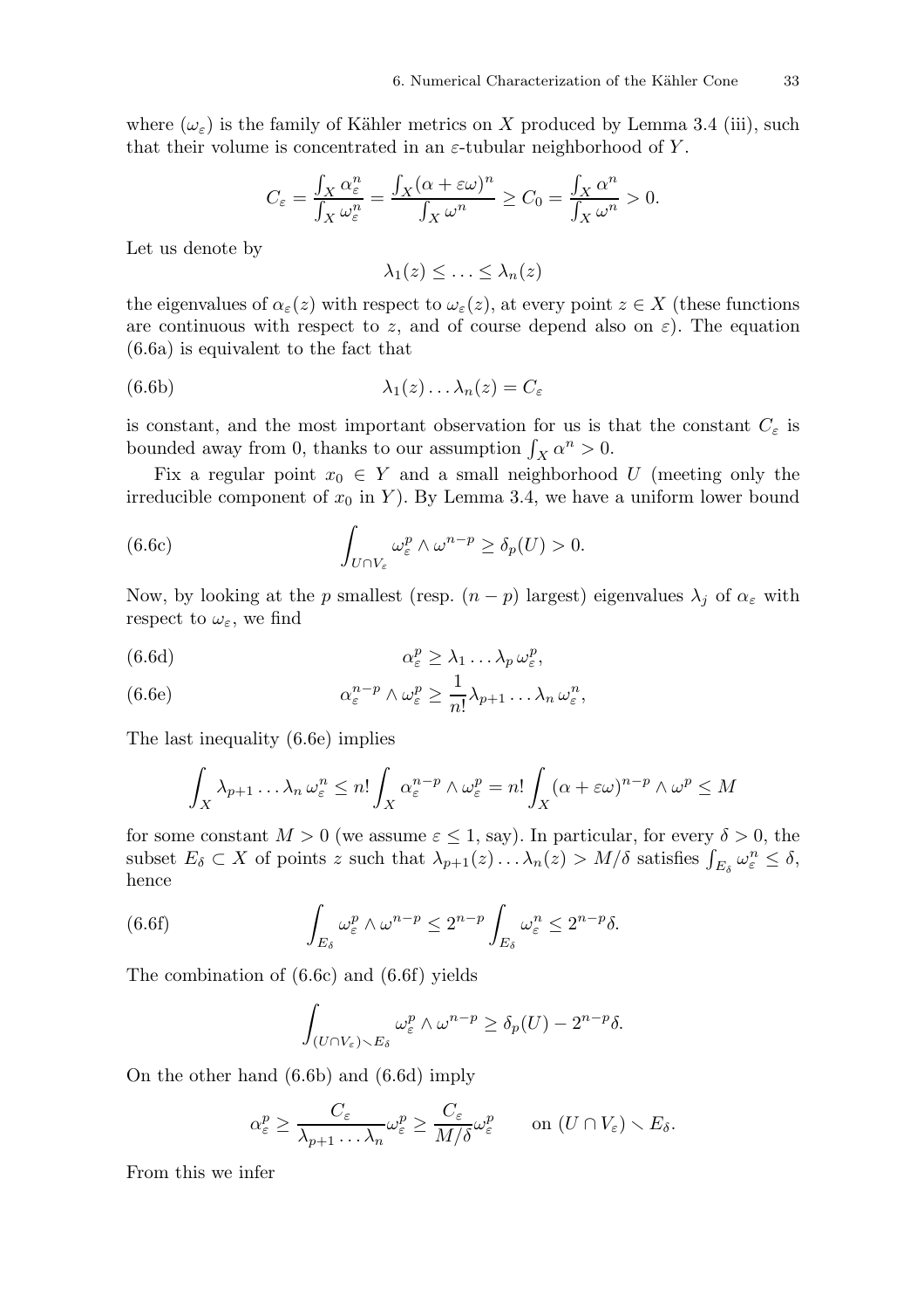where $(\omega_\varepsilon)$ is the family of Kähler metrics on $X$ produced by Lemma 3.4 (iii), such that their volume is concentrated in an $\varepsilon$-tubular neighborhood of $Y$.

$$C_\varepsilon = \frac{\int_X \alpha_\varepsilon^n}{\int_X \omega_\varepsilon^n} = \frac{\int_X (\alpha + \varepsilon\omega)^n}{\int_X \omega^n} \geq C_0 = \frac{\int_X \alpha^n}{\int_X \omega^n} > 0.$$

Let us denote by

$$\lambda_1(z) \leq \ldots \leq \lambda_n(z)$$

the eigenvalues of $\alpha_\varepsilon(z)$ with respect to $\omega_\varepsilon(z)$, at every point $z \in X$ (these functions are continuous with respect to $z$, and of course depend also on $\varepsilon$). The equation (6.6a) is equivalent to the fact that

$$\lambda_1(z) \ldots \lambda_n(z) = C_\varepsilon \tag{6.6b}$$

is constant, and the most important observation for us is that the constant $C_\varepsilon$ is bounded away from 0, thanks to our assumption $\int_X \alpha^n > 0$.

Fix a regular point $x_0 \in Y$ and a small neighborhood $U$ (meeting only the irreducible component of $x_0$ in $Y$). By Lemma 3.4, we have a uniform lower bound

$$\int_{U \cap V_\varepsilon} \omega_\varepsilon^p \wedge \omega^{n-p} \geq \delta_p(U) > 0. \tag{6.6c}$$

Now, by looking at the $p$ smallest (resp. $(n-p)$ largest) eigenvalues $\lambda_j$ of $\alpha_\varepsilon$ with respect to $\omega_\varepsilon$, we find

$$\alpha_\varepsilon^p \geq \lambda_1 \ldots \lambda_p \, \omega_\varepsilon^p, \tag{6.6d}$$

$$\alpha_\varepsilon^{n-p} \wedge \omega_\varepsilon^p \geq \frac{1}{n!} \lambda_{p+1} \ldots \lambda_n \, \omega_\varepsilon^n, \tag{6.6e}$$

The last inequality (6.6e) implies

$$\int_X \lambda_{p+1} \ldots \lambda_n \, \omega_\varepsilon^n \leq n! \int_X \alpha_\varepsilon^{n-p} \wedge \omega_\varepsilon^p = n! \int_X (\alpha + \varepsilon\omega)^{n-p} \wedge \omega^p \leq M$$

for some constant $M > 0$ (we assume $\varepsilon \leq 1$, say). In particular, for every $\delta > 0$, the subset $E_\delta \subset X$ of points $z$ such that $\lambda_{p+1}(z) \ldots \lambda_n(z) > M/\delta$ satisfies $\int_{E_\delta} \omega_\varepsilon^n \leq \delta$, hence

$$\int_{E_\delta} \omega_\varepsilon^p \wedge \omega^{n-p} \leq 2^{n-p} \int_{E_\delta} \omega_\varepsilon^n \leq 2^{n-p} \delta. \tag{6.6f}$$

The combination of (6.6c) and (6.6f) yields

$$\int_{(U \cap V_\varepsilon) \smallsetminus E_\delta} \omega_\varepsilon^p \wedge \omega^{n-p} \geq \delta_p(U) - 2^{n-p}\delta.$$

On the other hand (6.6b) and (6.6d) imply

$$\alpha_\varepsilon^p \geq \frac{C_\varepsilon}{\lambda_{p+1} \ldots \lambda_n} \omega_\varepsilon^p \geq \frac{C_\varepsilon}{M/\delta} \omega_\varepsilon^p \qquad \text{on } (U \cap V_\varepsilon) \smallsetminus E_\delta.$$

From this we infer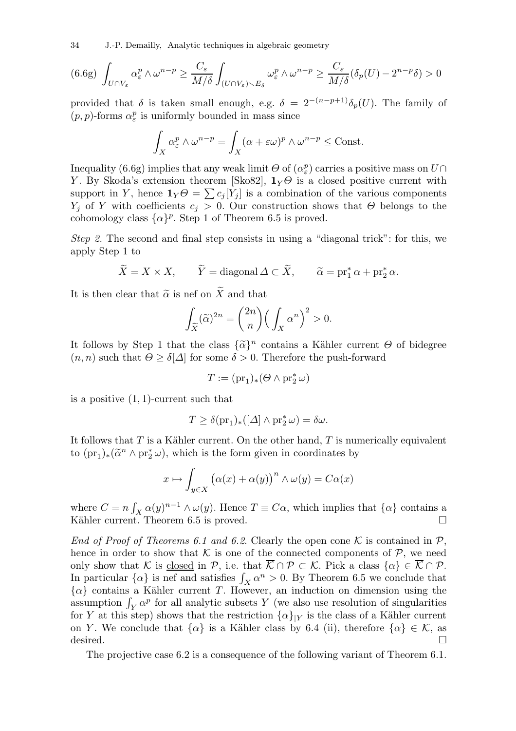$$\text{(6.6g)} \int_{U\cap V_\varepsilon} \alpha_\varepsilon^p \wedge \omega^{n-p} \geq \frac{C_\varepsilon}{M/\delta} \int_{(U\cap V_\varepsilon)\smallsetminus E_\delta} \omega_\varepsilon^p \wedge \omega^{n-p} \geq \frac{C_\varepsilon}{M/\delta}(\delta_p(U) - 2^{n-p}\delta) > 0$$

provided that $\delta$ is taken small enough, e.g. $\delta = 2^{-(n-p+1)}\delta_p(U)$. The family of $(p,p)$-forms $\alpha_\varepsilon^p$ is uniformly bounded in mass since

$$\int_X \alpha_\varepsilon^p \wedge \omega^{n-p} = \int_X (\alpha + \varepsilon\omega)^p \wedge \omega^{n-p} \leq \text{Const.}$$

Inequality (6.6g) implies that any weak limit $\Theta$ of $(\alpha_\varepsilon^p)$ carries a positive mass on $U\cap Y$. By Skoda's extension theorem [Sko82], $\mathbf{1}_Y\Theta$ is a closed positive current with support in $Y$, hence $\mathbf{1}_Y\Theta = \sum c_j[Y_j]$ is a combination of the various components $Y_j$ of $Y$ with coefficients $c_j > 0$. Our construction shows that $\Theta$ belongs to the cohomology class $\{\alpha\}^p$. Step 1 of Theorem 6.5 is proved.

*Step 2.* The second and final step consists in using a "diagonal trick": for this, we apply Step 1 to

$$\widetilde{X} = X \times X, \qquad \widetilde{Y} = \text{diagonal}\,\Delta \subset \widetilde{X}, \qquad \widetilde{\alpha} = \mathrm{pr}_1^*\,\alpha + \mathrm{pr}_2^*\,\alpha.$$

It is then clear that $\widetilde{\alpha}$ is nef on $\widetilde{X}$ and that

$$\int_{\widetilde{X}} (\widetilde{\alpha})^{2n} = \binom{2n}{n}\Big(\int_X \alpha^n\Big)^2 > 0.$$

It follows by Step 1 that the class $\{\widetilde{\alpha}\}^n$ contains a Kähler current $\Theta$ of bidegree $(n,n)$ such that $\Theta \geq \delta[\Delta]$ for some $\delta > 0$. Therefore the push-forward

$$T := (\mathrm{pr}_1)_*(\Theta \wedge \mathrm{pr}_2^*\,\omega)$$

is a positive $(1,1)$-current such that

$$T \geq \delta(\mathrm{pr}_1)_*([\Delta] \wedge \mathrm{pr}_2^*\,\omega) = \delta\omega.$$

It follows that $T$ is a Kähler current. On the other hand, $T$ is numerically equivalent to $(\mathrm{pr}_1)_*(\widetilde{\alpha}^n \wedge \mathrm{pr}_2^*\,\omega)$, which is the form given in coordinates by

$$x \mapsto \int_{y\in X} \big(\alpha(x) + \alpha(y)\big)^n \wedge \omega(y) = C\alpha(x)$$

where $C = n\int_X \alpha(y)^{n-1} \wedge \omega(y)$. Hence $T \equiv C\alpha$, which implies that $\{\alpha\}$ contains a Kähler current. Theorem 6.5 is proved. $\square$

*End of Proof of Theorems 6.1 and 6.2.* Clearly the open cone $\mathcal{K}$ is contained in $\mathcal{P}$, hence in order to show that $\mathcal{K}$ is one of the connected components of $\mathcal{P}$, we need only show that $\mathcal{K}$ is closed in $\mathcal{P}$, i.e. that $\overline{\mathcal{K}} \cap \mathcal{P} \subset \mathcal{K}$. Pick a class $\{\alpha\} \in \overline{\mathcal{K}} \cap \mathcal{P}$. In particular $\{\alpha\}$ is nef and satisfies $\int_X \alpha^n > 0$. By Theorem 6.5 we conclude that $\{\alpha\}$ contains a Kähler current $T$. However, an induction on dimension using the assumption $\int_Y \alpha^p$ for all analytic subsets $Y$ (we also use resolution of singularities for $Y$ at this step) shows that the restriction $\{\alpha\}_{|Y}$ is the class of a Kähler current on $Y$. We conclude that $\{\alpha\}$ is a Kähler class by 6.4 (ii), therefore $\{\alpha\} \in \mathcal{K}$, as desired. $\square$

The projective case 6.2 is a consequence of the following variant of Theorem 6.1.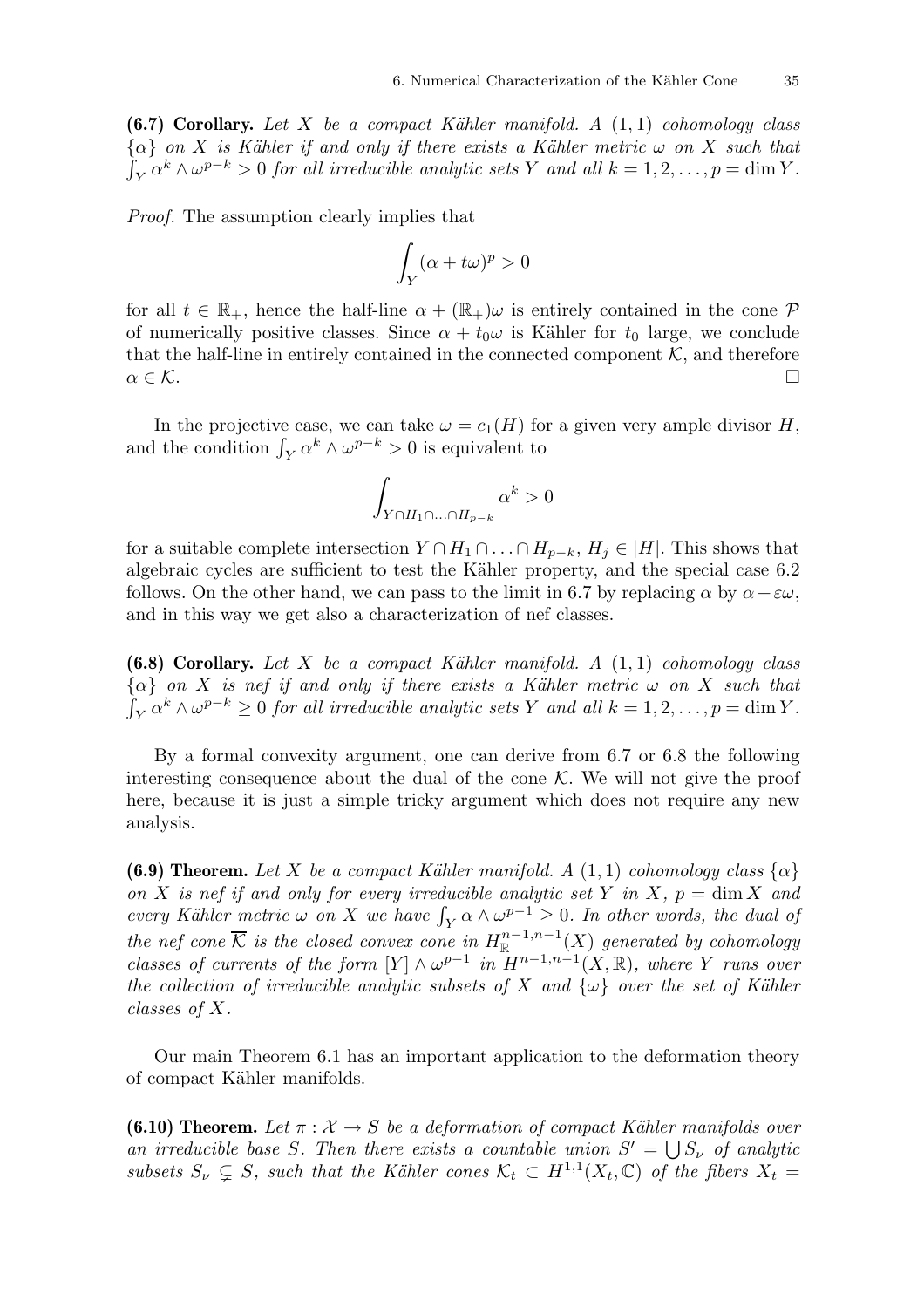**(6.7) Corollary.** *Let $X$ be a compact Kähler manifold. A $(1,1)$ cohomology class $\{\alpha\}$ on $X$ is Kähler if and only if there exists a Kähler metric $\omega$ on $X$ such that $\int_Y \alpha^k \wedge \omega^{p-k} > 0$ for all irreducible analytic sets $Y$ and all $k = 1, 2, \ldots, p = \dim Y$.*

*Proof.* The assumption clearly implies that

$$\int_Y (\alpha + t\omega)^p > 0$$

for all $t \in \mathbb{R}_+$, hence the half-line $\alpha + (\mathbb{R}_+)\omega$ is entirely contained in the cone $\mathcal{P}$ of numerically positive classes. Since $\alpha + t_0\omega$ is Kähler for $t_0$ large, we conclude that the half-line in entirely contained in the connected component $\mathcal{K}$, and therefore $\alpha \in \mathcal{K}$. □

In the projective case, we can take $\omega = c_1(H)$ for a given very ample divisor $H$, and the condition $\int_Y \alpha^k \wedge \omega^{p-k} > 0$ is equivalent to

$$\int_{Y \cap H_1 \cap \ldots \cap H_{p-k}} \alpha^k > 0$$

for a suitable complete intersection $Y \cap H_1 \cap \ldots \cap H_{p-k}$, $H_j \in |H|$. This shows that algebraic cycles are sufficient to test the Kähler property, and the special case 6.2 follows. On the other hand, we can pass to the limit in 6.7 by replacing $\alpha$ by $\alpha + \varepsilon\omega$, and in this way we get also a characterization of nef classes.

**(6.8) Corollary.** *Let $X$ be a compact Kähler manifold. A $(1,1)$ cohomology class $\{\alpha\}$ on $X$ is nef if and only if there exists a Kähler metric $\omega$ on $X$ such that $\int_Y \alpha^k \wedge \omega^{p-k} \geq 0$ for all irreducible analytic sets $Y$ and all $k = 1, 2, \ldots, p = \dim Y$.*

By a formal convexity argument, one can derive from 6.7 or 6.8 the following interesting consequence about the dual of the cone $\mathcal{K}$. We will not give the proof here, because it is just a simple tricky argument which does not require any new analysis.

**(6.9) Theorem.** *Let $X$ be a compact Kähler manifold. A $(1,1)$ cohomology class $\{\alpha\}$ on $X$ is nef if and only for every irreducible analytic set $Y$ in $X$, $p = \dim X$ and every Kähler metric $\omega$ on $X$ we have $\int_Y \alpha \wedge \omega^{p-1} \geq 0$. In other words, the dual of the nef cone $\overline{\mathcal{K}}$ is the closed convex cone in $H^{n-1,n-1}_{\mathbb{R}}(X)$ generated by cohomology classes of currents of the form $[Y] \wedge \omega^{p-1}$ in $H^{n-1,n-1}(X, \mathbb{R})$, where $Y$ runs over the collection of irreducible analytic subsets of $X$ and $\{\omega\}$ over the set of Kähler classes of $X$.*

Our main Theorem 6.1 has an important application to the deformation theory of compact Kähler manifolds.

**(6.10) Theorem.** *Let $\pi : \mathcal{X} \to S$ be a deformation of compact Kähler manifolds over an irreducible base $S$. Then there exists a countable union $S' = \bigcup S_\nu$ of analytic subsets $S_\nu \subsetneq S$, such that the Kähler cones $\mathcal{K}_t \subset H^{1,1}(X_t, \mathbb{C})$ of the fibers $X_t =$*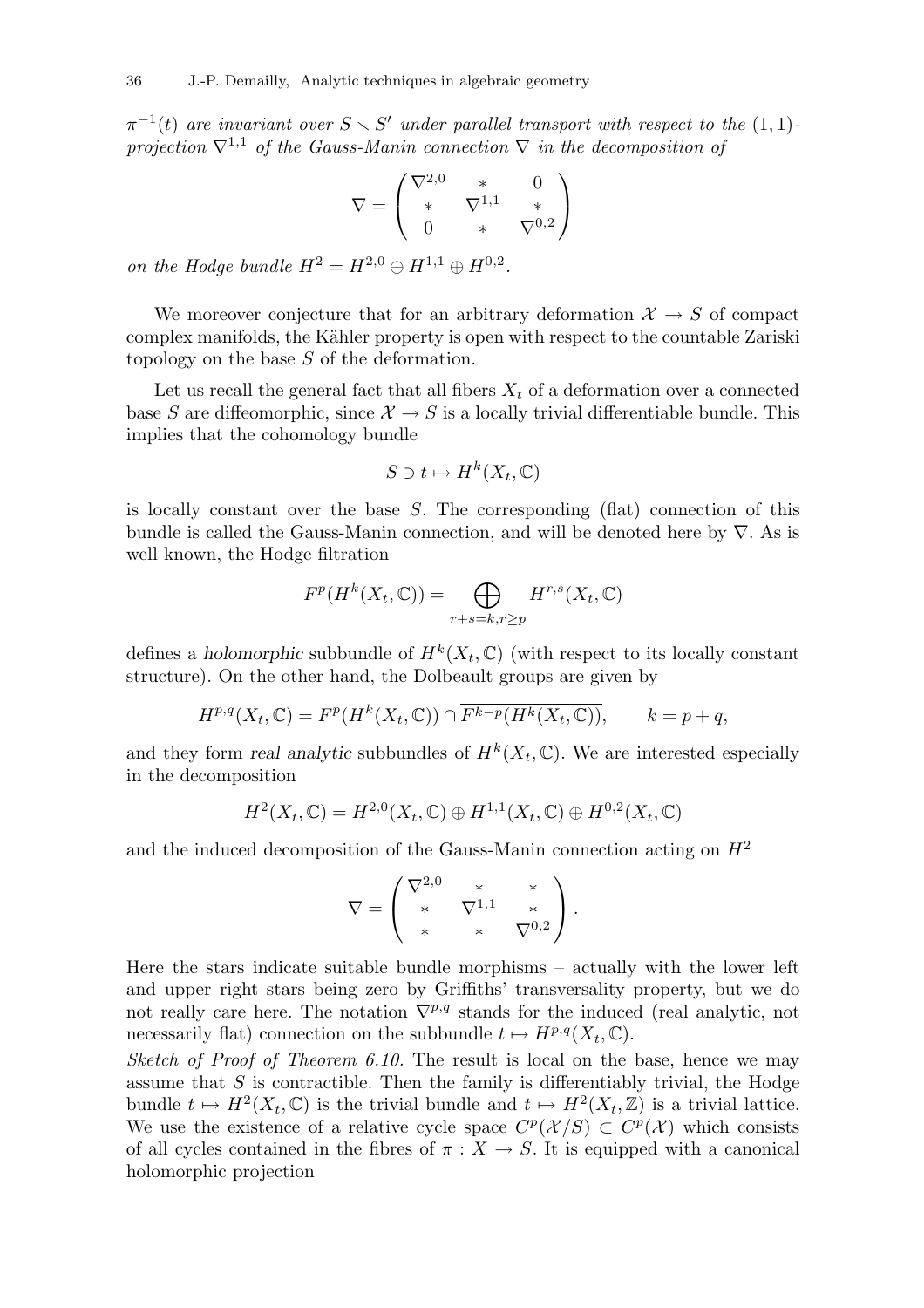*$\pi^{-1}(t)$ are invariant over $S \smallsetminus S'$ under parallel transport with respect to the $(1,1)$-projection $\nabla^{1,1}$ of the Gauss-Manin connection $\nabla$ in the decomposition of*

$$\nabla = \begin{pmatrix} \nabla^{2,0} & * & 0 \\ * & \nabla^{1,1} & * \\ 0 & * & \nabla^{0,2} \end{pmatrix}$$

*on the Hodge bundle $H^2 = H^{2,0} \oplus H^{1,1} \oplus H^{0,2}$.*

We moreover conjecture that for an arbitrary deformation $\mathcal{X} \to S$ of compact complex manifolds, the Kähler property is open with respect to the countable Zariski topology on the base $S$ of the deformation.

Let us recall the general fact that all fibers $X_t$ of a deformation over a connected base $S$ are diffeomorphic, since $\mathcal{X} \to S$ is a locally trivial differentiable bundle. This implies that the cohomology bundle

$$S \ni t \mapsto H^k(X_t, \mathbb{C})$$

is locally constant over the base $S$. The corresponding (flat) connection of this bundle is called the Gauss-Manin connection, and will be denoted here by $\nabla$. As is well known, the Hodge filtration

$$F^p(H^k(X_t, \mathbb{C})) = \bigoplus_{r+s=k, r \geq p} H^{r,s}(X_t, \mathbb{C})$$

defines a *holomorphic* subbundle of $H^k(X_t, \mathbb{C})$ (with respect to its locally constant structure). On the other hand, the Dolbeault groups are given by

$$H^{p,q}(X_t, \mathbb{C}) = F^p(H^k(X_t, \mathbb{C})) \cap \overline{F^{k-p}(H^k(X_t, \mathbb{C}))}, \qquad k = p + q,$$

and they form *real analytic* subbundles of $H^k(X_t, \mathbb{C})$. We are interested especially in the decomposition

$$H^2(X_t, \mathbb{C}) = H^{2,0}(X_t, \mathbb{C}) \oplus H^{1,1}(X_t, \mathbb{C}) \oplus H^{0,2}(X_t, \mathbb{C})$$

and the induced decomposition of the Gauss-Manin connection acting on $H^2$

$$\nabla = \begin{pmatrix} \nabla^{2,0} & * & * \\ * & \nabla^{1,1} & * \\ * & * & \nabla^{0,2} \end{pmatrix}.$$

Here the stars indicate suitable bundle morphisms – actually with the lower left and upper right stars being zero by Griffiths' transversality property, but we do not really care here. The notation $\nabla^{p,q}$ stands for the induced (real analytic, not necessarily flat) connection on the subbundle $t \mapsto H^{p,q}(X_t, \mathbb{C})$.

*Sketch of Proof of Theorem 6.10.* The result is local on the base, hence we may assume that $S$ is contractible. Then the family is differentiably trivial, the Hodge bundle $t \mapsto H^2(X_t, \mathbb{C})$ is the trivial bundle and $t \mapsto H^2(X_t, \mathbb{Z})$ is a trivial lattice. We use the existence of a relative cycle space $C^p(\mathcal{X}/S) \subset C^p(\mathcal{X})$ which consists of all cycles contained in the fibres of $\pi : X \to S$. It is equipped with a canonical holomorphic projection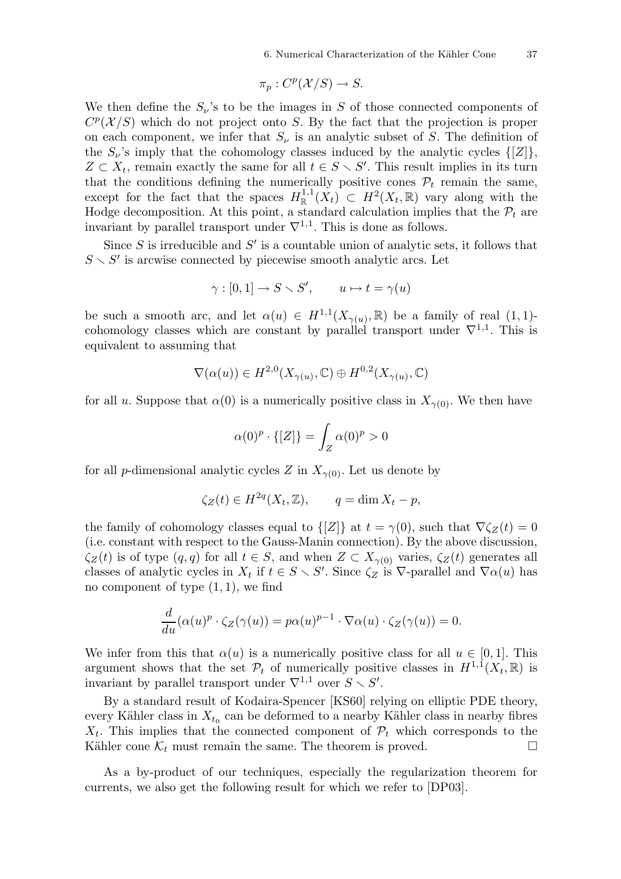$$\pi_p : C^p(\mathcal{X}/S) \to S.$$

We then define the $S_\nu$'s to be the images in $S$ of those connected components of $C^p(\mathcal{X}/S)$ which do not project onto $S$. By the fact that the projection is proper on each component, we infer that $S_\nu$ is an analytic subset of $S$. The definition of the $S_\nu$'s imply that the cohomology classes induced by the analytic cycles $\{[Z]\}$, $Z \subset X_t$, remain exactly the same for all $t \in S \smallsetminus S'$. This result implies in its turn that the conditions defining the numerically positive cones $\mathcal{P}_t$ remain the same, except for the fact that the spaces $H^{1,1}_{\mathbb{R}}(X_t) \subset H^2(X_t, \mathbb{R})$ vary along with the Hodge decomposition. At this point, a standard calculation implies that the $\mathcal{P}_t$ are invariant by parallel transport under $\nabla^{1,1}$. This is done as follows.

Since $S$ is irreducible and $S'$ is a countable union of analytic sets, it follows that $S \smallsetminus S'$ is arcwise connected by piecewise smooth analytic arcs. Let

$$\gamma : [0, 1] \to S \smallsetminus S', \qquad u \mapsto t = \gamma(u)$$

be such a smooth arc, and let $\alpha(u) \in H^{1,1}(X_{\gamma(u)}, \mathbb{R})$ be a family of real $(1, 1)$-cohomology classes which are constant by parallel transport under $\nabla^{1,1}$. This is equivalent to assuming that

$$\nabla(\alpha(u)) \in H^{2,0}(X_{\gamma(u)}, \mathbb{C}) \oplus H^{0,2}(X_{\gamma(u)}, \mathbb{C})$$

for all $u$. Suppose that $\alpha(0)$ is a numerically positive class in $X_{\gamma(0)}$. We then have

$$\alpha(0)^p \cdot \{[Z]\} = \int_Z \alpha(0)^p > 0$$

for all $p$-dimensional analytic cycles $Z$ in $X_{\gamma(0)}$. Let us denote by

$$\zeta_Z(t) \in H^{2q}(X_t, \mathbb{Z}), \qquad q = \dim X_t - p,$$

the family of cohomology classes equal to $\{[Z]\}$ at $t = \gamma(0)$, such that $\nabla \zeta_Z(t) = 0$ (i.e. constant with respect to the Gauss-Manin connection). By the above discussion, $\zeta_Z(t)$ is of type $(q, q)$ for all $t \in S$, and when $Z \subset X_{\gamma(0)}$ varies, $\zeta_Z(t)$ generates all classes of analytic cycles in $X_t$ if $t \in S \smallsetminus S'$. Since $\zeta_Z$ is $\nabla$-parallel and $\nabla\alpha(u)$ has no component of type $(1, 1)$, we find

$$\frac{d}{du}(\alpha(u)^p \cdot \zeta_Z(\gamma(u)) = p\alpha(u)^{p-1} \cdot \nabla\alpha(u) \cdot \zeta_Z(\gamma(u)) = 0.$$

We infer from this that $\alpha(u)$ is a numerically positive class for all $u \in [0, 1]$. This argument shows that the set $\mathcal{P}_t$ of numerically positive classes in $H^{1,1}(X_t, \mathbb{R})$ is invariant by parallel transport under $\nabla^{1,1}$ over $S \smallsetminus S'$.

By a standard result of Kodaira-Spencer [KS60] relying on elliptic PDE theory, every Kähler class in $X_{t_0}$ can be deformed to a nearby Kähler class in nearby fibres $X_t$. This implies that the connected component of $\mathcal{P}_t$ which corresponds to the Kähler cone $\mathcal{K}_t$ must remain the same. The theorem is proved. □

As a by-product of our techniques, especially the regularization theorem for currents, we also get the following result for which we refer to [DP03].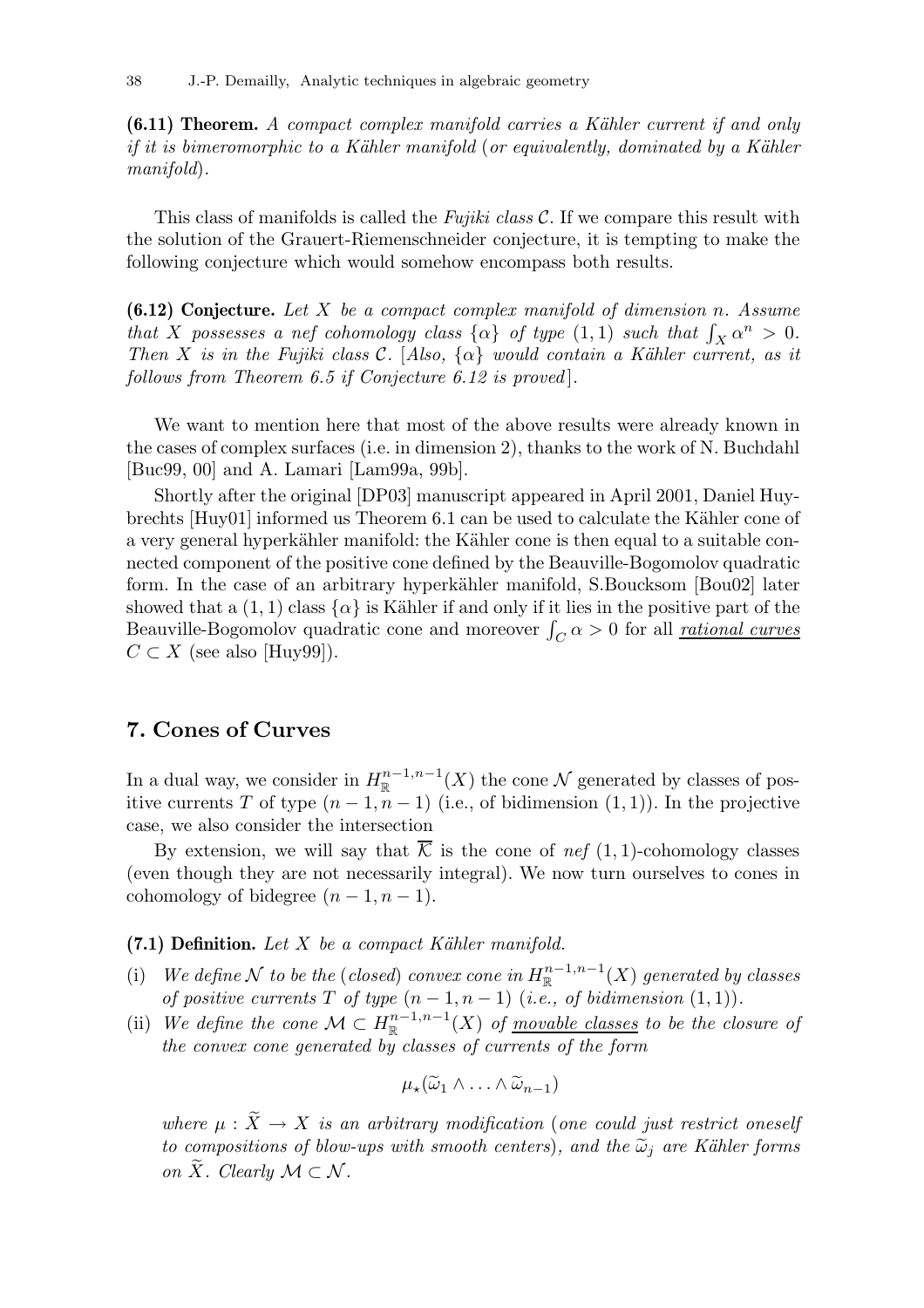**(6.11) Theorem.** *A compact complex manifold carries a Kähler current if and only if it is bimeromorphic to a Kähler manifold* (*or equivalently, dominated by a Kähler manifold*)*.*

This class of manifolds is called the *Fujiki class* $\mathcal{C}$. If we compare this result with the solution of the Grauert-Riemenschneider conjecture, it is tempting to make the following conjecture which would somehow encompass both results.

**(6.12) Conjecture.** *Let $X$ be a compact complex manifold of dimension $n$. Assume that $X$ possesses a nef cohomology class $\{\alpha\}$ of type $(1,1)$ such that $\int_X \alpha^n > 0$. Then $X$ is in the Fujiki class $\mathcal{C}$.* [*Also, $\{\alpha\}$ would contain a Kähler current, as it follows from Theorem 6.5 if Conjecture 6.12 is proved*]*.*

We want to mention here that most of the above results were already known in the cases of complex surfaces (i.e. in dimension 2), thanks to the work of N. Buchdahl [Buc99, 00] and A. Lamari [Lam99a, 99b].

Shortly after the original [DP03] manuscript appeared in April 2001, Daniel Huybrechts [Huy01] informed us Theorem 6.1 can be used to calculate the Kähler cone of a very general hyperkähler manifold: the Kähler cone is then equal to a suitable connected component of the positive cone defined by the Beauville-Bogomolov quadratic form. In the case of an arbitrary hyperkähler manifold, S.Boucksom [Bou02] later showed that a $(1,1)$ class $\{\alpha\}$ is Kähler if and only if it lies in the positive part of the Beauville-Bogomolov quadratic cone and moreover $\int_C \alpha > 0$ for all *rational curves* $C \subset X$ (see also [Huy99]).

## 7. Cones of Curves

In a dual way, we consider in $H^{n-1,n-1}_{\mathbb{R}}(X)$ the cone $\mathcal{N}$ generated by classes of positive currents $T$ of type $(n-1,n-1)$ (i.e., of bidimension $(1,1)$). In the projective case, we also consider the intersection

By extension, we will say that $\overline{\mathcal{K}}$ is the cone of *nef* $(1,1)$-cohomology classes (even though they are not necessarily integral). We now turn ourselves to cones in cohomology of bidegree $(n-1,n-1)$.

**(7.1) Definition.** *Let $X$ be a compact Kähler manifold.*

(i) *We define $\mathcal{N}$ to be the* (*closed*) *convex cone in $H^{n-1,n-1}_{\mathbb{R}}(X)$ generated by classes of positive currents $T$ of type $(n-1,n-1)$* (*i.e., of bidimension $(1,1)$*)*.*

(ii) *We define the cone $\mathcal{M} \subset H^{n-1,n-1}_{\mathbb{R}}(X)$ of movable classes to be the closure of the convex cone generated by classes of currents of the form*

$$\mu_\star(\widetilde{\omega}_1 \wedge \ldots \wedge \widetilde{\omega}_{n-1})$$

*where $\mu : \widetilde{X} \to X$ is an arbitrary modification* (*one could just restrict oneself to compositions of blow-ups with smooth centers*)*, and the $\widetilde{\omega}_j$ are Kähler forms on $\widetilde{X}$. Clearly $\mathcal{M} \subset \mathcal{N}$.*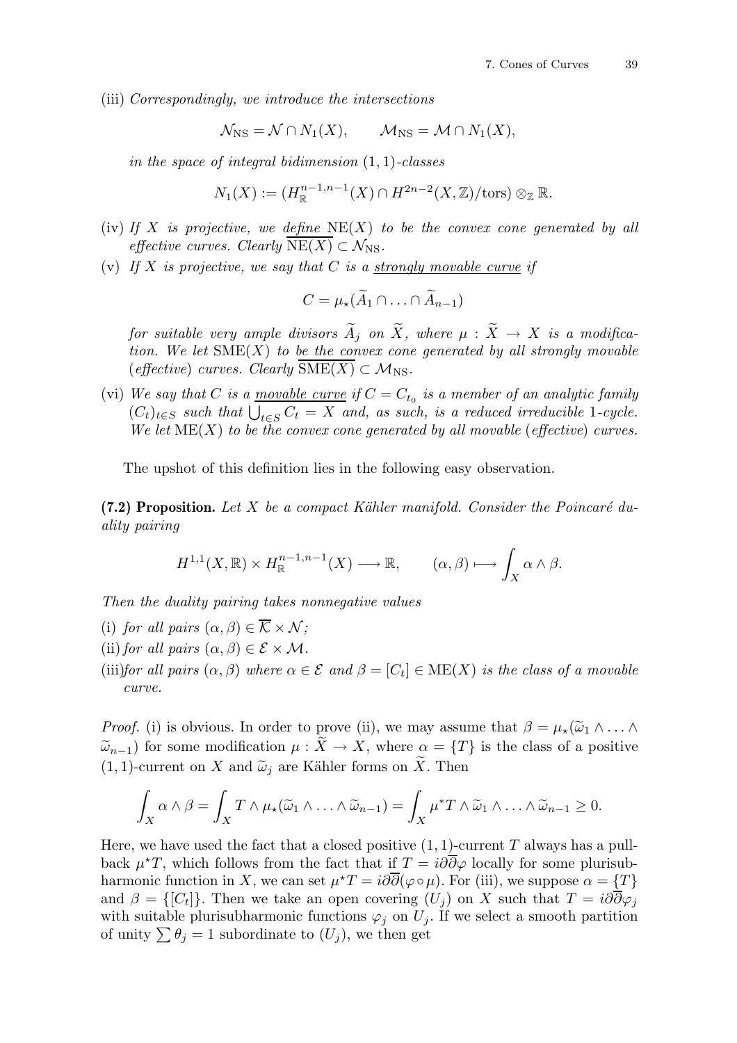(iii) *Correspondingly, we introduce the intersections*

$$\mathcal{N}_{\mathrm{NS}} = \mathcal{N} \cap N_1(X), \qquad \mathcal{M}_{\mathrm{NS}} = \mathcal{M} \cap N_1(X),$$

*in the space of integral bidimension* $(1,1)$*-classes*

$$N_1(X) := (H^{n-1,n-1}_{\mathbb{R}}(X) \cap H^{2n-2}(X,\mathbb{Z})/\mathrm{tors}) \otimes_{\mathbb{Z}} \mathbb{R}.$$

(iv) *If* $X$ *is projective, we* <u>*define*</u> $\mathrm{NE}(X)$ *to be the convex cone generated by all effective curves. Clearly* $\overline{\mathrm{NE}(X)} \subset \mathcal{N}_{\mathrm{NS}}$.

(v) *If* $X$ *is projective, we say that* $C$ *is a* <u>*strongly movable curve*</u> *if*

$$C = \mu_\star(\widetilde{A}_1 \cap \ldots \cap \widetilde{A}_{n-1})$$

*for suitable very ample divisors* $\widetilde{A}_j$ *on* $\widetilde{X}$, *where* $\mu : \widetilde{X} \to X$ *is a modification. We let* $\mathrm{SME}(X)$ *to* <u>*be the convex cone generated by all strongly movable*</u> (*effective*) *curves. Clearly* $\overline{\mathrm{SME}(X)} \subset \mathcal{M}_{\mathrm{NS}}$.

(vi) *We say that* $C$ *is a* <u>*movable curve*</u> *if* $C = C_{t_0}$ *is a member of an analytic family* $(C_t)_{t\in S}$ *such that* $\bigcup_{t\in S} C_t = X$ *and, as such, is a reduced irreducible* 1*-cycle. We let* $\mathrm{ME}(X)$ *to be the convex cone generated by all movable* (*effective*) *curves.*

The upshot of this definition lies in the following easy observation.

**(7.2) Proposition.** *Let* $X$ *be a compact Kähler manifold. Consider the Poincaré duality pairing*

$$H^{1,1}(X,\mathbb{R}) \times H^{n-1,n-1}_{\mathbb{R}}(X) \longrightarrow \mathbb{R}, \qquad (\alpha,\beta) \longmapsto \int_X \alpha \wedge \beta.$$

*Then the duality pairing takes nonnegative values*

(i) *for all pairs* $(\alpha,\beta) \in \overline{\mathcal{K}} \times \mathcal{N}$;

(ii) *for all pairs* $(\alpha,\beta) \in \mathcal{E} \times \mathcal{M}$.

(iii) *for all pairs* $(\alpha,\beta)$ *where* $\alpha \in \mathcal{E}$ *and* $\beta = [C_t] \in \mathrm{ME}(X)$ *is the class of a movable curve.*

*Proof.* (i) is obvious. In order to prove (ii), we may assume that $\beta = \mu_\star(\widetilde{\omega}_1 \wedge \ldots \wedge \widetilde{\omega}_{n-1})$ for some modification $\mu : \widetilde{X} \to X$, where $\alpha = \{T\}$ is the class of a positive $(1,1)$-current on $X$ and $\widetilde{\omega}_j$ are Kähler forms on $\widetilde{X}$. Then

$$\int_X \alpha \wedge \beta = \int_X T \wedge \mu_\star(\widetilde{\omega}_1 \wedge \ldots \wedge \widetilde{\omega}_{n-1}) = \int_X \mu^* T \wedge \widetilde{\omega}_1 \wedge \ldots \wedge \widetilde{\omega}_{n-1} \geq 0.$$

Here, we have used the fact that a closed positive $(1,1)$-current $T$ always has a pullback $\mu^\star T$, which follows from the fact that if $T = i\partial\overline{\partial}\varphi$ locally for some plurisubharmonic function in $X$, we can set $\mu^\star T = i\partial\overline{\partial}(\varphi \circ \mu)$. For (iii), we suppose $\alpha = \{T\}$ and $\beta = \{[C_t]\}$. Then we take an open covering $(U_j)$ on $X$ such that $T = i\partial\overline{\partial}\varphi_j$ with suitable plurisubharmonic functions $\varphi_j$ on $U_j$. If we select a smooth partition of unity $\sum \theta_j = 1$ subordinate to $(U_j)$, we then get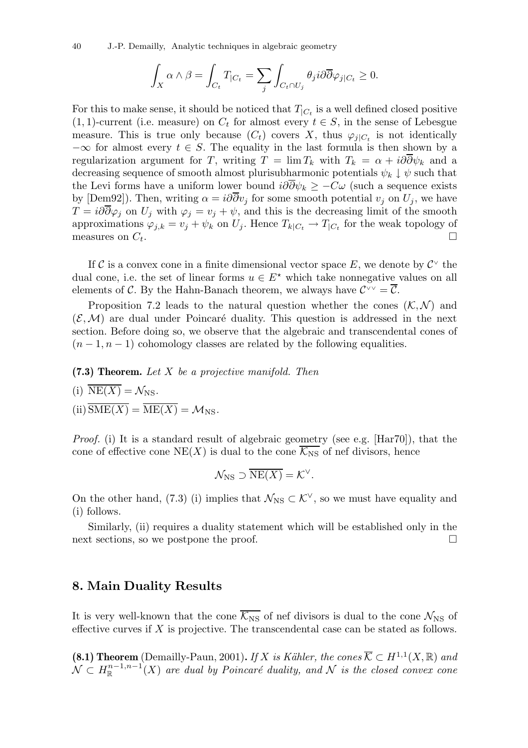$$\int_X \alpha \wedge \beta = \int_{C_t} T_{|C_t} = \sum_j \int_{C_t \cap U_j} \theta_j i\partial\overline{\partial}\varphi_{j|C_t} \geq 0.$$

For this to make sense, it should be noticed that $T_{|C_t}$ is a well defined closed positive $(1,1)$-current (i.e. measure) on $C_t$ for almost every $t \in S$, in the sense of Lebesgue measure. This is true only because $(C_t)$ covers $X$, thus $\varphi_{j|C_t}$ is not identically $-\infty$ for almost every $t \in S$. The equality in the last formula is then shown by a regularization argument for $T$, writing $T = \lim T_k$ with $T_k = \alpha + i\partial\overline{\partial}\psi_k$ and a decreasing sequence of smooth almost plurisubharmonic potentials $\psi_k \downarrow \psi$ such that the Levi forms have a uniform lower bound $i\partial\overline{\partial}\psi_k \geq -C\omega$ (such a sequence exists by [Dem92]). Then, writing $\alpha = i\partial\overline{\partial}v_j$ for some smooth potential $v_j$ on $U_j$, we have $T = i\partial\overline{\partial}\varphi_j$ on $U_j$ with $\varphi_j = v_j + \psi$, and this is the decreasing limit of the smooth approximations $\varphi_{j,k} = v_j + \psi_k$ on $U_j$. Hence $T_{k|C_t} \to T_{|C_t}$ for the weak topology of measures on $C_t$. □

If $\mathcal{C}$ is a convex cone in a finite dimensional vector space $E$, we denote by $\mathcal{C}^\vee$ the dual cone, i.e. the set of linear forms $u \in E^\star$ which take nonnegative values on all elements of $\mathcal{C}$. By the Hahn-Banach theorem, we always have $\mathcal{C}^{\vee\vee} = \overline{\mathcal{C}}$.

Proposition 7.2 leads to the natural question whether the cones $(\mathcal{K}, \mathcal{N})$ and $(\mathcal{E}, \mathcal{M})$ are dual under Poincaré duality. This question is addressed in the next section. Before doing so, we observe that the algebraic and transcendental cones of $(n-1, n-1)$ cohomology classes are related by the following equalities.

**(7.3) Theorem.** *Let $X$ be a projective manifold. Then*

(i) $\overline{\mathrm{NE}(X)} = \mathcal{N}_{\mathrm{NS}}$.

(ii) $\overline{\mathrm{SME}(X)} = \overline{\mathrm{ME}(X)} = \mathcal{M}_{\mathrm{NS}}$.

*Proof.* (i) It is a standard result of algebraic geometry (see e.g. [Har70]), that the cone of effective cone $\mathrm{NE}(X)$ is dual to the cone $\overline{\mathcal{K}_{\mathrm{NS}}}$ of nef divisors, hence

$$\mathcal{N}_{\mathrm{NS}} \supset \overline{\mathrm{NE}(X)} = \mathcal{K}^\vee.$$

On the other hand, (7.3) (i) implies that $\mathcal{N}_{\mathrm{NS}} \subset \mathcal{K}^\vee$, so we must have equality and (i) follows.

Similarly, (ii) requires a duality statement which will be established only in the next sections, so we postpone the proof. □

## 8. Main Duality Results

It is very well-known that the cone $\overline{\mathcal{K}_{\mathrm{NS}}}$ of nef divisors is dual to the cone $\mathcal{N}_{\mathrm{NS}}$ of effective curves if $X$ is projective. The transcendental case can be stated as follows.

**(8.1) Theorem** (Demailly-Paun, 2001)**.** *If $X$ is Kähler, the cones $\overline{\mathcal{K}} \subset H^{1,1}(X, \mathbb{R})$ and $\mathcal{N} \subset H^{n-1,n-1}_{\mathbb{R}}(X)$ are dual by Poincaré duality, and $\mathcal{N}$ is the closed convex cone*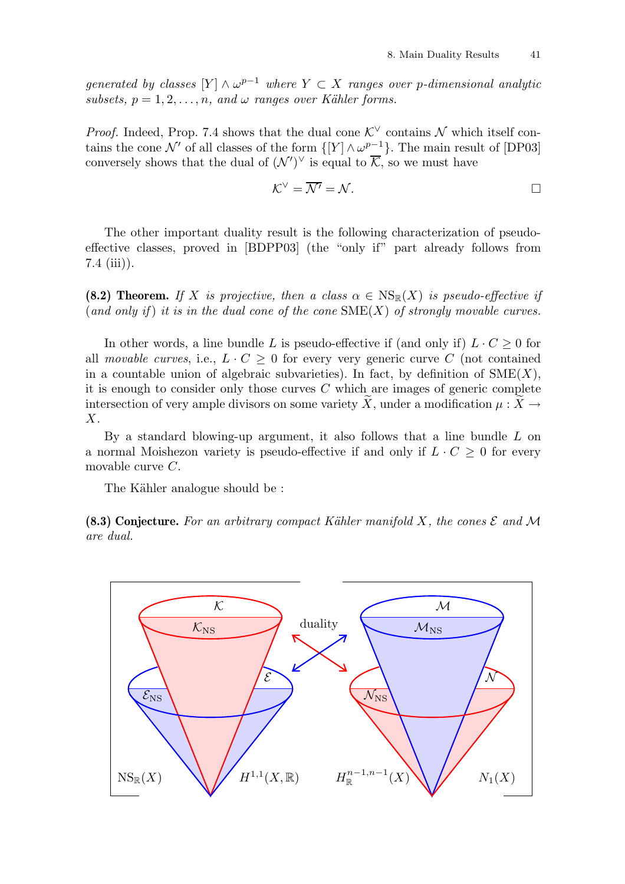*generated by classes $[Y] \wedge \omega^{p-1}$ where $Y \subset X$ ranges over $p$-dimensional analytic subsets, $p = 1, 2, \ldots, n$, and $\omega$ ranges over Kähler forms.*

*Proof.* Indeed, Prop. 7.4 shows that the dual cone $\mathcal{K}^\vee$ contains $\mathcal{N}$ which itself contains the cone $\mathcal{N}'$ of all classes of the form $\{[Y] \wedge \omega^{p-1}\}$. The main result of [DP03] conversely shows that the dual of $(\mathcal{N}')^\vee$ is equal to $\overline{\mathcal{K}}$, so we must have

$$\mathcal{K}^\vee = \overline{\mathcal{N}'} = \mathcal{N}. \qquad \square$$

The other important duality result is the following characterization of pseudo-effective classes, proved in [BDPP03] (the "only if" part already follows from 7.4 (iii)).

**(8.2) Theorem.** *If $X$ is projective, then a class $\alpha \in \mathrm{NS}_\mathbb{R}(X)$ is pseudo-effective if (and only if) it is in the dual cone of the cone $\mathrm{SME}(X)$ of strongly movable curves.*

In other words, a line bundle $L$ is pseudo-effective if (and only if) $L \cdot C \geq 0$ for all *movable curves*, i.e., $L \cdot C \geq 0$ for every very generic curve $C$ (not contained in a countable union of algebraic subvarieties). In fact, by definition of $\mathrm{SME}(X)$, it is enough to consider only those curves $C$ which are images of generic complete intersection of very ample divisors on some variety $\widetilde{X}$, under a modification $\mu : \widetilde{X} \to X$.

By a standard blowing-up argument, it also follows that a line bundle $L$ on a normal Moishezon variety is pseudo-effective if and only if $L \cdot C \geq 0$ for every movable curve $C$.

The Kähler analogue should be :

**(8.3) Conjecture.** *For an arbitrary compact Kähler manifold $X$, the cones $\mathcal{E}$ and $\mathcal{M}$ are dual.*

$\mathcal{K}$ $\mathcal{K}_{\mathrm{NS}}$ $\mathcal{E}$ $\mathcal{E}_{\mathrm{NS}}$ $\mathrm{NS}_\mathbb{R}(X)$ $H^{1,1}(X,\mathbb{R})$ duality $\mathcal{M}$ $\mathcal{M}_{\mathrm{NS}}$ $\mathcal{N}$ $\mathcal{N}_{\mathrm{NS}}$ $H^{n-1,n-1}_\mathbb{R}(X)$ $N_1(X)$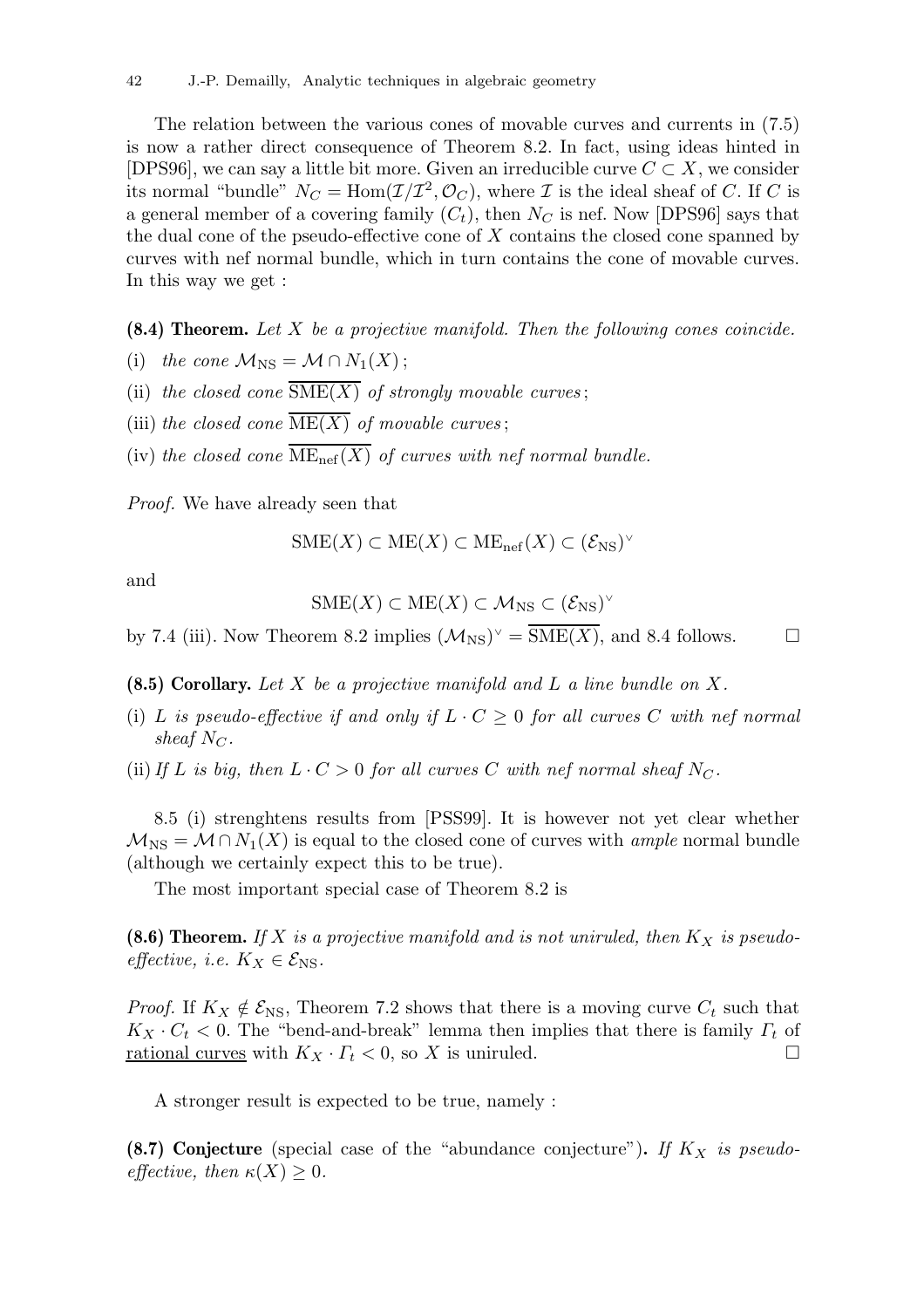The relation between the various cones of movable curves and currents in (7.5) is now a rather direct consequence of Theorem 8.2. In fact, using ideas hinted in [DPS96], we can say a little bit more. Given an irreducible curve $C \subset X$, we consider its normal "bundle" $N_C = \mathrm{Hom}(\mathcal{I}/\mathcal{I}^2, \mathcal{O}_C)$, where $\mathcal{I}$ is the ideal sheaf of $C$. If $C$ is a general member of a covering family $(C_t)$, then $N_C$ is nef. Now [DPS96] says that the dual cone of the pseudo-effective cone of $X$ contains the closed cone spanned by curves with nef normal bundle, which in turn contains the cone of movable curves. In this way we get :

**(8.4) Theorem.** *Let $X$ be a projective manifold. Then the following cones coincide.*

(i) *the cone $\mathcal{M}_{\mathrm{NS}} = \mathcal{M} \cap N_1(X)$ ;*

(ii) *the closed cone $\overline{\mathrm{SME}(X)}$ of strongly movable curves ;*

(iii) *the closed cone $\overline{\mathrm{ME}(X)}$ of movable curves ;*

(iv) *the closed cone $\overline{\mathrm{ME}_{\mathrm{nef}}(X)}$ of curves with nef normal bundle.*

*Proof.* We have already seen that

$$\mathrm{SME}(X) \subset \mathrm{ME}(X) \subset \mathrm{ME}_{\mathrm{nef}}(X) \subset (\mathcal{E}_{\mathrm{NS}})^\vee$$

and

$$\mathrm{SME}(X) \subset \mathrm{ME}(X) \subset \mathcal{M}_{\mathrm{NS}} \subset (\mathcal{E}_{\mathrm{NS}})^\vee$$

by 7.4 (iii). Now Theorem 8.2 implies $(\mathcal{M}_{\mathrm{NS}})^\vee = \overline{\mathrm{SME}(X)}$, and 8.4 follows. □

**(8.5) Corollary.** *Let $X$ be a projective manifold and $L$ a line bundle on $X$.*

(i) *$L$ is pseudo-effective if and only if $L \cdot C \geq 0$ for all curves $C$ with nef normal sheaf $N_C$.*

(ii) *If $L$ is big, then $L \cdot C > 0$ for all curves $C$ with nef normal sheaf $N_C$.*

8.5 (i) strenghtens results from [PSS99]. It is however not yet clear whether $\mathcal{M}_{\mathrm{NS}} = \mathcal{M} \cap N_1(X)$ is equal to the closed cone of curves with *ample* normal bundle (although we certainly expect this to be true).

The most important special case of Theorem 8.2 is

**(8.6) Theorem.** *If $X$ is a projective manifold and is not uniruled, then $K_X$ is pseudo-effective, i.e. $K_X \in \mathcal{E}_{\mathrm{NS}}$.*

*Proof.* If $K_X \notin \mathcal{E}_{\mathrm{NS}}$, Theorem 7.2 shows that there is a moving curve $C_t$ such that $K_X \cdot C_t < 0$. The "bend-and-break" lemma then implies that there is family $\Gamma_t$ of rational curves with $K_X \cdot \Gamma_t < 0$, so $X$ is uniruled. □

A stronger result is expected to be true, namely :

**(8.7) Conjecture** (special case of the "abundance conjecture")**.** *If $K_X$ is pseudo-effective, then $\kappa(X) \geq 0$.*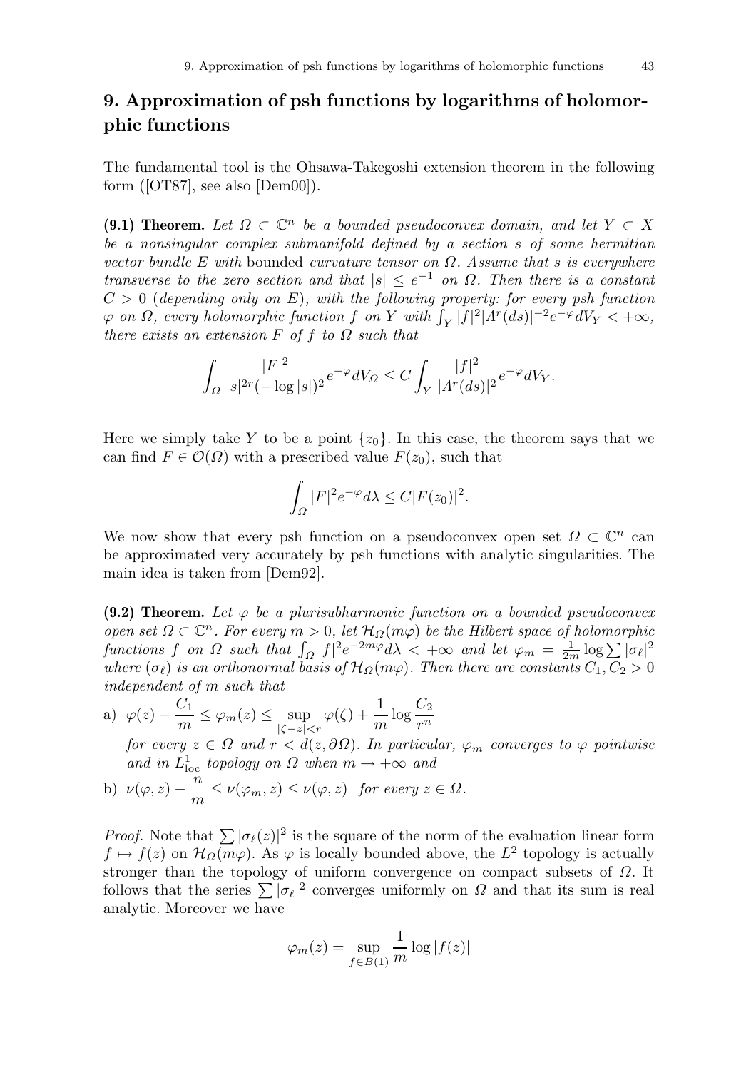## 9. Approximation of psh functions by logarithms of holomorphic functions

The fundamental tool is the Ohsawa-Takegoshi extension theorem in the following form ([OT87], see also [Dem00]).

**(9.1) Theorem.** *Let $\Omega \subset \mathbb{C}^n$ be a bounded pseudoconvex domain, and let $Y \subset X$ be a nonsingular complex submanifold defined by a section $s$ of some hermitian vector bundle $E$ with* bounded *curvature tensor on $\Omega$. Assume that $s$ is everywhere transverse to the zero section and that $|s| \le e^{-1}$ on $\Omega$. Then there is a constant $C > 0$ (depending only on $E$), with the following property: for every psh function $\varphi$ on $\Omega$, every holomorphic function $f$ on $Y$ with $\int_Y |f|^2 |\Lambda^r(ds)|^{-2} e^{-\varphi} dV_Y < +\infty$, there exists an extension $F$ of $f$ to $\Omega$ such that*

$$\int_\Omega \frac{|F|^2}{|s|^{2r}(-\log|s|)^2} e^{-\varphi} dV_\Omega \le C \int_Y \frac{|f|^2}{|\Lambda^r(ds)|^2} e^{-\varphi} dV_Y.$$

Here we simply take $Y$ to be a point $\{z_0\}$. In this case, the theorem says that we can find $F \in \mathcal{O}(\Omega)$ with a prescribed value $F(z_0)$, such that

$$\int_\Omega |F|^2 e^{-\varphi} d\lambda \le C|F(z_0)|^2.$$

We now show that every psh function on a pseudoconvex open set $\Omega \subset \mathbb{C}^n$ can be approximated very accurately by psh functions with analytic singularities. The main idea is taken from [Dem92].

**(9.2) Theorem.** *Let $\varphi$ be a plurisubharmonic function on a bounded pseudoconvex open set $\Omega \subset \mathbb{C}^n$. For every $m > 0$, let $\mathcal{H}_\Omega(m\varphi)$ be the Hilbert space of holomorphic functions $f$ on $\Omega$ such that $\int_\Omega |f|^2 e^{-2m\varphi} d\lambda < +\infty$ and let $\varphi_m = \frac{1}{2m}\log\sum|\sigma_\ell|^2$ where $(\sigma_\ell)$ is an orthonormal basis of $\mathcal{H}_\Omega(m\varphi)$. Then there are constants $C_1, C_2 > 0$ independent of $m$ such that*

a) $\varphi(z) - \dfrac{C_1}{m} \le \varphi_m(z) \le \sup\limits_{|\zeta - z| < r} \varphi(\zeta) + \dfrac{1}{m}\log\dfrac{C_2}{r^n}$

*for every $z \in \Omega$ and $r < d(z, \partial\Omega)$. In particular, $\varphi_m$ converges to $\varphi$ pointwise and in $L^1_{\mathrm{loc}}$ topology on $\Omega$ when $m \to +\infty$ and*

b) $\nu(\varphi, z) - \dfrac{n}{m} \le \nu(\varphi_m, z) \le \nu(\varphi, z)$ *for every $z \in \Omega$.*

*Proof.* Note that $\sum|\sigma_\ell(z)|^2$ is the square of the norm of the evaluation linear form $f \mapsto f(z)$ on $\mathcal{H}_\Omega(m\varphi)$. As $\varphi$ is locally bounded above, the $L^2$ topology is actually stronger than the topology of uniform convergence on compact subsets of $\Omega$. It follows that the series $\sum|\sigma_\ell|^2$ converges uniformly on $\Omega$ and that its sum is real analytic. Moreover we have

$$\varphi_m(z) = \sup_{f \in B(1)} \frac{1}{m}\log|f(z)|$$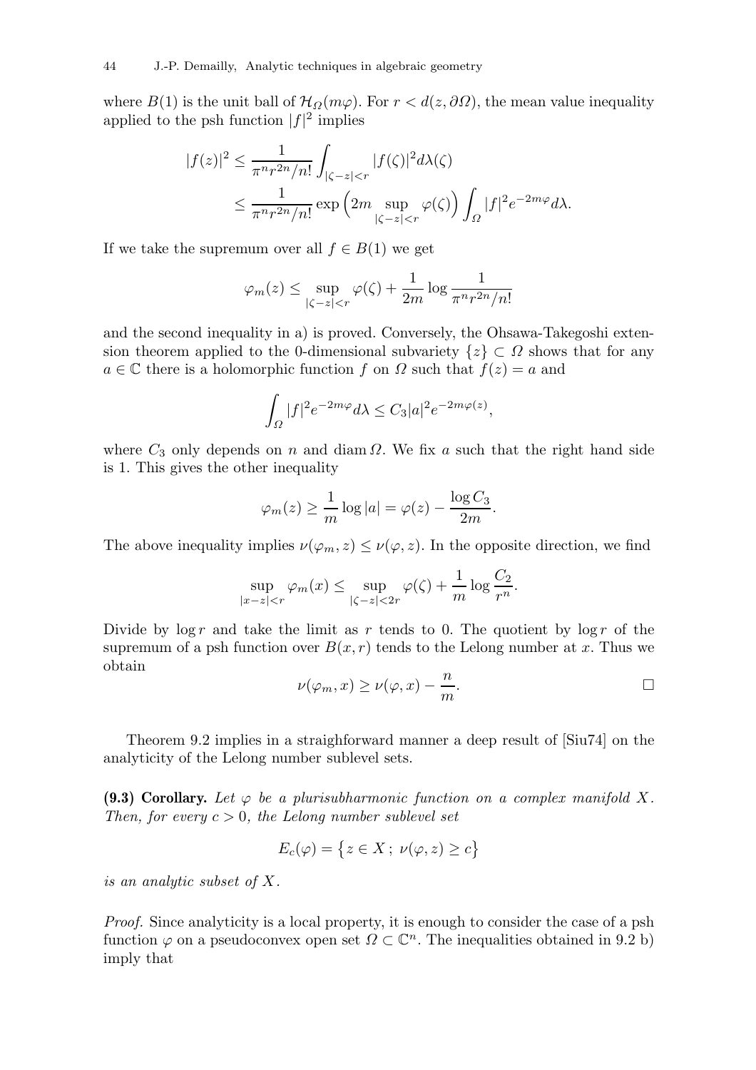where $B(1)$ is the unit ball of $\mathcal{H}_\Omega(m\varphi)$. For $r < d(z, \partial\Omega)$, the mean value inequality applied to the psh function $|f|^2$ implies

$$
\begin{aligned}
|f(z)|^2 &\le \frac{1}{\pi^n r^{2n}/n!} \int_{|\zeta - z|<r} |f(\zeta)|^2 d\lambda(\zeta) \\
&\le \frac{1}{\pi^n r^{2n}/n!} \exp\Big(2m \sup_{|\zeta-z|<r} \varphi(\zeta)\Big) \int_\Omega |f|^2 e^{-2m\varphi} d\lambda.
\end{aligned}
$$

If we take the supremum over all $f \in B(1)$ we get

$$
\varphi_m(z) \le \sup_{|\zeta - z|<r} \varphi(\zeta) + \frac{1}{2m} \log \frac{1}{\pi^n r^{2n}/n!}
$$

and the second inequality in a) is proved. Conversely, the Ohsawa-Takegoshi extension theorem applied to the 0-dimensional subvariety $\{z\} \subset \Omega$ shows that for any $a \in \mathbb{C}$ there is a holomorphic function $f$ on $\Omega$ such that $f(z) = a$ and

$$
\int_\Omega |f|^2 e^{-2m\varphi} d\lambda \le C_3 |a|^2 e^{-2m\varphi(z)},
$$

where $C_3$ only depends on $n$ and $\operatorname{diam}\Omega$. We fix $a$ such that the right hand side is 1. This gives the other inequality

$$
\varphi_m(z) \ge \frac{1}{m}\log|a| = \varphi(z) - \frac{\log C_3}{2m}.
$$

The above inequality implies $\nu(\varphi_m, z) \le \nu(\varphi, z)$. In the opposite direction, we find

$$
\sup_{|x-z|<r} \varphi_m(x) \le \sup_{|\zeta - z|<2r} \varphi(\zeta) + \frac{1}{m}\log\frac{C_2}{r^n}.
$$

Divide by $\log r$ and take the limit as $r$ tends to 0. The quotient by $\log r$ of the supremum of a psh function over $B(x, r)$ tends to the Lelong number at $x$. Thus we obtain

$$
\nu(\varphi_m, x) \ge \nu(\varphi, x) - \frac{n}{m}. \qquad \square
$$

Theorem 9.2 implies in a straighforward manner a deep result of [Siu74] on the analyticity of the Lelong number sublevel sets.

**(9.3) Corollary.** *Let $\varphi$ be a plurisubharmonic function on a complex manifold $X$. Then, for every $c > 0$, the Lelong number sublevel set*

$$
E_c(\varphi) = \big\{ z \in X\,;\ \nu(\varphi, z) \ge c \big\}
$$

*is an analytic subset of $X$.*

*Proof.* Since analyticity is a local property, it is enough to consider the case of a psh function $\varphi$ on a pseudoconvex open set $\Omega \subset \mathbb{C}^n$. The inequalities obtained in 9.2 b) imply that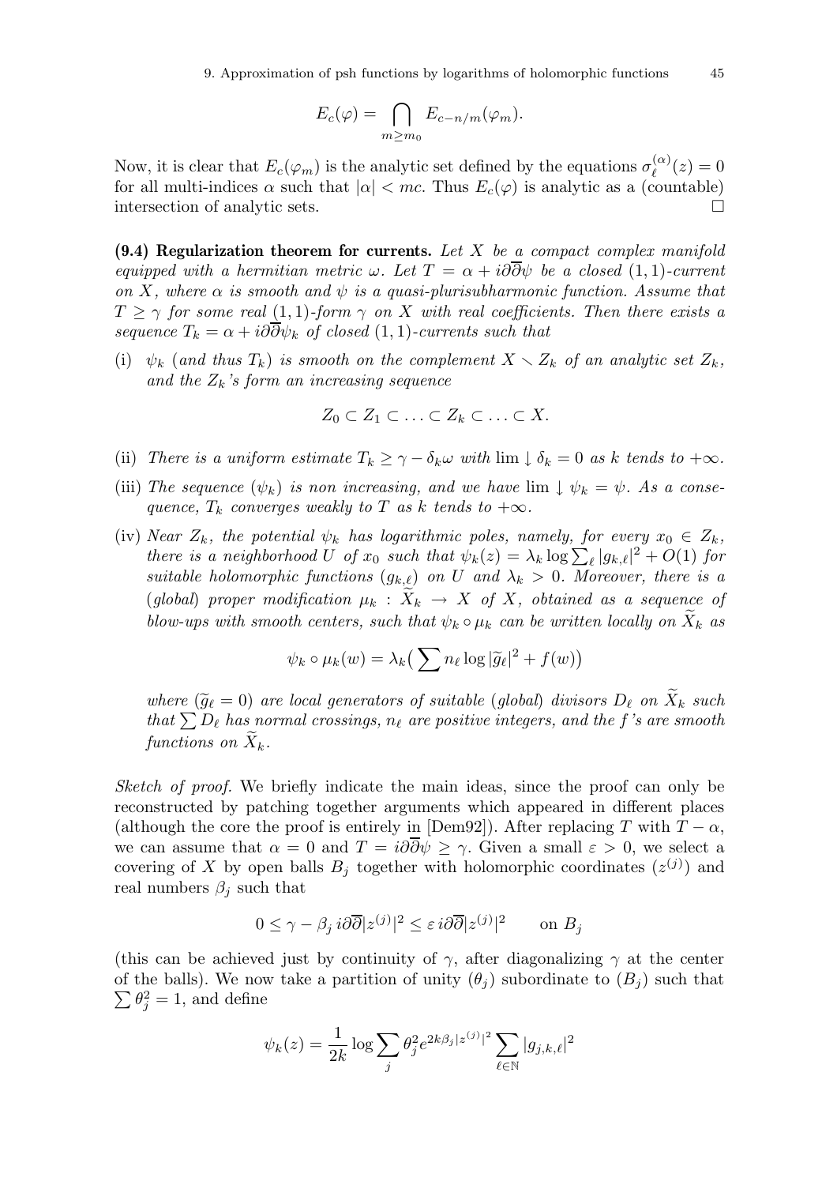$$E_c(\varphi) = \bigcap_{m \geq m_0} E_{c-n/m}(\varphi_m).$$

Now, it is clear that $E_c(\varphi_m)$ is the analytic set defined by the equations $\sigma_\ell^{(\alpha)}(z) = 0$ for all multi-indices $\alpha$ such that $|\alpha| < mc$. Thus $E_c(\varphi)$ is analytic as a (countable) intersection of analytic sets. □

**(9.4) Regularization theorem for currents.** *Let $X$ be a compact complex manifold equipped with a hermitian metric $\omega$. Let $T = \alpha + i\partial\overline{\partial}\psi$ be a closed $(1,1)$-current on $X$, where $\alpha$ is smooth and $\psi$ is a quasi-plurisubharmonic function. Assume that $T \geq \gamma$ for some real $(1,1)$-form $\gamma$ on $X$ with real coefficients. Then there exists a sequence $T_k = \alpha + i\partial\overline{\partial}\psi_k$ of closed $(1,1)$-currents such that*

(i) *$\psi_k$ (and thus $T_k$) is smooth on the complement $X \smallsetminus Z_k$ of an analytic set $Z_k$, and the $Z_k$'s form an increasing sequence*

$$Z_0 \subset Z_1 \subset \ldots \subset Z_k \subset \ldots \subset X.$$

(ii) *There is a uniform estimate $T_k \geq \gamma - \delta_k\omega$ with $\lim \downarrow \delta_k = 0$ as $k$ tends to $+\infty$.*

(iii) *The sequence $(\psi_k)$ is non increasing, and we have $\lim \downarrow \psi_k = \psi$. As a consequence, $T_k$ converges weakly to $T$ as $k$ tends to $+\infty$.*

(iv) *Near $Z_k$, the potential $\psi_k$ has logarithmic poles, namely, for every $x_0 \in Z_k$, there is a neighborhood $U$ of $x_0$ such that $\psi_k(z) = \lambda_k \log \sum_\ell |g_{k,\ell}|^2 + O(1)$ for suitable holomorphic functions $(g_{k,\ell})$ on $U$ and $\lambda_k > 0$. Moreover, there is a (global) proper modification $\mu_k : \widetilde{X}_k \to X$ of $X$, obtained as a sequence of blow-ups with smooth centers, such that $\psi_k \circ \mu_k$ can be written locally on $\widetilde{X}_k$ as*

$$\psi_k \circ \mu_k(w) = \lambda_k\big(\sum n_\ell \log |\widetilde{g}_\ell|^2 + f(w)\big)$$

*where $(\widetilde{g}_\ell = 0)$ are local generators of suitable (global) divisors $D_\ell$ on $\widetilde{X}_k$ such that $\sum D_\ell$ has normal crossings, $n_\ell$ are positive integers, and the $f$'s are smooth functions on $\widetilde{X}_k$.*

*Sketch of proof.* We briefly indicate the main ideas, since the proof can only be reconstructed by patching together arguments which appeared in different places (although the core the proof is entirely in [Dem92]). After replacing $T$ with $T - \alpha$, we can assume that $\alpha = 0$ and $T = i\partial\overline{\partial}\psi \geq \gamma$. Given a small $\varepsilon > 0$, we select a covering of $X$ by open balls $B_j$ together with holomorphic coordinates $(z^{(j)})$ and real numbers $\beta_j$ such that

$$0 \leq \gamma - \beta_j\, i\partial\overline{\partial}|z^{(j)}|^2 \leq \varepsilon\, i\partial\overline{\partial}|z^{(j)}|^2 \qquad \text{on } B_j$$

(this can be achieved just by continuity of $\gamma$, after diagonalizing $\gamma$ at the center of the balls). We now take a partition of unity $(\theta_j)$ subordinate to $(B_j)$ such that $\sum \theta_j^2 = 1$, and define

$$\psi_k(z) = \frac{1}{2k} \log \sum_j \theta_j^2 e^{2k\beta_j|z^{(j)}|^2} \sum_{\ell \in \mathbb{N}} |g_{j,k,\ell}|^2$$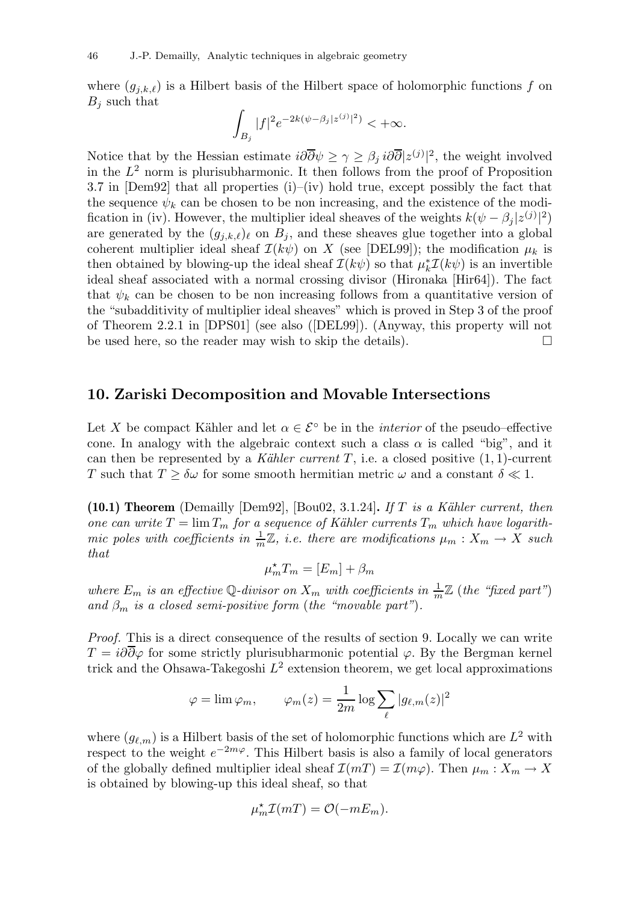where $(g_{j,k,\ell})$ is a Hilbert basis of the Hilbert space of holomorphic functions $f$ on $B_j$ such that

$$\int_{B_j} |f|^2 e^{-2k(\psi - \beta_j |z^{(j)}|^2)} < +\infty.$$

Notice that by the Hessian estimate $i\partial\overline{\partial}\psi \geq \gamma \geq \beta_j \, i\partial\overline{\partial}|z^{(j)}|^2$, the weight involved in the $L^2$ norm is plurisubharmonic. It then follows from the proof of Proposition 3.7 in [Dem92] that all properties (i)–(iv) hold true, except possibly the fact that the sequence $\psi_k$ can be chosen to be non increasing, and the existence of the modification in (iv). However, the multiplier ideal sheaves of the weights $k(\psi - \beta_j |z^{(j)}|^2)$ are generated by the $(g_{j,k,\ell})_\ell$ on $B_j$, and these sheaves glue together into a global coherent multiplier ideal sheaf $\mathcal{I}(k\psi)$ on $X$ (see [DEL99]); the modification $\mu_k$ is then obtained by blowing-up the ideal sheaf $\mathcal{I}(k\psi)$ so that $\mu_k^* \mathcal{I}(k\psi)$ is an invertible ideal sheaf associated with a normal crossing divisor (Hironaka [Hir64]). The fact that $\psi_k$ can be chosen to be non increasing follows from a quantitative version of the "subadditivity of multiplier ideal sheaves" which is proved in Step 3 of the proof of Theorem 2.2.1 in [DPS01] (see also ([DEL99]). (Anyway, this property will not be used here, so the reader may wish to skip the details). □

## 10. Zariski Decomposition and Movable Intersections

Let $X$ be compact Kähler and let $\alpha \in \mathcal{E}^\circ$ be in the *interior* of the pseudo–effective cone. In analogy with the algebraic context such a class $\alpha$ is called "big", and it can then be represented by a *Kähler current* $T$, i.e. a closed positive $(1,1)$-current $T$ such that $T \geq \delta\omega$ for some smooth hermitian metric $\omega$ and a constant $\delta \ll 1$.

**(10.1) Theorem** (Demailly [Dem92], [Bou02, 3.1.24]). *If $T$ is a Kähler current, then one can write $T = \lim T_m$ for a sequence of Kähler currents $T_m$ which have logarithmic poles with coefficients in $\frac{1}{m}\mathbb{Z}$, i.e. there are modifications $\mu_m : X_m \to X$ such that*

$$\mu_m^\star T_m = [E_m] + \beta_m$$

*where $E_m$ is an effective $\mathbb{Q}$-divisor on $X_m$ with coefficients in $\frac{1}{m}\mathbb{Z}$ (the "fixed part") and $\beta_m$ is a closed semi-positive form (the "movable part").*

*Proof.* This is a direct consequence of the results of section 9. Locally we can write $T = i\partial\overline{\partial}\varphi$ for some strictly plurisubharmonic potential $\varphi$. By the Bergman kernel trick and the Ohsawa-Takegoshi $L^2$ extension theorem, we get local approximations

$$\varphi = \lim \varphi_m, \qquad \varphi_m(z) = \frac{1}{2m} \log \sum_\ell |g_{\ell,m}(z)|^2$$

where $(g_{\ell,m})$ is a Hilbert basis of the set of holomorphic functions which are $L^2$ with respect to the weight $e^{-2m\varphi}$. This Hilbert basis is also a family of local generators of the globally defined multiplier ideal sheaf $\mathcal{I}(mT) = \mathcal{I}(m\varphi)$. Then $\mu_m : X_m \to X$ is obtained by blowing-up this ideal sheaf, so that

$$\mu_m^\star \mathcal{I}(mT) = \mathcal{O}(-mE_m).$$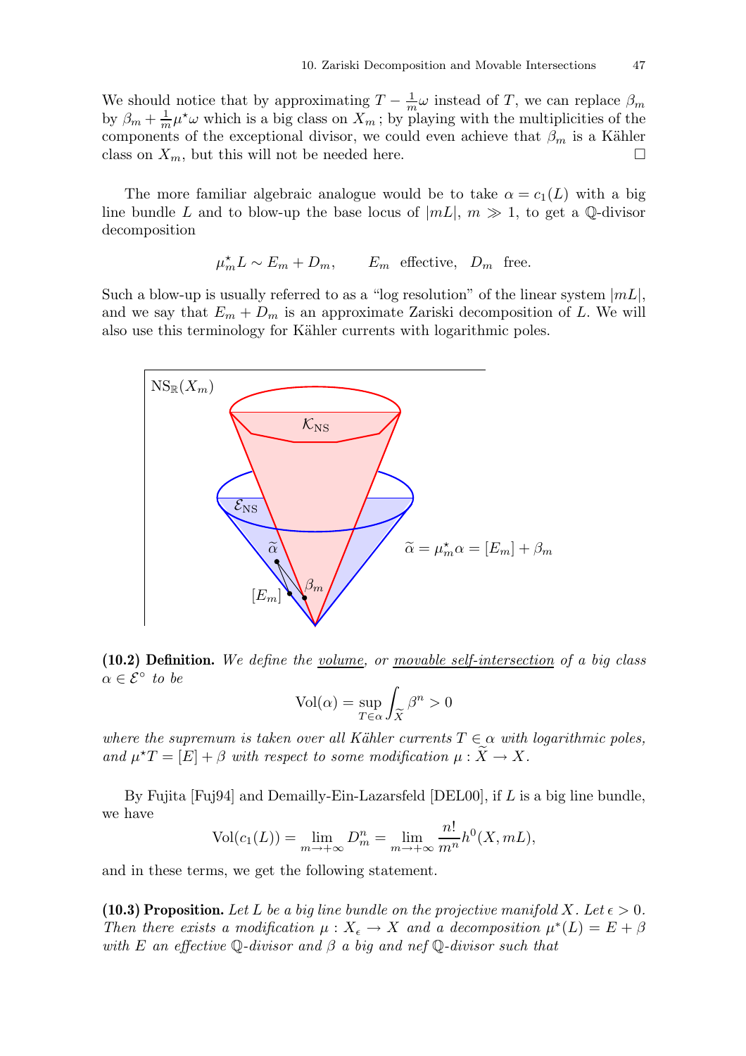We should notice that by approximating $T - \frac{1}{m}\omega$ instead of $T$, we can replace $\beta_m$ by $\beta_m + \frac{1}{m}\mu^\star\omega$ which is a big class on $X_m$; by playing with the multiplicities of the components of the exceptional divisor, we could even achieve that $\beta_m$ is a Kähler class on $X_m$, but this will not be needed here. □

The more familiar algebraic analogue would be to take $\alpha = c_1(L)$ with a big line bundle $L$ and to blow-up the base locus of $|mL|$, $m \gg 1$, to get a $\mathbb{Q}$-divisor decomposition

$$\mu_m^\star L \sim E_m + D_m, \qquad E_m \ \text{ effective}, \quad D_m \ \text{ free}.$$

Such a blow-up is usually referred to as a "log resolution" of the linear system $|mL|$, and we say that $E_m + D_m$ is an approximate Zariski decomposition of $L$. We will also use this terminology for Kähler currents with logarithmic poles.

$\mathrm{NS}_{\mathbb{R}}(X_m)$, $\mathcal{K}_{\mathrm{NS}}$, $\mathcal{E}_{\mathrm{NS}}$, $\widetilde{\alpha}$, $[E_m]$, $\beta_m$, $\widetilde{\alpha} = \mu_m^\star\alpha = [E_m] + \beta_m$

**(10.2) Definition.** *We define the* <u>*volume*</u>*, or* <u>*movable self-intersection*</u> *of a big class $\alpha \in \mathcal{E}^\circ$ to be*

$$\mathrm{Vol}(\alpha) = \sup_{T \in \alpha} \int_{\widetilde{X}} \beta^n > 0$$

*where the supremum is taken over all Kähler currents $T \in \alpha$ with logarithmic poles, and $\mu^\star T = [E] + \beta$ with respect to some modification $\mu : \widetilde{X} \to X$.*

By Fujita [Fuj94] and Demailly-Ein-Lazarsfeld [DEL00], if $L$ is a big line bundle, we have

$$\mathrm{Vol}(c_1(L)) = \lim_{m \to +\infty} D_m^n = \lim_{m \to +\infty} \frac{n!}{m^n} h^0(X, mL),$$

and in these terms, we get the following statement.

**(10.3) Proposition.** *Let $L$ be a big line bundle on the projective manifold $X$. Let $\epsilon > 0$. Then there exists a modification $\mu : X_\epsilon \to X$ and a decomposition $\mu^*(L) = E + \beta$ with $E$ an effective $\mathbb{Q}$-divisor and $\beta$ a big and nef $\mathbb{Q}$-divisor such that*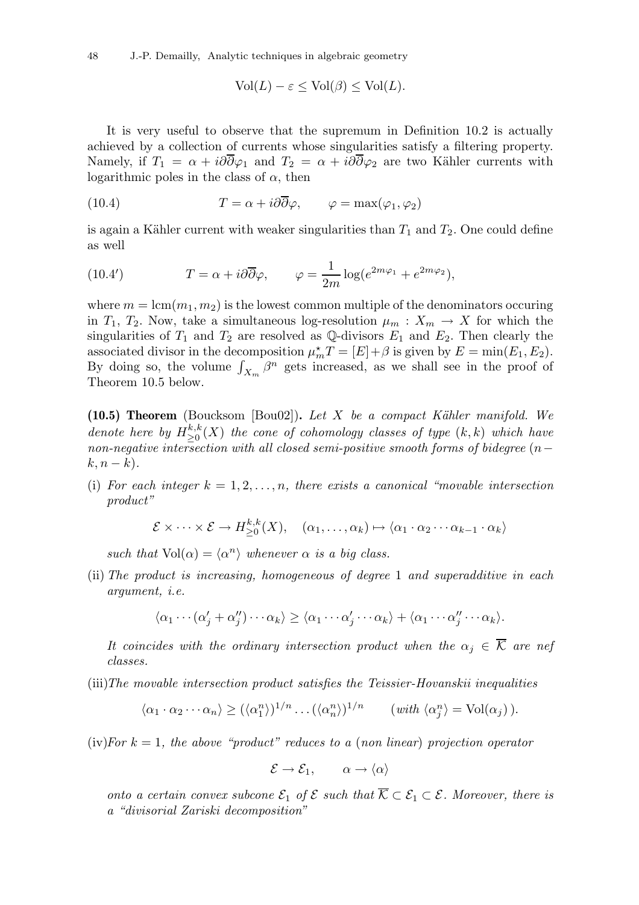$$\mathrm{Vol}(L) - \varepsilon \le \mathrm{Vol}(\beta) \le \mathrm{Vol}(L).$$

It is very useful to observe that the supremum in Definition 10.2 is actually achieved by a collection of currents whose singularities satisfy a filtering property. Namely, if $T_1 = \alpha + i\partial\overline{\partial}\varphi_1$ and $T_2 = \alpha + i\partial\overline{\partial}\varphi_2$ are two Kähler currents with logarithmic poles in the class of $\alpha$, then

$$(10.4) \qquad T = \alpha + i\partial\overline{\partial}\varphi, \qquad \varphi = \max(\varphi_1, \varphi_2)$$

is again a Kähler current with weaker singularities than $T_1$ and $T_2$. One could define as well

$$(10.4') \qquad T = \alpha + i\partial\overline{\partial}\varphi, \qquad \varphi = \frac{1}{2m}\log(e^{2m\varphi_1} + e^{2m\varphi_2}),$$

where $m = \mathrm{lcm}(m_1, m_2)$ is the lowest common multiple of the denominators occuring in $T_1$, $T_2$. Now, take a simultaneous log-resolution $\mu_m : X_m \to X$ for which the singularities of $T_1$ and $T_2$ are resolved as $\mathbb{Q}$-divisors $E_1$ and $E_2$. Then clearly the associated divisor in the decomposition $\mu_m^\star T = [E] + \beta$ is given by $E = \min(E_1, E_2)$. By doing so, the volume $\int_{X_m} \beta^n$ gets increased, as we shall see in the proof of Theorem 10.5 below.

**(10.5) Theorem** (Boucksom [Bou02])**.** *Let $X$ be a compact Kähler manifold. We denote here by $H^{k,k}_{\ge 0}(X)$ the cone of cohomology classes of type $(k,k)$ which have non-negative intersection with all closed semi-positive smooth forms of bidegree $(n-k, n-k)$.*

(i) *For each integer $k = 1, 2, \ldots, n$, there exists a canonical "movable intersection product"*

$$\mathcal{E} \times \cdots \times \mathcal{E} \to H^{k,k}_{\ge 0}(X), \quad (\alpha_1, \ldots, \alpha_k) \mapsto \langle \alpha_1 \cdot \alpha_2 \cdots \alpha_{k-1} \cdot \alpha_k \rangle$$

*such that $\mathrm{Vol}(\alpha) = \langle \alpha^n \rangle$ whenever $\alpha$ is a big class.*

(ii) *The product is increasing, homogeneous of degree 1 and superadditive in each argument, i.e.*

$$\langle \alpha_1 \cdots (\alpha_j' + \alpha_j'') \cdots \alpha_k \rangle \ge \langle \alpha_1 \cdots \alpha_j' \cdots \alpha_k \rangle + \langle \alpha_1 \cdots \alpha_j'' \cdots \alpha_k \rangle.$$

*It coincides with the ordinary intersection product when the $\alpha_j \in \overline{\mathcal{K}}$ are nef classes.*

(iii) *The movable intersection product satisfies the Teissier-Hovanskii inequalities*

$$\langle \alpha_1 \cdot \alpha_2 \cdots \alpha_n \rangle \ge (\langle \alpha_1^n \rangle)^{1/n} \ldots (\langle \alpha_n^n \rangle)^{1/n} \qquad (\textit{with } \langle \alpha_j^n \rangle = \mathrm{Vol}(\alpha_j)).$$

(iv) *For $k = 1$, the above "product" reduces to a (non linear) projection operator*

$$\mathcal{E} \to \mathcal{E}_1, \qquad \alpha \to \langle \alpha \rangle$$

*onto a certain convex subcone $\mathcal{E}_1$ of $\mathcal{E}$ such that $\overline{\mathcal{K}} \subset \mathcal{E}_1 \subset \mathcal{E}$. Moreover, there is a "divisorial Zariski decomposition"*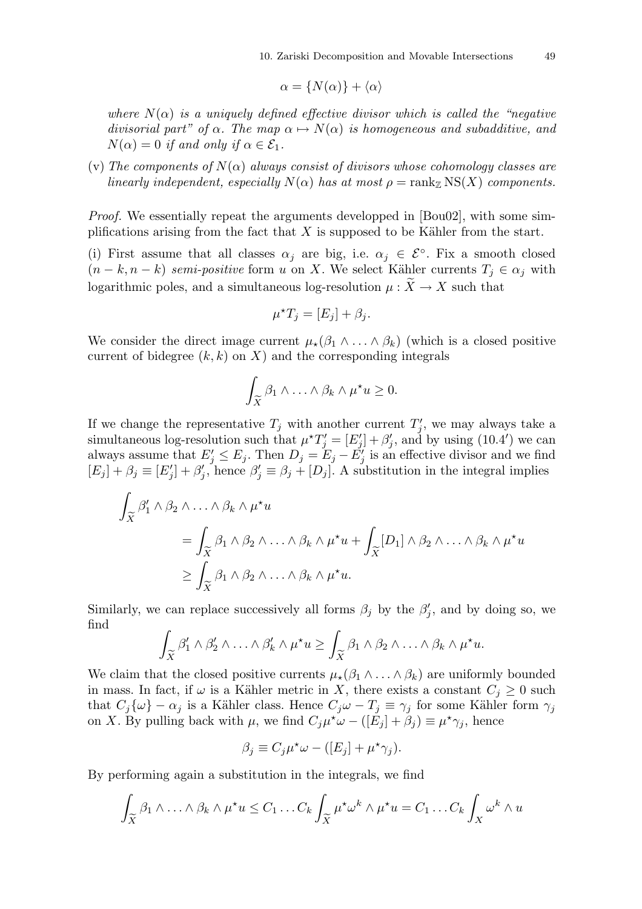$$\alpha = \{N(\alpha)\} + \langle\alpha\rangle$$

*where $N(\alpha)$ is a uniquely defined effective divisor which is called the "negative divisorial part" of $\alpha$. The map $\alpha \mapsto N(\alpha)$ is homogeneous and subadditive, and $N(\alpha) = 0$ if and only if $\alpha \in \mathcal{E}_1$.*

(v) *The components of $N(\alpha)$ always consist of divisors whose cohomology classes are linearly independent, especially $N(\alpha)$ has at most $\rho = \mathrm{rank}_{\mathbb{Z}}\,\mathrm{NS}(X)$ components.*

*Proof.* We essentially repeat the arguments developped in [Bou02], with some simplifications arising from the fact that $X$ is supposed to be Kähler from the start.

(i) First assume that all classes $\alpha_j$ are big, i.e. $\alpha_j \in \mathcal{E}^\circ$. Fix a smooth closed $(n-k, n-k)$ *semi-positive* form $u$ on $X$. We select Kähler currents $T_j \in \alpha_j$ with logarithmic poles, and a simultaneous log-resolution $\mu : \widetilde{X} \to X$ such that

$$\mu^\star T_j = [E_j] + \beta_j.$$

We consider the direct image current $\mu_\star(\beta_1 \wedge \ldots \wedge \beta_k)$ (which is a closed positive current of bidegree $(k,k)$ on $X$) and the corresponding integrals

$$\int_{\widetilde{X}} \beta_1 \wedge \ldots \wedge \beta_k \wedge \mu^\star u \geq 0.$$

If we change the representative $T_j$ with another current $T'_j$, we may always take a simultaneous log-resolution such that $\mu^\star T'_j = [E'_j] + \beta'_j$, and by using (10.4′) we can always assume that $E'_j \leq E_j$. Then $D_j = E_j - E'_j$ is an effective divisor and we find $[E_j] + \beta_j \equiv [E'_j] + \beta'_j$, hence $\beta'_j \equiv \beta_j + [D_j]$. A substitution in the integral implies

$$\begin{aligned}
\int_{\widetilde{X}} \beta'_1 \wedge \beta_2 \wedge \ldots \wedge \beta_k \wedge \mu^\star u \\
&= \int_{\widetilde{X}} \beta_1 \wedge \beta_2 \wedge \ldots \wedge \beta_k \wedge \mu^\star u + \int_{\widetilde{X}} [D_1] \wedge \beta_2 \wedge \ldots \wedge \beta_k \wedge \mu^\star u \\
&\geq \int_{\widetilde{X}} \beta_1 \wedge \beta_2 \wedge \ldots \wedge \beta_k \wedge \mu^\star u.
\end{aligned}$$

Similarly, we can replace successively all forms $\beta_j$ by the $\beta'_j$, and by doing so, we find

$$\int_{\widetilde{X}} \beta'_1 \wedge \beta'_2 \wedge \ldots \wedge \beta'_k \wedge \mu^\star u \geq \int_{\widetilde{X}} \beta_1 \wedge \beta_2 \wedge \ldots \wedge \beta_k \wedge \mu^\star u.$$

We claim that the closed positive currents $\mu_\star(\beta_1 \wedge \ldots \wedge \beta_k)$ are uniformly bounded in mass. In fact, if $\omega$ is a Kähler metric in $X$, there exists a constant $C_j \geq 0$ such that $C_j\{\omega\} - \alpha_j$ is a Kähler class. Hence $C_j\omega - T_j \equiv \gamma_j$ for some Kähler form $\gamma_j$ on $X$. By pulling back with $\mu$, we find $C_j\mu^\star\omega - ([E_j] + \beta_j) \equiv \mu^\star\gamma_j$, hence

$$\beta_j \equiv C_j\mu^\star\omega - ([E_j] + \mu^\star\gamma_j).$$

By performing again a substitution in the integrals, we find

$$\int_{\widetilde{X}} \beta_1 \wedge \ldots \wedge \beta_k \wedge \mu^\star u \leq C_1 \ldots C_k \int_{\widetilde{X}} \mu^\star\omega^k \wedge \mu^\star u = C_1 \ldots C_k \int_X \omega^k \wedge u$$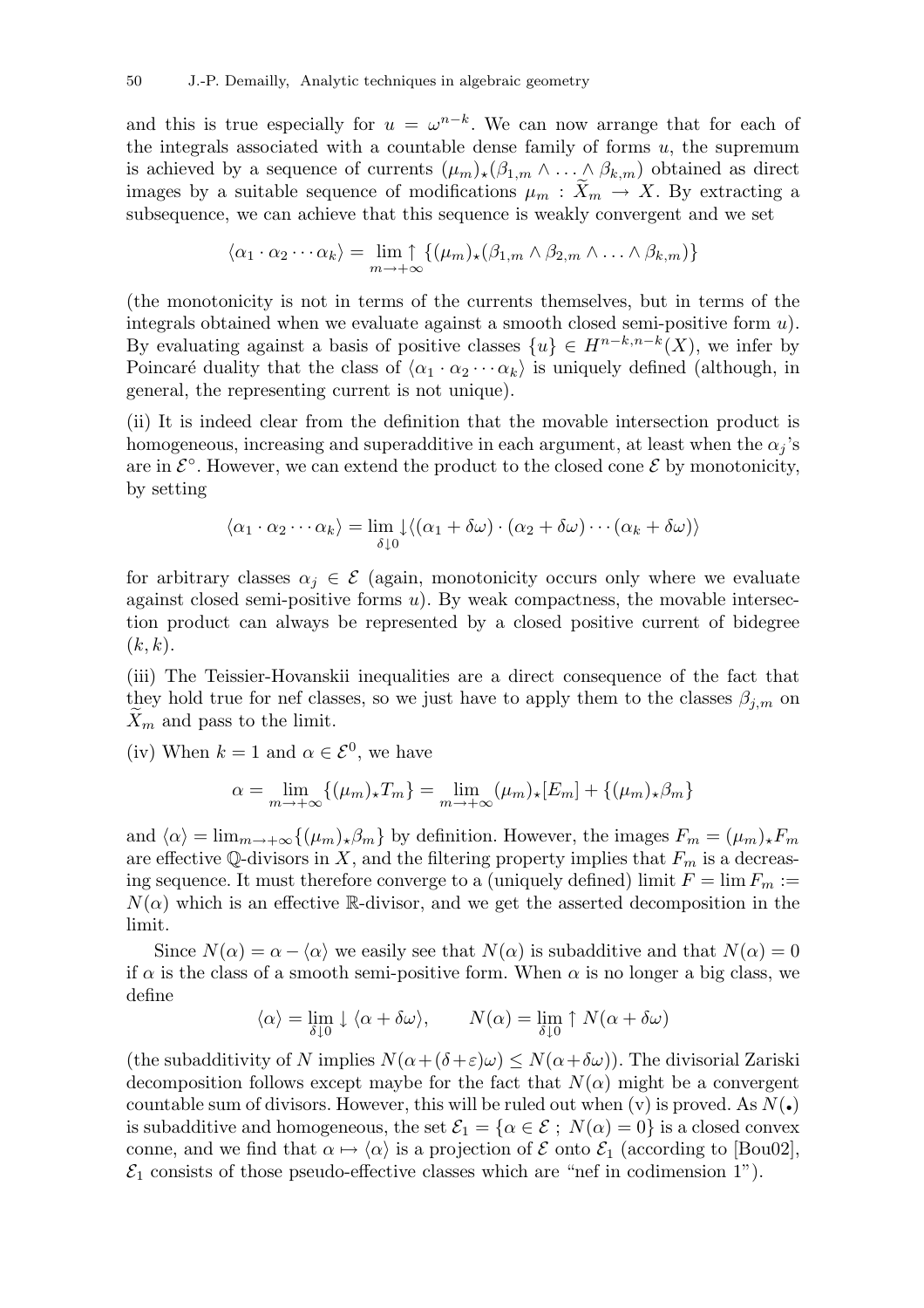and this is true especially for $u = \omega^{n-k}$. We can now arrange that for each of the integrals associated with a countable dense family of forms $u$, the supremum is achieved by a sequence of currents $(\mu_m)_\star(\beta_{1,m} \wedge \ldots \wedge \beta_{k,m})$ obtained as direct images by a suitable sequence of modifications $\mu_m : \widetilde{X}_m \to X$. By extracting a subsequence, we can achieve that this sequence is weakly convergent and we set

$$\langle \alpha_1 \cdot \alpha_2 \cdots \alpha_k \rangle = \lim_{m \to +\infty} \uparrow \{(\mu_m)_\star(\beta_{1,m} \wedge \beta_{2,m} \wedge \ldots \wedge \beta_{k,m})\}$$

(the monotonicity is not in terms of the currents themselves, but in terms of the integrals obtained when we evaluate against a smooth closed semi-positive form $u$). By evaluating against a basis of positive classes $\{u\} \in H^{n-k,n-k}(X)$, we infer by Poincaré duality that the class of $\langle \alpha_1 \cdot \alpha_2 \cdots \alpha_k \rangle$ is uniquely defined (although, in general, the representing current is not unique).

(ii) It is indeed clear from the definition that the movable intersection product is homogeneous, increasing and superadditive in each argument, at least when the $\alpha_j$'s are in $\mathcal{E}^\circ$. However, we can extend the product to the closed cone $\mathcal{E}$ by monotonicity, by setting

$$\langle \alpha_1 \cdot \alpha_2 \cdots \alpha_k \rangle = \lim_{\delta \downarrow 0} \downarrow \langle (\alpha_1 + \delta\omega) \cdot (\alpha_2 + \delta\omega) \cdots (\alpha_k + \delta\omega) \rangle$$

for arbitrary classes $\alpha_j \in \mathcal{E}$ (again, monotonicity occurs only where we evaluate against closed semi-positive forms $u$). By weak compactness, the movable intersection product can always be represented by a closed positive current of bidegree $(k, k)$.

(iii) The Teissier-Hovanskii inequalities are a direct consequence of the fact that they hold true for nef classes, so we just have to apply them to the classes $\beta_{j,m}$ on $\widetilde{X}_m$ and pass to the limit.

(iv) When $k = 1$ and $\alpha \in \mathcal{E}^0$, we have

$$\alpha = \lim_{m \to +\infty} \{(\mu_m)_\star T_m\} = \lim_{m \to +\infty} (\mu_m)_\star [E_m] + \{(\mu_m)_\star \beta_m\}$$

and $\langle \alpha \rangle = \lim_{m \to +\infty} \{(\mu_m)_\star \beta_m\}$ by definition. However, the images $F_m = (\mu_m)_\star F_m$ are effective $\mathbb{Q}$-divisors in $X$, and the filtering property implies that $F_m$ is a decreasing sequence. It must therefore converge to a (uniquely defined) limit $F = \lim F_m := N(\alpha)$ which is an effective $\mathbb{R}$-divisor, and we get the asserted decomposition in the limit.

Since $N(\alpha) = \alpha - \langle \alpha \rangle$ we easily see that $N(\alpha)$ is subadditive and that $N(\alpha) = 0$ if $\alpha$ is the class of a smooth semi-positive form. When $\alpha$ is no longer a big class, we define

$$\langle \alpha \rangle = \lim_{\delta \downarrow 0} \downarrow \langle \alpha + \delta\omega \rangle, \qquad N(\alpha) = \lim_{\delta \downarrow 0} \uparrow N(\alpha + \delta\omega)$$

(the subadditivity of $N$ implies $N(\alpha + (\delta + \varepsilon)\omega) \le N(\alpha + \delta\omega)$). The divisorial Zariski decomposition follows except maybe for the fact that $N(\alpha)$ might be a convergent countable sum of divisors. However, this will be ruled out when (v) is proved. As $N(\bullet)$ is subadditive and homogeneous, the set $\mathcal{E}_1 = \{\alpha \in \mathcal{E} \,;\, N(\alpha) = 0\}$ is a closed convex conne, and we find that $\alpha \mapsto \langle \alpha \rangle$ is a projection of $\mathcal{E}$ onto $\mathcal{E}_1$ (according to [Bou02], $\mathcal{E}_1$ consists of those pseudo-effective classes which are "nef in codimension 1").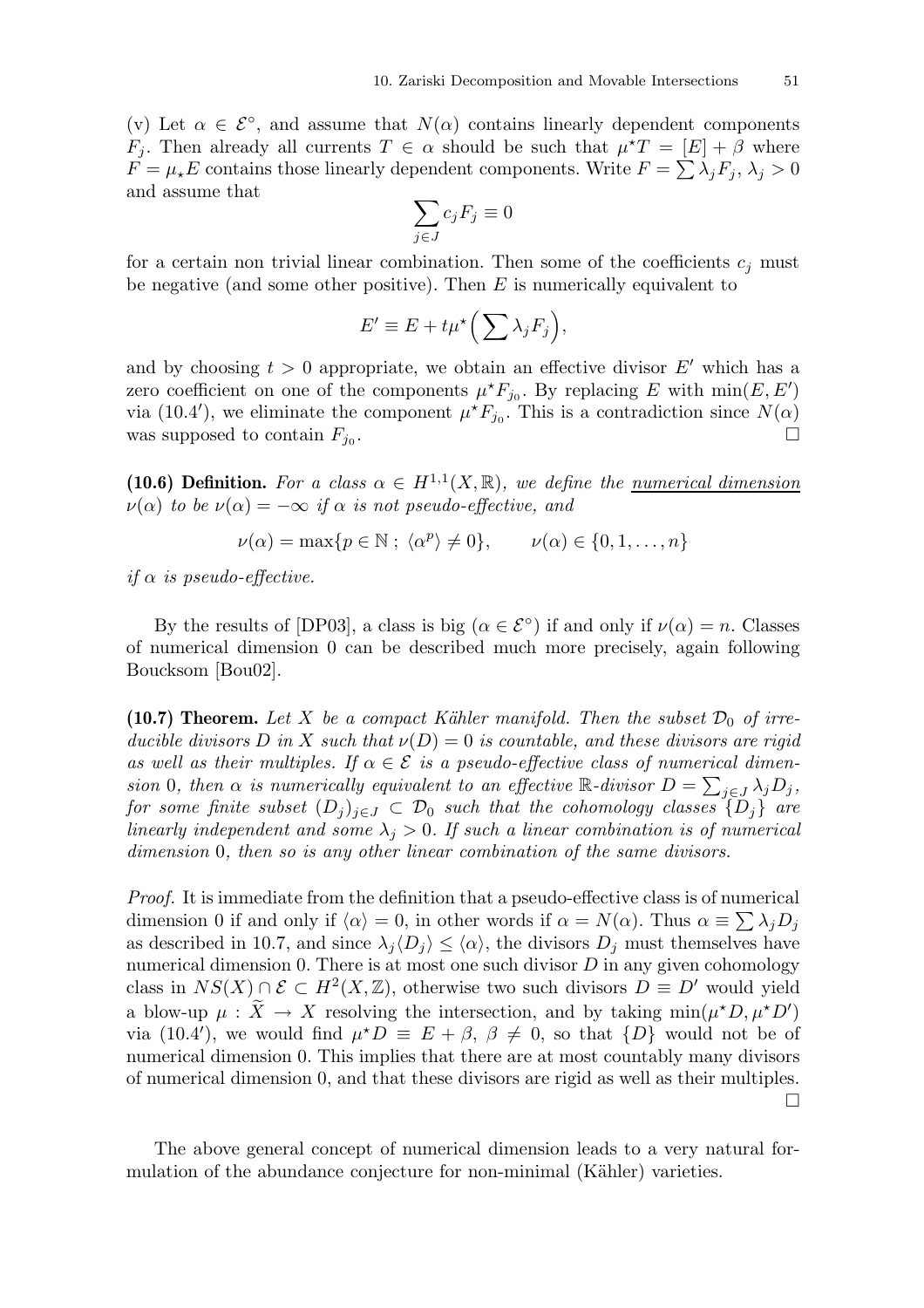(v) Let $\alpha \in \mathcal{E}^\circ$, and assume that $N(\alpha)$ contains linearly dependent components $F_j$. Then already all currents $T \in \alpha$ should be such that $\mu^\star T = [E] + \beta$ where $F = \mu_\star E$ contains those linearly dependent components. Write $F = \sum \lambda_j F_j$, $\lambda_j > 0$ and assume that

$$\sum_{j \in J} c_j F_j \equiv 0$$

for a certain non trivial linear combination. Then some of the coefficients $c_j$ must be negative (and some other positive). Then $E$ is numerically equivalent to

$$E' \equiv E + t\mu^\star\Big(\sum \lambda_j F_j\Big),$$

and by choosing $t > 0$ appropriate, we obtain an effective divisor $E'$ which has a zero coefficient on one of the components $\mu^\star F_{j_0}$. By replacing $E$ with $\min(E, E')$ via (10.4′), we eliminate the component $\mu^\star F_{j_0}$. This is a contradiction since $N(\alpha)$ was supposed to contain $F_{j_0}$. □

**(10.6) Definition.** *For a class $\alpha \in H^{1,1}(X, \mathbb{R})$, we define the* <u>*numerical dimension*</u> *$\nu(\alpha)$ to be $\nu(\alpha) = -\infty$ if $\alpha$ is not pseudo-effective, and*

$$\nu(\alpha) = \max\{p \in \mathbb{N}\ ;\ \langle \alpha^p \rangle \neq 0\}, \qquad \nu(\alpha) \in \{0, 1, \ldots, n\}$$

*if $\alpha$ is pseudo-effective.*

By the results of [DP03], a class is big ($\alpha \in \mathcal{E}^\circ$) if and only if $\nu(\alpha) = n$. Classes of numerical dimension 0 can be described much more precisely, again following Boucksom [Bou02].

**(10.7) Theorem.** *Let $X$ be a compact Kähler manifold. Then the subset $\mathcal{D}_0$ of irreducible divisors $D$ in $X$ such that $\nu(D) = 0$ is countable, and these divisors are rigid as well as their multiples. If $\alpha \in \mathcal{E}$ is a pseudo-effective class of numerical dimension 0, then $\alpha$ is numerically equivalent to an effective $\mathbb{R}$-divisor $D = \sum_{j \in J} \lambda_j D_j$, for some finite subset $(D_j)_{j \in J} \subset \mathcal{D}_0$ such that the cohomology classes $\{D_j\}$ are linearly independent and some $\lambda_j > 0$. If such a linear combination is of numerical dimension 0, then so is any other linear combination of the same divisors.*

*Proof.* It is immediate from the definition that a pseudo-effective class is of numerical dimension 0 if and only if $\langle \alpha \rangle = 0$, in other words if $\alpha = N(\alpha)$. Thus $\alpha \equiv \sum \lambda_j D_j$ as described in 10.7, and since $\lambda_j \langle D_j \rangle \leq \langle \alpha \rangle$, the divisors $D_j$ must themselves have numerical dimension 0. There is at most one such divisor $D$ in any given cohomology class in $NS(X) \cap \mathcal{E} \subset H^2(X, \mathbb{Z})$, otherwise two such divisors $D \equiv D'$ would yield a blow-up $\mu : \widetilde{X} \to X$ resolving the intersection, and by taking $\min(\mu^\star D, \mu^\star D')$ via (10.4′), we would find $\mu^\star D \equiv E + \beta$, $\beta \neq 0$, so that $\{D\}$ would not be of numerical dimension 0. This implies that there are at most countably many divisors of numerical dimension 0, and that these divisors are rigid as well as their multiples. □

The above general concept of numerical dimension leads to a very natural formulation of the abundance conjecture for non-minimal (Kähler) varieties.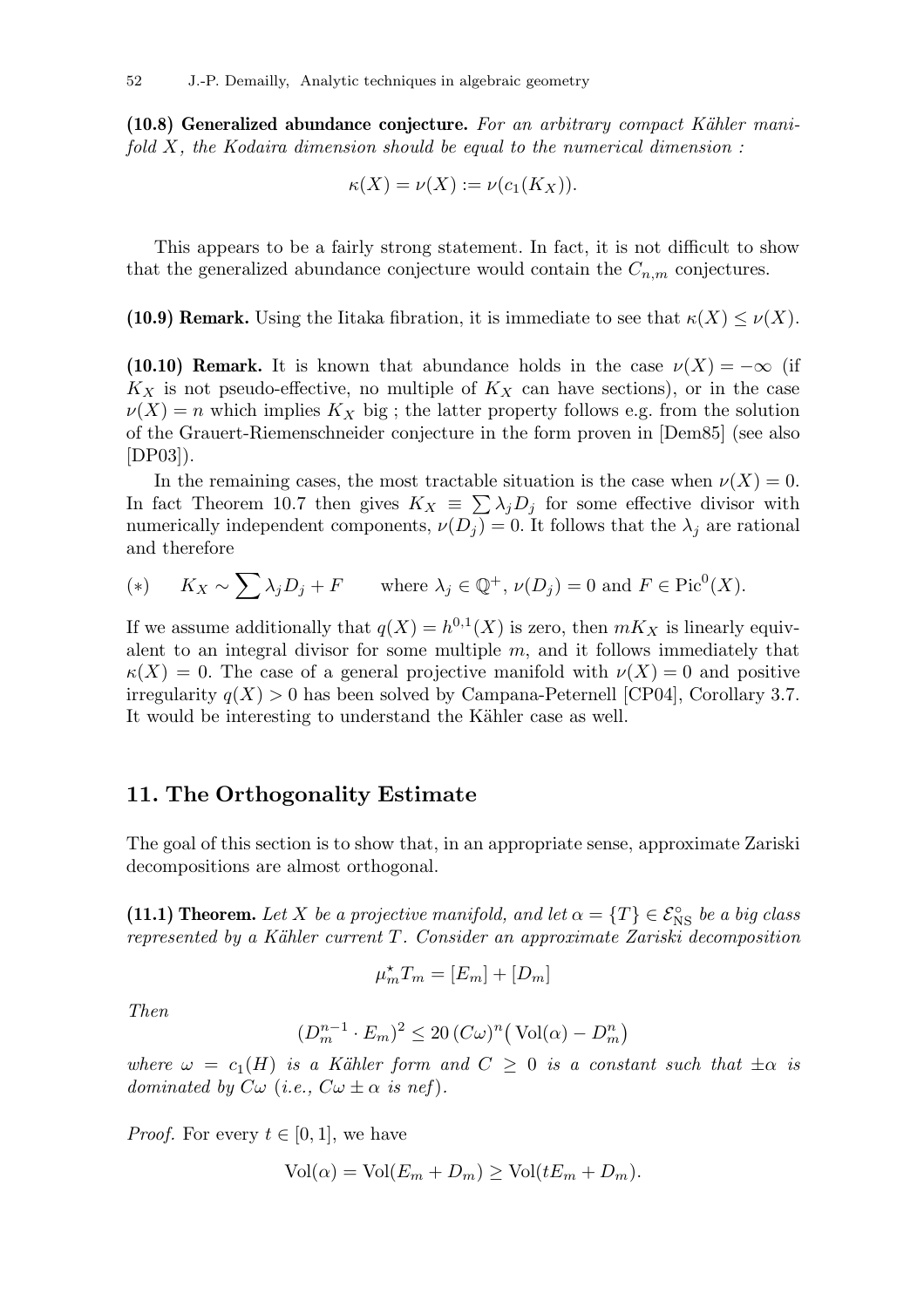**(10.8) Generalized abundance conjecture.** *For an arbitrary compact Kähler manifold $X$, the Kodaira dimension should be equal to the numerical dimension :*

$$\kappa(X) = \nu(X) := \nu(c_1(K_X)).$$

This appears to be a fairly strong statement. In fact, it is not difficult to show that the generalized abundance conjecture would contain the $C_{n,m}$ conjectures.

**(10.9) Remark.** Using the Iitaka fibration, it is immediate to see that $\kappa(X) \leq \nu(X)$.

**(10.10) Remark.** It is known that abundance holds in the case $\nu(X) = -\infty$ (if $K_X$ is not pseudo-effective, no multiple of $K_X$ can have sections), or in the case $\nu(X) = n$ which implies $K_X$ big ; the latter property follows e.g. from the solution of the Grauert-Riemenschneider conjecture in the form proven in [Dem85] (see also [DP03]).

In the remaining cases, the most tractable situation is the case when $\nu(X) = 0$. In fact Theorem 10.7 then gives $K_X \equiv \sum \lambda_j D_j$ for some effective divisor with numerically independent components, $\nu(D_j) = 0$. It follows that the $\lambda_j$ are rational and therefore

$$(*) \qquad K_X \sim \sum \lambda_j D_j + F \qquad \text{where } \lambda_j \in \mathbb{Q}^+,\ \nu(D_j) = 0 \text{ and } F \in \mathrm{Pic}^0(X).$$

If we assume additionally that $q(X) = h^{0,1}(X)$ is zero, then $mK_X$ is linearly equivalent to an integral divisor for some multiple $m$, and it follows immediately that $\kappa(X) = 0$. The case of a general projective manifold with $\nu(X) = 0$ and positive irregularity $q(X) > 0$ has been solved by Campana-Peternell [CP04], Corollary 3.7. It would be interesting to understand the Kähler case as well.

## 11. The Orthogonality Estimate

The goal of this section is to show that, in an appropriate sense, approximate Zariski decompositions are almost orthogonal.

**(11.1) Theorem.** *Let $X$ be a projective manifold, and let $\alpha = \{T\} \in \mathcal{E}^\circ_{\mathrm{NS}}$ be a big class represented by a Kähler current $T$. Consider an approximate Zariski decomposition*

$$\mu_m^\star T_m = [E_m] + [D_m]$$

*Then*

$$(D_m^{n-1} \cdot E_m)^2 \leq 20\,(C\omega)^n \big(\mathrm{Vol}(\alpha) - D_m^n\big)$$

*where $\omega = c_1(H)$ is a Kähler form and $C \geq 0$ is a constant such that $\pm\alpha$ is dominated by $C\omega$ (i.e., $C\omega \pm \alpha$ is nef).*

*Proof.* For every $t \in [0,1]$, we have

$$\mathrm{Vol}(\alpha) = \mathrm{Vol}(E_m + D_m) \geq \mathrm{Vol}(tE_m + D_m).$$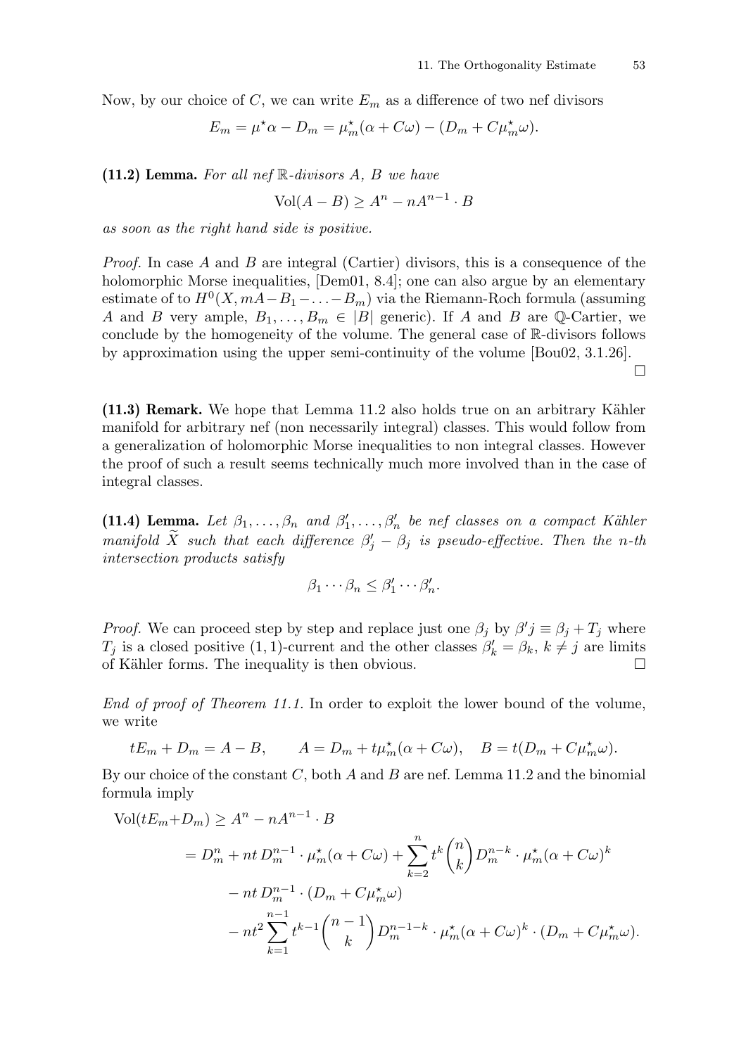Now, by our choice of $C$, we can write $E_m$ as a difference of two nef divisors

$$E_m = \mu^\star \alpha - D_m = \mu_m^\star(\alpha + C\omega) - (D_m + C\mu_m^\star\omega).$$

**(11.2) Lemma.** *For all nef $\mathbb{R}$-divisors $A$, $B$ we have*

$$\mathrm{Vol}(A - B) \geq A^n - nA^{n-1} \cdot B$$

*as soon as the right hand side is positive.*

*Proof.* In case $A$ and $B$ are integral (Cartier) divisors, this is a consequence of the holomorphic Morse inequalities, [Dem01, 8.4]; one can also argue by an elementary estimate of to $H^0(X, mA - B_1 - \ldots - B_m)$ via the Riemann-Roch formula (assuming $A$ and $B$ very ample, $B_1, \ldots, B_m \in |B|$ generic). If $A$ and $B$ are $\mathbb{Q}$-Cartier, we conclude by the homogeneity of the volume. The general case of $\mathbb{R}$-divisors follows by approximation using the upper semi-continuity of the volume [Bou02, 3.1.26]. □

**(11.3) Remark.** We hope that Lemma 11.2 also holds true on an arbitrary Kähler manifold for arbitrary nef (non necessarily integral) classes. This would follow from a generalization of holomorphic Morse inequalities to non integral classes. However the proof of such a result seems technically much more involved than in the case of integral classes.

**(11.4) Lemma.** *Let $\beta_1, \ldots, \beta_n$ and $\beta'_1, \ldots, \beta'_n$ be nef classes on a compact Kähler manifold $\widetilde{X}$ such that each difference $\beta'_j - \beta_j$ is pseudo-effective. Then the $n$-th intersection products satisfy*

$$\beta_1 \cdots \beta_n \leq \beta'_1 \cdots \beta'_n.$$

*Proof.* We can proceed step by step and replace just one $\beta_j$ by $\beta' j \equiv \beta_j + T_j$ where $T_j$ is a closed positive $(1,1)$-current and the other classes $\beta'_k = \beta_k$, $k \neq j$ are limits of Kähler forms. The inequality is then obvious. □

*End of proof of Theorem 11.1.* In order to exploit the lower bound of the volume, we write

$$tE_m + D_m = A - B, \qquad A = D_m + t\mu_m^\star(\alpha + C\omega), \quad B = t(D_m + C\mu_m^\star\omega).$$

By our choice of the constant $C$, both $A$ and $B$ are nef. Lemma 11.2 and the binomial formula imply

$$\begin{aligned}
\mathrm{Vol}(tE_m + D_m) &\geq A^n - nA^{n-1} \cdot B \\
&= D_m^n + nt\, D_m^{n-1} \cdot \mu_m^\star(\alpha + C\omega) + \sum_{k=2}^{n} t^k \binom{n}{k} D_m^{n-k} \cdot \mu_m^\star(\alpha + C\omega)^k \\
&\quad - nt\, D_m^{n-1} \cdot (D_m + C\mu_m^\star\omega) \\
&\quad - nt^2 \sum_{k=1}^{n-1} t^{k-1} \binom{n-1}{k} D_m^{n-1-k} \cdot \mu_m^\star(\alpha + C\omega)^k \cdot (D_m + C\mu_m^\star\omega).
\end{aligned}$$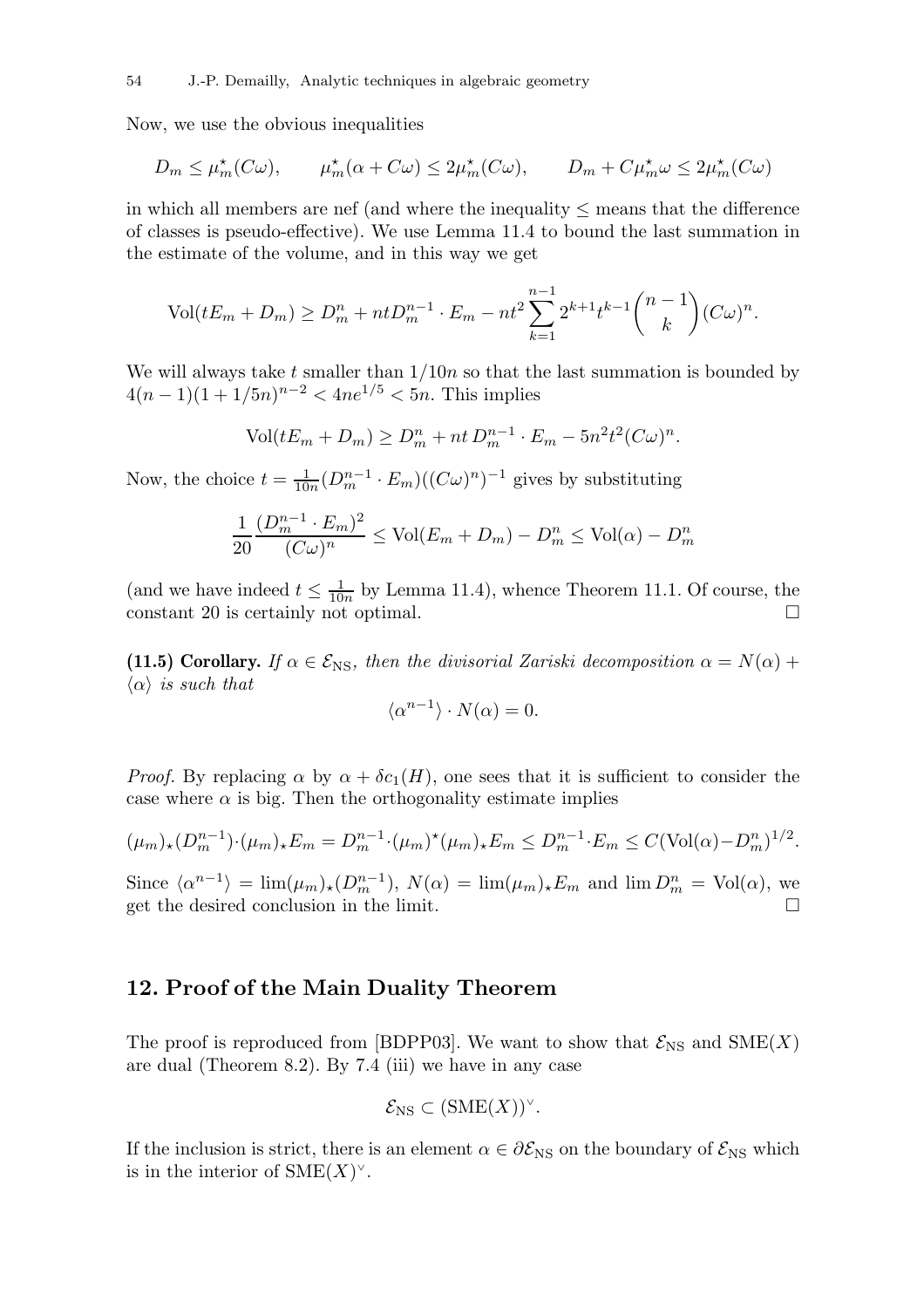Now, we use the obvious inequalities

$$D_m \le \mu_m^\star(C\omega), \qquad \mu_m^\star(\alpha + C\omega) \le 2\mu_m^\star(C\omega), \qquad D_m + C\mu_m^\star\omega \le 2\mu_m^\star(C\omega)$$

in which all members are nef (and where the inequality $\le$ means that the difference of classes is pseudo-effective). We use Lemma 11.4 to bound the last summation in the estimate of the volume, and in this way we get

$$\mathrm{Vol}(tE_m + D_m) \ge D_m^n + ntD_m^{n-1}\cdot E_m - nt^2\sum_{k=1}^{n-1} 2^{k+1}t^{k-1}\binom{n-1}{k}(C\omega)^n.$$

We will always take $t$ smaller than $1/10n$ so that the last summation is bounded by $4(n-1)(1+1/5n)^{n-2} < 4ne^{1/5} < 5n$. This implies

$$\mathrm{Vol}(tE_m + D_m) \ge D_m^n + nt\, D_m^{n-1}\cdot E_m - 5n^2t^2(C\omega)^n.$$

Now, the choice $t = \frac{1}{10n}(D_m^{n-1}\cdot E_m)((C\omega)^n)^{-1}$ gives by substituting

$$\frac{1}{20}\frac{(D_m^{n-1}\cdot E_m)^2}{(C\omega)^n} \le \mathrm{Vol}(E_m + D_m) - D_m^n \le \mathrm{Vol}(\alpha) - D_m^n$$

(and we have indeed $t \le \frac{1}{10n}$ by Lemma 11.4), whence Theorem 11.1. Of course, the constant 20 is certainly not optimal. □

**(11.5) Corollary.** *If $\alpha \in \mathcal{E}_{\mathrm{NS}}$, then the divisorial Zariski decomposition $\alpha = N(\alpha) + \langle\alpha\rangle$ is such that*

$$\langle\alpha^{n-1}\rangle\cdot N(\alpha) = 0.$$

*Proof.* By replacing $\alpha$ by $\alpha + \delta c_1(H)$, one sees that it is sufficient to consider the case where $\alpha$ is big. Then the orthogonality estimate implies

$$(\mu_m)_\star(D_m^{n-1})\cdot(\mu_m)_\star E_m = D_m^{n-1}\cdot(\mu_m)^\star(\mu_m)_\star E_m \le D_m^{n-1}\cdot E_m \le C(\mathrm{Vol}(\alpha) - D_m^n)^{1/2}.$$

Since $\langle\alpha^{n-1}\rangle = \lim(\mu_m)_\star(D_m^{n-1})$, $N(\alpha) = \lim(\mu_m)_\star E_m$ and $\lim D_m^n = \mathrm{Vol}(\alpha)$, we get the desired conclusion in the limit. □

## 12. Proof of the Main Duality Theorem

The proof is reproduced from [BDPP03]. We want to show that $\mathcal{E}_{\mathrm{NS}}$ and $\mathrm{SME}(X)$ are dual (Theorem 8.2). By 7.4 (iii) we have in any case

$$\mathcal{E}_{\mathrm{NS}} \subset (\mathrm{SME}(X))^\vee.$$

If the inclusion is strict, there is an element $\alpha \in \partial\mathcal{E}_{\mathrm{NS}}$ on the boundary of $\mathcal{E}_{\mathrm{NS}}$ which is in the interior of $\mathrm{SME}(X)^\vee$.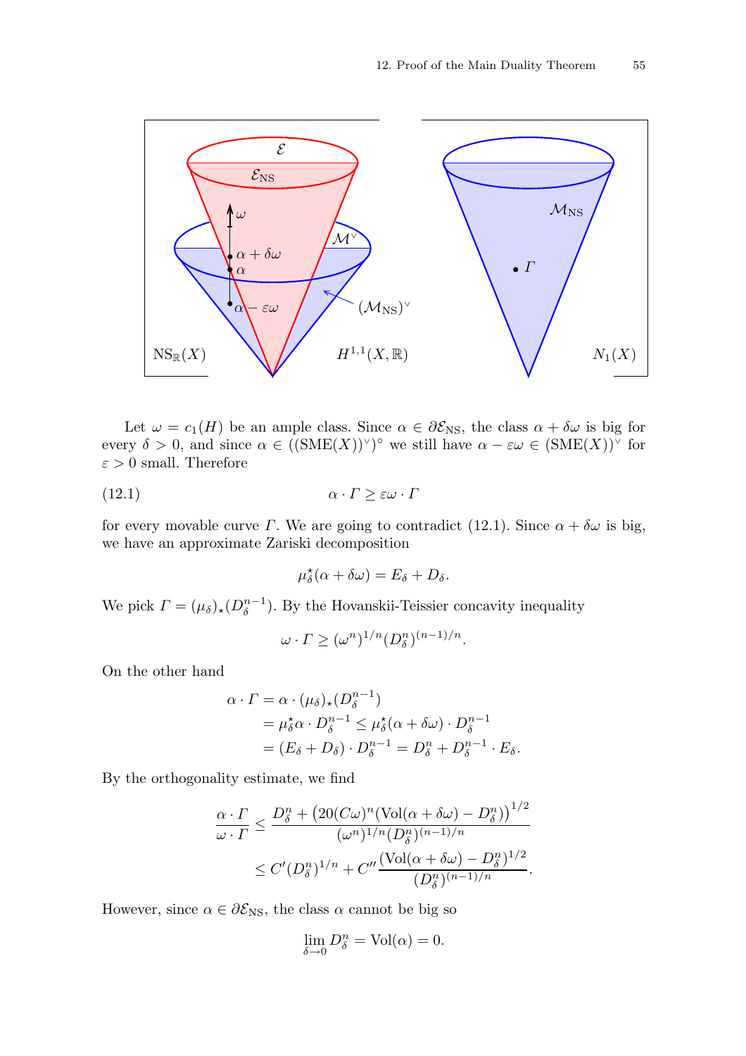Let $\omega = c_1(H)$ be an ample class. Since $\alpha \in \partial\mathcal{E}_{\mathrm{NS}}$, the class $\alpha + \delta\omega$ is big for every $\delta > 0$, and since $\alpha \in ((\mathrm{SME}(X))^\vee)^\circ$ we still have $\alpha - \varepsilon\omega \in (\mathrm{SME}(X))^\vee$ for $\varepsilon > 0$ small. Therefore

$$\alpha \cdot \Gamma \geq \varepsilon\omega \cdot \Gamma \tag{12.1}$$

for every movable curve $\Gamma$. We are going to contradict (12.1). Since $\alpha + \delta\omega$ is big, we have an approximate Zariski decomposition

$$\mu_\delta^\star(\alpha + \delta\omega) = E_\delta + D_\delta.$$

We pick $\Gamma = (\mu_\delta)_\star(D_\delta^{n-1})$. By the Hovanskii-Teissier concavity inequality

$$\omega \cdot \Gamma \geq (\omega^n)^{1/n}(D_\delta^n)^{(n-1)/n}.$$

On the other hand

$$\begin{aligned}
\alpha \cdot \Gamma &= \alpha \cdot (\mu_\delta)_\star(D_\delta^{n-1}) \\
&= \mu_\delta^\star\alpha \cdot D_\delta^{n-1} \leq \mu_\delta^\star(\alpha + \delta\omega) \cdot D_\delta^{n-1} \\
&= (E_\delta + D_\delta) \cdot D_\delta^{n-1} = D_\delta^n + D_\delta^{n-1} \cdot E_\delta.
\end{aligned}$$

By the orthogonality estimate, we find

$$\begin{aligned}
\frac{\alpha \cdot \Gamma}{\omega \cdot \Gamma} &\leq \frac{D_\delta^n + \big(20(C\omega)^n(\mathrm{Vol}(\alpha + \delta\omega) - D_\delta^n)\big)^{1/2}}{(\omega^n)^{1/n}(D_\delta^n)^{(n-1)/n}} \\
&\leq C'(D_\delta^n)^{1/n} + C''\frac{(\mathrm{Vol}(\alpha + \delta\omega) - D_\delta^n)^{1/2}}{(D_\delta^n)^{(n-1)/n}}.
\end{aligned}$$

However, since $\alpha \in \partial\mathcal{E}_{\mathrm{NS}}$, the class $\alpha$ cannot be big so

$$\lim_{\delta \to 0} D_\delta^n = \mathrm{Vol}(\alpha) = 0.$$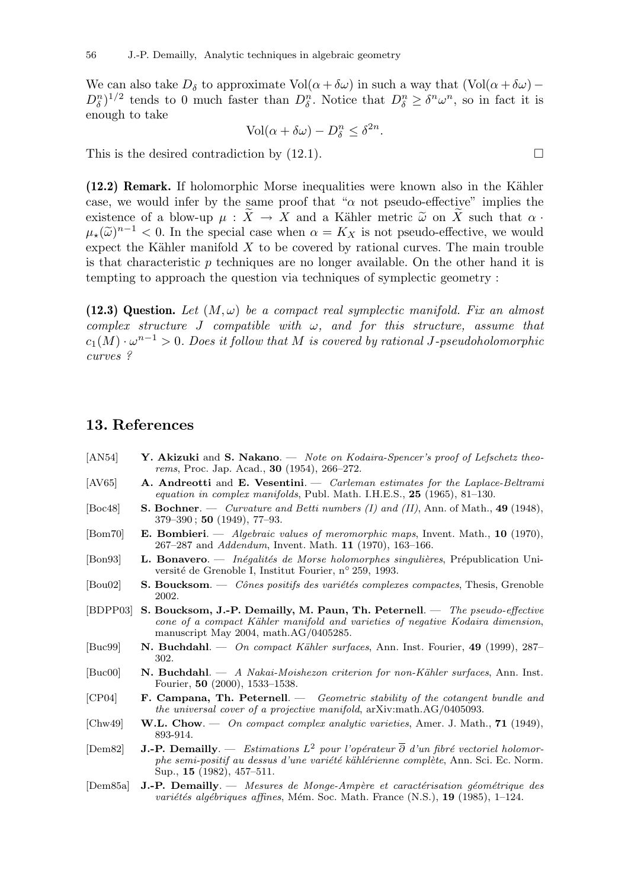We can also take $D_\delta$ to approximate $\mathrm{Vol}(\alpha+\delta\omega)$ in such a way that $(\mathrm{Vol}(\alpha+\delta\omega)-D_\delta^n)^{1/2}$ tends to 0 much faster than $D_\delta^n$. Notice that $D_\delta^n \geq \delta^n\omega^n$, so in fact it is enough to take

$$\mathrm{Vol}(\alpha+\delta\omega) - D_\delta^n \leq \delta^{2n}.$$

This is the desired contradiction by (12.1). □

**(12.2) Remark.** If holomorphic Morse inequalities were known also in the Kähler case, we would infer by the same proof that "$\alpha$ not pseudo-effective" implies the existence of a blow-up $\mu : \widetilde{X} \to X$ and a Kähler metric $\widetilde{\omega}$ on $\widetilde{X}$ such that $\alpha \cdot \mu_\star(\widetilde{\omega})^{n-1} < 0$. In the special case when $\alpha = K_X$ is not pseudo-effective, we would expect the Kähler manifold $X$ to be covered by rational curves. The main trouble is that characteristic $p$ techniques are no longer available. On the other hand it is tempting to approach the question via techniques of symplectic geometry :

**(12.3) Question.** *Let $(M,\omega)$ be a compact real symplectic manifold. Fix an almost complex structure $J$ compatible with $\omega$, and for this structure, assume that $c_1(M)\cdot\omega^{n-1} > 0$. Does it follow that $M$ is covered by rational $J$-pseudoholomorphic curves ?*

## 13. References

[AN54] **Y. Akizuki** and **S. Nakano**. — *Note on Kodaira-Spencer's proof of Lefschetz theorems*, Proc. Jap. Acad., **30** (1954), 266–272.

[AV65] **A. Andreotti** and **E. Vesentini**. — *Carleman estimates for the Laplace-Beltrami equation in complex manifolds*, Publ. Math. I.H.E.S., **25** (1965), 81–130.

[Boc48] **S. Bochner**. — *Curvature and Betti numbers (I) and (II)*, Ann. of Math., **49** (1948), 379–390 ; **50** (1949), 77–93.

[Bom70] **E. Bombieri**. — *Algebraic values of meromorphic maps*, Invent. Math., **10** (1970), 267–287 and *Addendum*, Invent. Math. **11** (1970), 163–166.

[Bon93] **L. Bonavero**. — *Inégalités de Morse holomorphes singulières*, Prépublication Université de Grenoble I, Institut Fourier, n° 259, 1993.

[Bou02] **S. Boucksom**. — *Cônes positifs des variétés complexes compactes*, Thesis, Grenoble 2002.

[BDPP03] **S. Boucksom, J.-P. Demailly, M. Paun, Th. Peternell**. — *The pseudo-effective cone of a compact Kähler manifold and varieties of negative Kodaira dimension*, manuscript May 2004, math.AG/0405285.

[Buc99] **N. Buchdahl**. — *On compact Kähler surfaces*, Ann. Inst. Fourier, **49** (1999), 287–302.

[Buc00] **N. Buchdahl**. — *A Nakai-Moishezon criterion for non-Kähler surfaces*, Ann. Inst. Fourier, **50** (2000), 1533–1538.

[CP04] **F. Campana, Th. Peternell**. — *Geometric stability of the cotangent bundle and the universal cover of a projective manifold*, arXiv:math.AG/0405093.

[Chw49] **W.L. Chow**. — *On compact complex analytic varieties*, Amer. J. Math., **71** (1949), 893-914.

[Dem82] **J.-P. Demailly**. — *Estimations $L^2$ pour l'opérateur $\overline{\partial}$ d'un fibré vectoriel holomorphe semi-positif au dessus d'une variété kählérienne complète*, Ann. Sci. Ec. Norm. Sup., **15** (1982), 457–511.

[Dem85a] **J.-P. Demailly**. — *Mesures de Monge-Ampère et caractérisation géométrique des variétés algébriques affines*, Mém. Soc. Math. France (N.S.), **19** (1985), 1–124.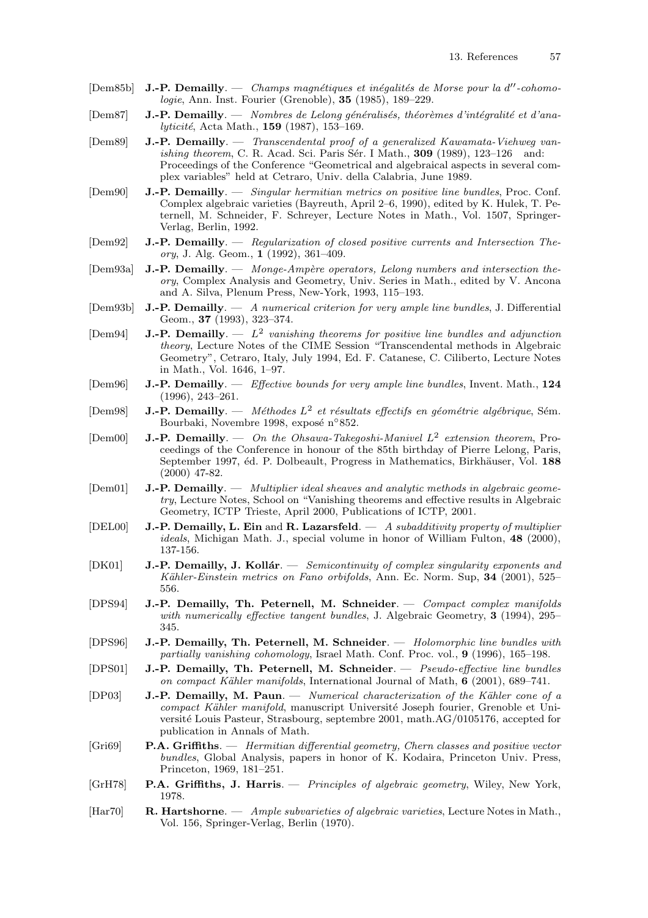[Dem85b] **J.-P. Demailly**. — *Champs magnétiques et inégalités de Morse pour la $d''$-cohomologie*, Ann. Inst. Fourier (Grenoble), **35** (1985), 189–229.

[Dem87] **J.-P. Demailly**. — *Nombres de Lelong généralisés, théorèmes d'intégralité et d'analyticité*, Acta Math., **159** (1987), 153–169.

[Dem89] **J.-P. Demailly**. — *Transcendental proof of a generalized Kawamata-Viehweg vanishing theorem*, C. R. Acad. Sci. Paris Sér. I Math., **309** (1989), 123–126 and: Proceedings of the Conference "Geometrical and algebraical aspects in several complex variables" held at Cetraro, Univ. della Calabria, June 1989.

[Dem90] **J.-P. Demailly**. — *Singular hermitian metrics on positive line bundles*, Proc. Conf. Complex algebraic varieties (Bayreuth, April 2–6, 1990), edited by K. Hulek, T. Peternell, M. Schneider, F. Schreyer, Lecture Notes in Math., Vol. 1507, Springer-Verlag, Berlin, 1992.

[Dem92] **J.-P. Demailly**. — *Regularization of closed positive currents and Intersection Theory*, J. Alg. Geom., **1** (1992), 361–409.

[Dem93a] **J.-P. Demailly**. — *Monge-Ampère operators, Lelong numbers and intersection theory*, Complex Analysis and Geometry, Univ. Series in Math., edited by V. Ancona and A. Silva, Plenum Press, New-York, 1993, 115–193.

[Dem93b] **J.-P. Demailly**. — *A numerical criterion for very ample line bundles*, J. Differential Geom., **37** (1993), 323–374.

[Dem94] **J.-P. Demailly**. — *$L^2$ vanishing theorems for positive line bundles and adjunction theory*, Lecture Notes of the CIME Session "Transcendental methods in Algebraic Geometry", Cetraro, Italy, July 1994, Ed. F. Catanese, C. Ciliberto, Lecture Notes in Math., Vol. 1646, 1–97.

[Dem96] **J.-P. Demailly**. — *Effective bounds for very ample line bundles*, Invent. Math., **124** (1996), 243–261.

[Dem98] **J.-P. Demailly**. — *Méthodes $L^2$ et résultats effectifs en géométrie algébrique*, Sém. Bourbaki, Novembre 1998, exposé n°852.

[Dem00] **J.-P. Demailly**. — *On the Ohsawa-Takegoshi-Manivel $L^2$ extension theorem*, Proceedings of the Conference in honour of the 85th birthday of Pierre Lelong, Paris, September 1997, éd. P. Dolbeault, Progress in Mathematics, Birkhäuser, Vol. **188** (2000) 47-82.

[Dem01] **J.-P. Demailly**. — *Multiplier ideal sheaves and analytic methods in algebraic geometry*, Lecture Notes, School on "Vanishing theorems and effective results in Algebraic Geometry, ICTP Trieste, April 2000, Publications of ICTP, 2001.

[DEL00] **J.-P. Demailly, L. Ein** and **R. Lazarsfeld**. — *A subadditivity property of multiplier ideals*, Michigan Math. J., special volume in honor of William Fulton, **48** (2000), 137-156.

[DK01] **J.-P. Demailly, J. Kollár**. — *Semicontinuity of complex singularity exponents and Kähler-Einstein metrics on Fano orbifolds*, Ann. Ec. Norm. Sup, **34** (2001), 525–556.

[DPS94] **J.-P. Demailly, Th. Peternell, M. Schneider**. — *Compact complex manifolds with numerically effective tangent bundles*, J. Algebraic Geometry, **3** (1994), 295–345.

[DPS96] **J.-P. Demailly, Th. Peternell, M. Schneider**. — *Holomorphic line bundles with partially vanishing cohomology*, Israel Math. Conf. Proc. vol., **9** (1996), 165–198.

[DPS01] **J.-P. Demailly, Th. Peternell, M. Schneider**. — *Pseudo-effective line bundles on compact Kähler manifolds*, International Journal of Math, **6** (2001), 689–741.

[DP03] **J.-P. Demailly, M. Paun**. — *Numerical characterization of the Kähler cone of a compact Kähler manifold*, manuscript Université Joseph fourier, Grenoble et Université Louis Pasteur, Strasbourg, septembre 2001, math.AG/0105176, accepted for publication in Annals of Math.

[Gri69] **P.A. Griffiths**. — *Hermitian differential geometry, Chern classes and positive vector bundles*, Global Analysis, papers in honor of K. Kodaira, Princeton Univ. Press, Princeton, 1969, 181–251.

[GrH78] **P.A. Griffiths, J. Harris**. — *Principles of algebraic geometry*, Wiley, New York, 1978.

[Har70] **R. Hartshorne**. — *Ample subvarieties of algebraic varieties*, Lecture Notes in Math., Vol. 156, Springer-Verlag, Berlin (1970).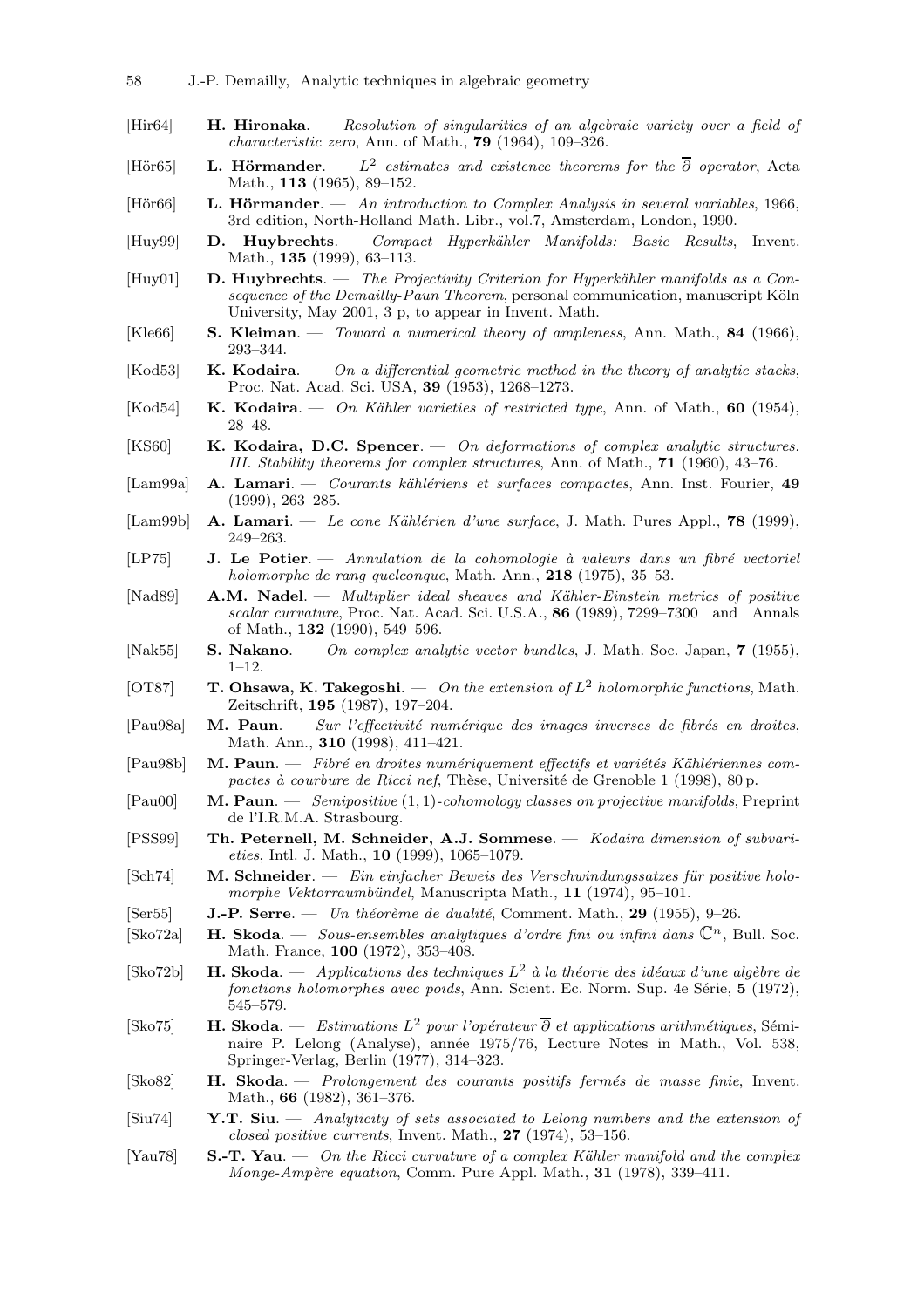[Hir64] **H. Hironaka**. — *Resolution of singularities of an algebraic variety over a field of characteristic zero*, Ann. of Math., **79** (1964), 109–326.

[Hör65] **L. Hörmander**. — *$L^2$ estimates and existence theorems for the $\overline{\partial}$ operator*, Acta Math., **113** (1965), 89–152.

[Hör66] **L. Hörmander**. — *An introduction to Complex Analysis in several variables*, 1966, 3rd edition, North-Holland Math. Libr., vol.7, Amsterdam, London, 1990.

[Huy99] **D. Huybrechts**. — *Compact Hyperkähler Manifolds: Basic Results*, Invent. Math., **135** (1999), 63–113.

[Huy01] **D. Huybrechts**. — *The Projectivity Criterion for Hyperkähler manifolds as a Consequence of the Demailly-Paun Theorem*, personal communication, manuscript Köln University, May 2001, 3 p, to appear in Invent. Math.

[Kle66] **S. Kleiman**. — *Toward a numerical theory of ampleness*, Ann. Math., **84** (1966), 293–344.

[Kod53] **K. Kodaira**. — *On a differential geometric method in the theory of analytic stacks*, Proc. Nat. Acad. Sci. USA, **39** (1953), 1268–1273.

[Kod54] **K. Kodaira**. — *On Kähler varieties of restricted type*, Ann. of Math., **60** (1954), 28–48.

[KS60] **K. Kodaira, D.C. Spencer**. — *On deformations of complex analytic structures. III. Stability theorems for complex structures*, Ann. of Math., **71** (1960), 43–76.

[Lam99a] **A. Lamari**. — *Courants kählériens et surfaces compactes*, Ann. Inst. Fourier, **49** (1999), 263–285.

[Lam99b] **A. Lamari**. — *Le cone Kählérien d'une surface*, J. Math. Pures Appl., **78** (1999), 249–263.

[LP75] **J. Le Potier**. — *Annulation de la cohomologie à valeurs dans un fibré vectoriel holomorphe de rang quelconque*, Math. Ann., **218** (1975), 35–53.

[Nad89] **A.M. Nadel**. — *Multiplier ideal sheaves and Kähler-Einstein metrics of positive scalar curvature*, Proc. Nat. Acad. Sci. U.S.A., **86** (1989), 7299–7300 and Annals of Math., **132** (1990), 549–596.

[Nak55] **S. Nakano**. — *On complex analytic vector bundles*, J. Math. Soc. Japan, **7** (1955), 1–12.

[OT87] **T. Ohsawa, K. Takegoshi**. — *On the extension of $L^2$ holomorphic functions*, Math. Zeitschrift, **195** (1987), 197–204.

[Pau98a] **M. Paun**. — *Sur l'effectivité numérique des images inverses de fibrés en droites*, Math. Ann., **310** (1998), 411–421.

[Pau98b] **M. Paun**. — *Fibré en droites numériquement effectifs et variétés Kählériennes compactes à courbure de Ricci nef*, Thèse, Université de Grenoble 1 (1998), 80 p.

[Pau00] **M. Paun**. — *Semipositive $(1,1)$-cohomology classes on projective manifolds*, Preprint de l'I.R.M.A. Strasbourg.

[PSS99] **Th. Peternell, M. Schneider, A.J. Sommese**. — *Kodaira dimension of subvarieties*, Intl. J. Math., **10** (1999), 1065–1079.

[Sch74] **M. Schneider**. — *Ein einfacher Beweis des Verschwindungssatzes für positive holomorphe Vektorraumbündel*, Manuscripta Math., **11** (1974), 95–101.

[Ser55] **J.-P. Serre**. — *Un théorème de dualité*, Comment. Math., **29** (1955), 9–26.

[Sko72a] **H. Skoda**. — *Sous-ensembles analytiques d'ordre fini ou infini dans $\mathbb{C}^n$*, Bull. Soc. Math. France, **100** (1972), 353–408.

[Sko72b] **H. Skoda**. — *Applications des techniques $L^2$ à la théorie des idéaux d'une algèbre de fonctions holomorphes avec poids*, Ann. Scient. Ec. Norm. Sup. 4e Série, **5** (1972), 545–579.

[Sko75] **H. Skoda**. — *Estimations $L^2$ pour l'opérateur $\overline{\partial}$ et applications arithmétiques*, Séminaire P. Lelong (Analyse), année 1975/76, Lecture Notes in Math., Vol. 538, Springer-Verlag, Berlin (1977), 314–323.

[Sko82] **H. Skoda**. — *Prolongement des courants positifs fermés de masse finie*, Invent. Math., **66** (1982), 361–376.

[Siu74] **Y.T. Siu**. — *Analyticity of sets associated to Lelong numbers and the extension of closed positive currents*, Invent. Math., **27** (1974), 53–156.

[Yau78] **S.-T. Yau**. — *On the Ricci curvature of a complex Kähler manifold and the complex Monge-Ampère equation*, Comm. Pure Appl. Math., **31** (1978), 339–411.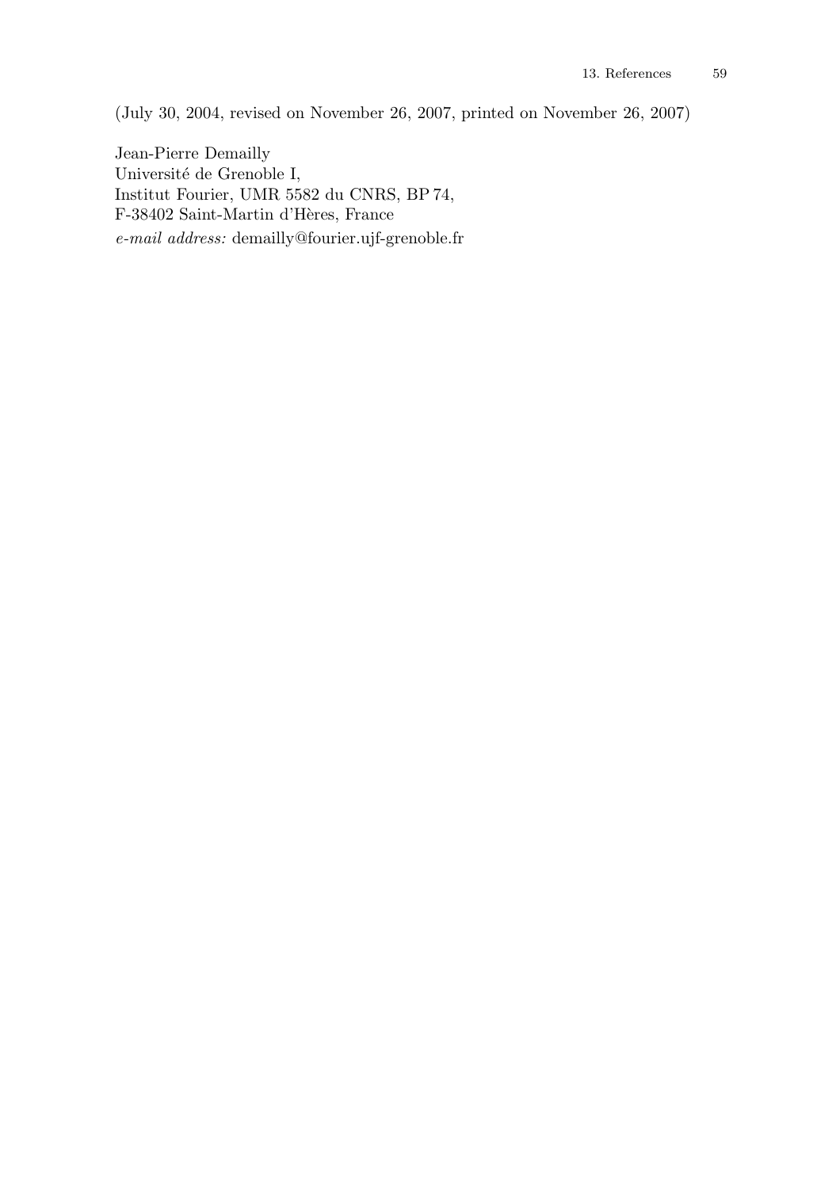(July 30, 2004, revised on November 26, 2007, printed on November 26, 2007)

Jean-Pierre Demailly  
Université de Grenoble I,  
Institut Fourier, UMR 5582 du CNRS, BP 74,  
F-38402 Saint-Martin d'Hères, France  
*e-mail address:* demailly@fourier.ujf-grenoble.fr